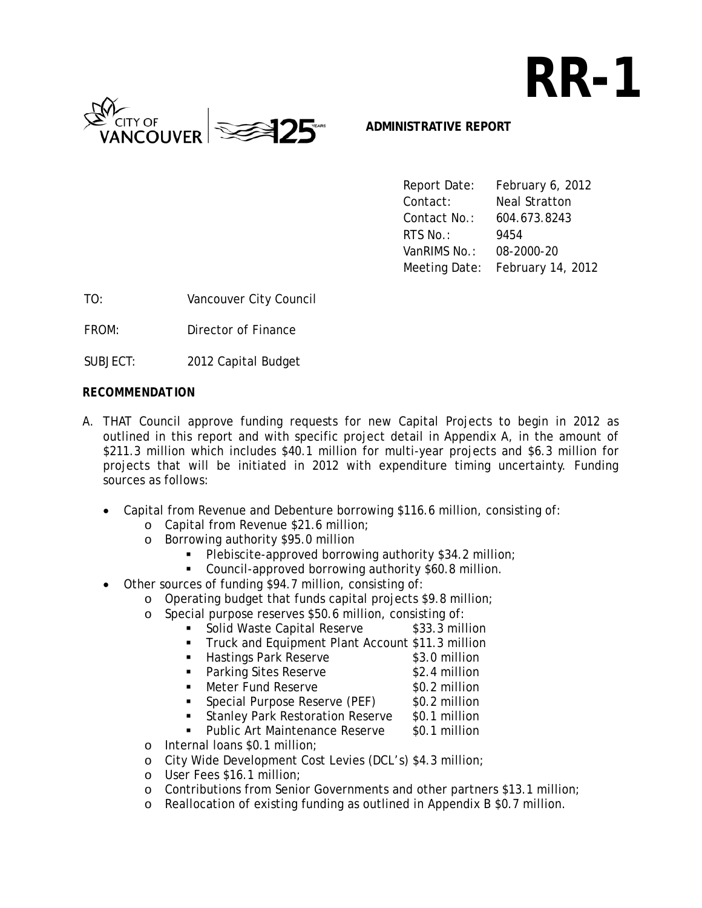# RR-1

**ADMINISTRATIVE REPORT**

Report Date: February 6, 2012
Contact: Neal Stratton
Contact No.: 604.673.8243
RTS No.: 9454
VanRIMS No.: 08-2000-20
Meeting Date: February 14, 2012

TO: Vancouver City Council

FROM: Director of Finance

SUBJECT: 2012 Capital Budget

**RECOMMENDATION**

A. THAT Council approve funding requests for new Capital Projects to begin in 2012 as outlined in this report and with specific project detail in Appendix A, in the amount of $211.3 million which includes $40.1 million for multi-year projects and $6.3 million for projects that will be initiated in 2012 with expenditure timing uncertainty. Funding sources as follows:

- Capital from Revenue and Debenture borrowing $116.6 million, consisting of:
    - Capital from Revenue $21.6 million;
    - Borrowing authority $95.0 million
        - Plebiscite-approved borrowing authority $34.2 million;
        - Council-approved borrowing authority $60.8 million.
- Other sources of funding $94.7 million, consisting of:
    - Operating budget that funds capital projects $9.8 million;
    - Special purpose reserves $50.6 million, consisting of:
        - Solid Waste Capital Reserve $33.3 million
        - Truck and Equipment Plant Account $11.3 million
        - Hastings Park Reserve $3.0 million
        - Parking Sites Reserve $2.4 million
        - Meter Fund Reserve $0.2 million
        - Special Purpose Reserve (PEF) $0.2 million
        - Stanley Park Restoration Reserve $0.1 million
        - Public Art Maintenance Reserve $0.1 million
    - Internal loans $0.1 million;
    - City Wide Development Cost Levies (DCL's) $4.3 million;
    - User Fees $16.1 million;
    - Contributions from Senior Governments and other partners $13.1 million;
    - Reallocation of existing funding as outlined in Appendix B $0.7 million.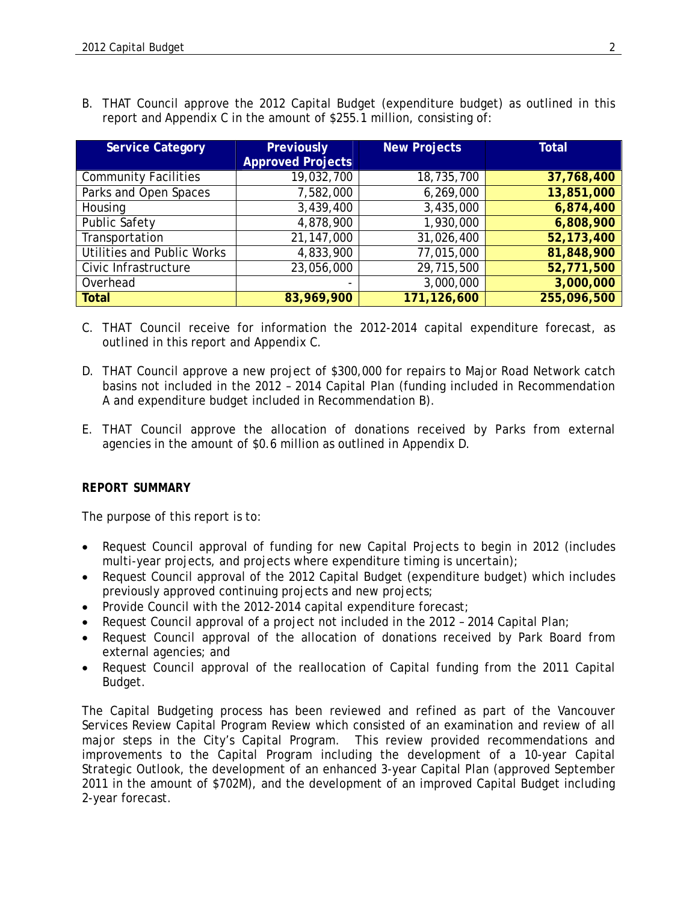B. THAT Council approve the 2012 Capital Budget (expenditure budget) as outlined in this report and Appendix C in the amount of $255.1 million, consisting of:

| Service Category | Previously Approved Projects | New Projects | Total |
|---|---|---|---|
| Community Facilities | 19,032,700 | 18,735,700 | **37,768,400** |
| Parks and Open Spaces | 7,582,000 | 6,269,000 | **13,851,000** |
| Housing | 3,439,400 | 3,435,000 | **6,874,400** |
| Public Safety | 4,878,900 | 1,930,000 | **6,808,900** |
| Transportation | 21,147,000 | 31,026,400 | **52,173,400** |
| Utilities and Public Works | 4,833,900 | 77,015,000 | **81,848,900** |
| Civic Infrastructure | 23,056,000 | 29,715,500 | **52,771,500** |
| Overhead | - | 3,000,000 | **3,000,000** |
| **Total** | **83,969,900** | **171,126,600** | **255,096,500** |

C. THAT Council receive for information the 2012-2014 capital expenditure forecast, as outlined in this report and Appendix C.

D. THAT Council approve a new project of $300,000 for repairs to Major Road Network catch basins not included in the 2012 – 2014 Capital Plan (funding included in Recommendation A and expenditure budget included in Recommendation B).

E. THAT Council approve the allocation of donations received by Parks from external agencies in the amount of $0.6 million as outlined in Appendix D.

**REPORT SUMMARY**

The purpose of this report is to:

- Request Council approval of funding for new Capital Projects to begin in 2012 (includes multi-year projects, and projects where expenditure timing is uncertain);
- Request Council approval of the 2012 Capital Budget (expenditure budget) which includes previously approved continuing projects and new projects;
- Provide Council with the 2012-2014 capital expenditure forecast;
- Request Council approval of a project not included in the 2012 – 2014 Capital Plan;
- Request Council approval of the allocation of donations received by Park Board from external agencies; and
- Request Council approval of the reallocation of Capital funding from the 2011 Capital Budget.

The Capital Budgeting process has been reviewed and refined as part of the Vancouver Services Review Capital Program Review which consisted of an examination and review of all major steps in the City's Capital Program. This review provided recommendations and improvements to the Capital Program including the development of a 10-year Capital Strategic Outlook, the development of an enhanced 3-year Capital Plan (approved September 2011 in the amount of $702M), and the development of an improved Capital Budget including 2-year forecast.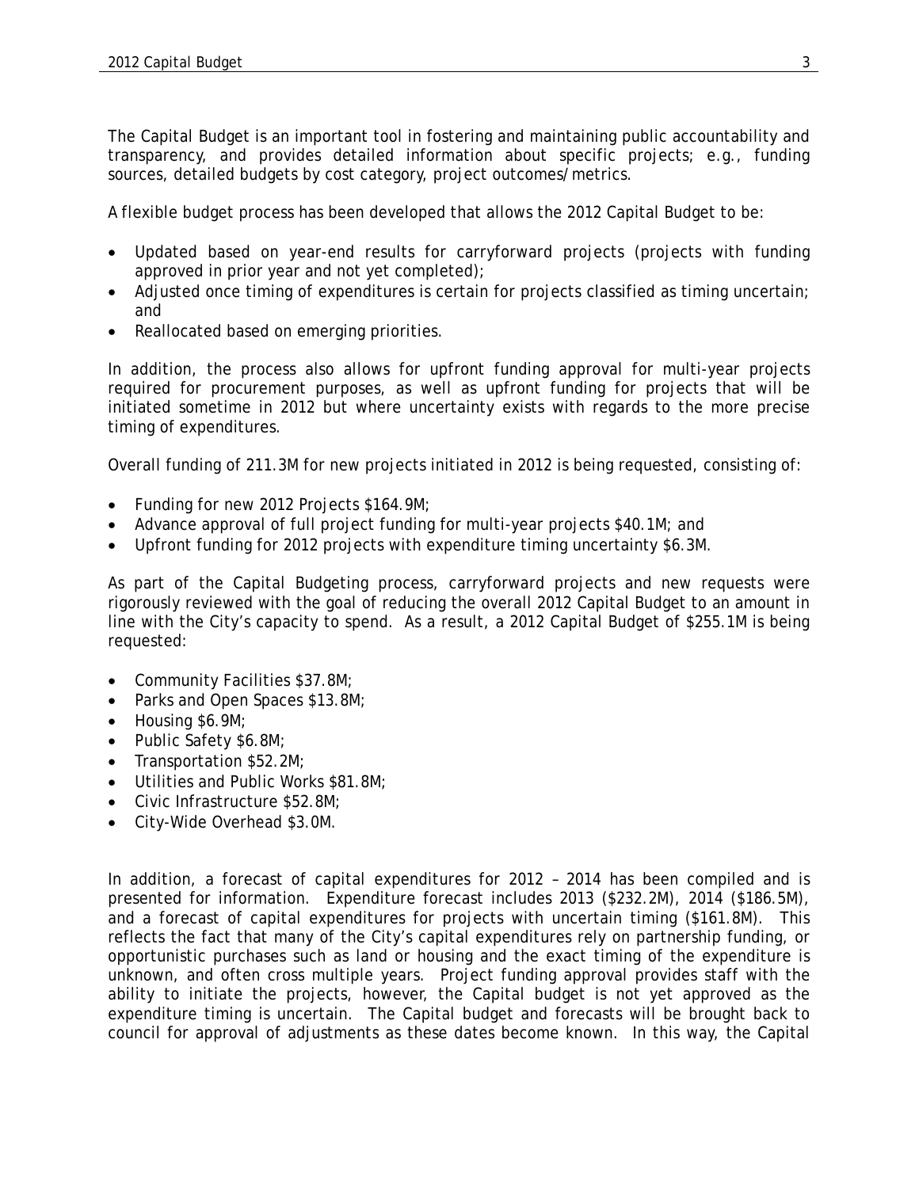The Capital Budget is an important tool in fostering and maintaining public accountability and transparency, and provides detailed information about specific projects; e.g., funding sources, detailed budgets by cost category, project outcomes/metrics.

A flexible budget process has been developed that allows the 2012 Capital Budget to be:

- Updated based on year-end results for carryforward projects (projects with funding approved in prior year and not yet completed);
- Adjusted once timing of expenditures is certain for projects classified as timing uncertain; and
- Reallocated based on emerging priorities.

In addition, the process also allows for upfront funding approval for multi-year projects required for procurement purposes, as well as upfront funding for projects that will be initiated sometime in 2012 but where uncertainty exists with regards to the more precise timing of expenditures.

Overall funding of 211.3M for new projects initiated in 2012 is being requested, consisting of:

- Funding for new 2012 Projects $164.9M;
- Advance approval of full project funding for multi-year projects $40.1M; and
- Upfront funding for 2012 projects with expenditure timing uncertainty $6.3M.

As part of the Capital Budgeting process, carryforward projects and new requests were rigorously reviewed with the goal of reducing the overall 2012 Capital Budget to an amount in line with the City's capacity to spend. As a result, a 2012 Capital Budget of $255.1M is being requested:

- Community Facilities $37.8M;
- Parks and Open Spaces $13.8M;
- Housing $6.9M;
- Public Safety $6.8M;
- Transportation $52.2M;
- Utilities and Public Works $81.8M;
- Civic Infrastructure $52.8M;
- City-Wide Overhead $3.0M.

In addition, a forecast of capital expenditures for 2012 – 2014 has been compiled and is presented for information. Expenditure forecast includes 2013 ($232.2M), 2014 ($186.5M), and a forecast of capital expenditures for projects with uncertain timing ($161.8M). This reflects the fact that many of the City's capital expenditures rely on partnership funding, or opportunistic purchases such as land or housing and the exact timing of the expenditure is unknown, and often cross multiple years. Project funding approval provides staff with the ability to initiate the projects, however, the Capital budget is not yet approved as the expenditure timing is uncertain. The Capital budget and forecasts will be brought back to council for approval of adjustments as these dates become known. In this way, the Capital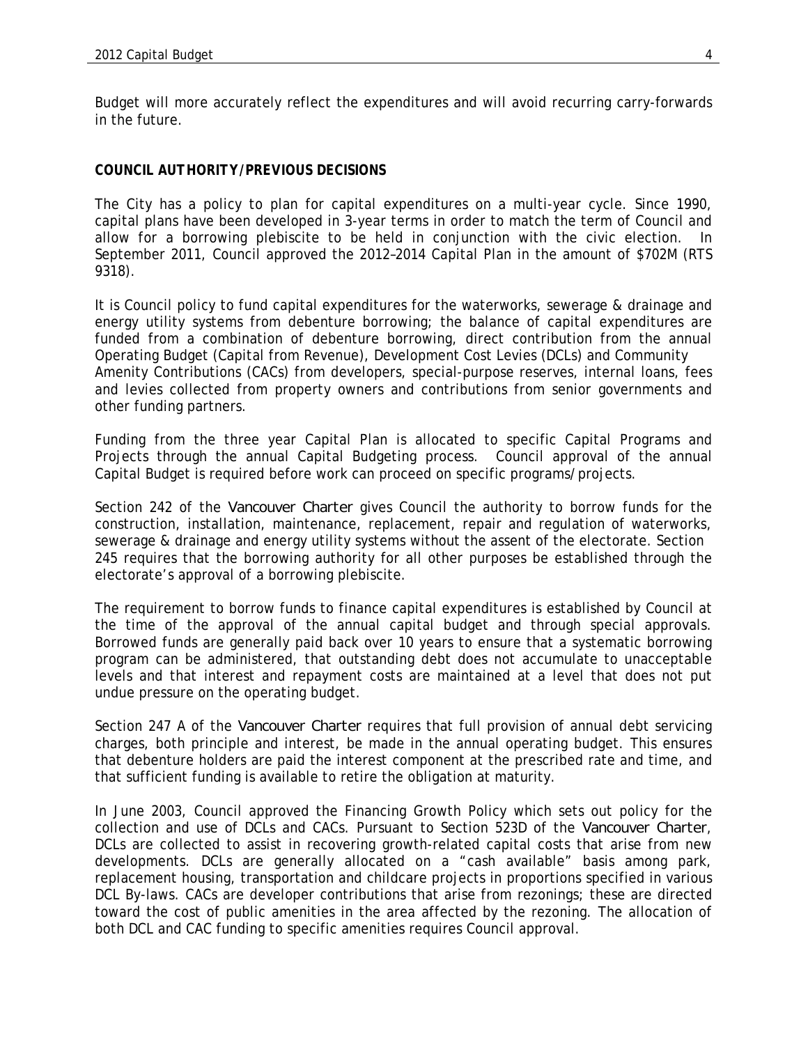Budget will more accurately reflect the expenditures and will avoid recurring carry-forwards in the future.

**COUNCIL AUTHORITY/PREVIOUS DECISIONS**

The City has a policy to plan for capital expenditures on a multi-year cycle. Since 1990, capital plans have been developed in 3-year terms in order to match the term of Council and allow for a borrowing plebiscite to be held in conjunction with the civic election. In September 2011, Council approved the 2012–2014 Capital Plan in the amount of $702M (RTS 9318).

It is Council policy to fund capital expenditures for the waterworks, sewerage & drainage and energy utility systems from debenture borrowing; the balance of capital expenditures are funded from a combination of debenture borrowing, direct contribution from the annual Operating Budget (Capital from Revenue), Development Cost Levies (DCLs) and Community Amenity Contributions (CACs) from developers, special-purpose reserves, internal loans, fees and levies collected from property owners and contributions from senior governments and other funding partners.

Funding from the three year Capital Plan is allocated to specific Capital Programs and Projects through the annual Capital Budgeting process. Council approval of the annual Capital Budget is required before work can proceed on specific programs/projects.

Section 242 of the *Vancouver Charter* gives Council the authority to borrow funds for the construction, installation, maintenance, replacement, repair and regulation of waterworks, sewerage & drainage and energy utility systems without the assent of the electorate. Section 245 requires that the borrowing authority for all other purposes be established through the electorate's approval of a borrowing plebiscite.

The requirement to borrow funds to finance capital expenditures is established by Council at the time of the approval of the annual capital budget and through special approvals. Borrowed funds are generally paid back over 10 years to ensure that a systematic borrowing program can be administered, that outstanding debt does not accumulate to unacceptable levels and that interest and repayment costs are maintained at a level that does not put undue pressure on the operating budget.

Section 247 A of the *Vancouver Charter* requires that full provision of annual debt servicing charges, both principle and interest, be made in the annual operating budget. This ensures that debenture holders are paid the interest component at the prescribed rate and time, and that sufficient funding is available to retire the obligation at maturity.

In June 2003, Council approved the Financing Growth Policy which sets out policy for the collection and use of DCLs and CACs. Pursuant to Section 523D of the *Vancouver Charter*, DCLs are collected to assist in recovering growth-related capital costs that arise from new developments. DCLs are generally allocated on a "cash available" basis among park, replacement housing, transportation and childcare projects in proportions specified in various DCL By-laws. CACs are developer contributions that arise from rezonings; these are directed toward the cost of public amenities in the area affected by the rezoning. The allocation of both DCL and CAC funding to specific amenities requires Council approval.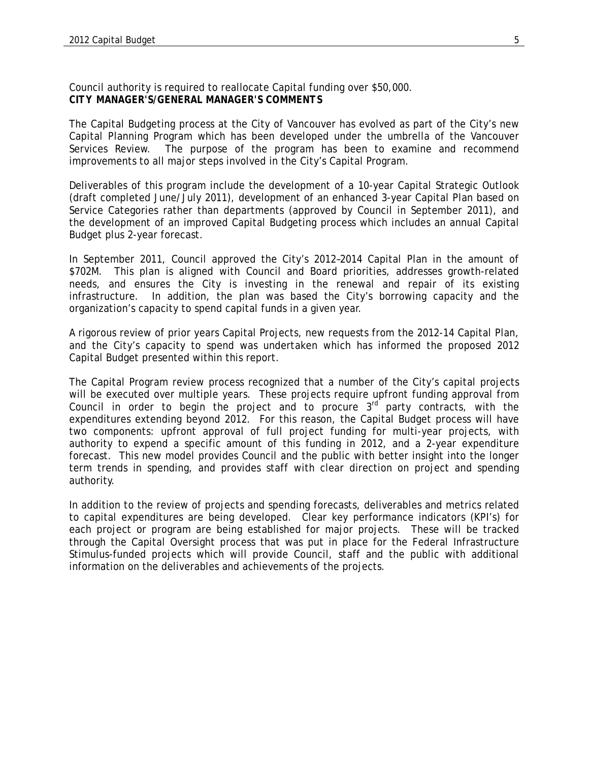Council authority is required to reallocate Capital funding over $50,000.

**CITY MANAGER'S/GENERAL MANAGER'S COMMENTS**

The Capital Budgeting process at the City of Vancouver has evolved as part of the City's new Capital Planning Program which has been developed under the umbrella of the Vancouver Services Review. The purpose of the program has been to examine and recommend improvements to all major steps involved in the City's Capital Program.

Deliverables of this program include the development of a 10-year Capital Strategic Outlook (draft completed June/July 2011), development of an enhanced 3-year Capital Plan based on Service Categories rather than departments (approved by Council in September 2011), and the development of an improved Capital Budgeting process which includes an annual Capital Budget plus 2-year forecast.

In September 2011, Council approved the City's 2012–2014 Capital Plan in the amount of $702M. This plan is aligned with Council and Board priorities, addresses growth-related needs, and ensures the City is investing in the renewal and repair of its existing infrastructure. In addition, the plan was based the City's borrowing capacity and the organization's capacity to spend capital funds in a given year.

A rigorous review of prior years Capital Projects, new requests from the 2012-14 Capital Plan, and the City's capacity to spend was undertaken which has informed the proposed 2012 Capital Budget presented within this report.

The Capital Program review process recognized that a number of the City's capital projects will be executed over multiple years. These projects require upfront funding approval from Council in order to begin the project and to procure 3rd party contracts, with the expenditures extending beyond 2012. For this reason, the Capital Budget process will have two components: upfront approval of full project funding for multi-year projects, with authority to expend a specific amount of this funding in 2012, and a 2-year expenditure forecast. This new model provides Council and the public with better insight into the longer term trends in spending, and provides staff with clear direction on project and spending authority.

In addition to the review of projects and spending forecasts, deliverables and metrics related to capital expenditures are being developed. Clear key performance indicators (KPI's) for each project or program are being established for major projects. These will be tracked through the Capital Oversight process that was put in place for the Federal Infrastructure Stimulus-funded projects which will provide Council, staff and the public with additional information on the deliverables and achievements of the projects.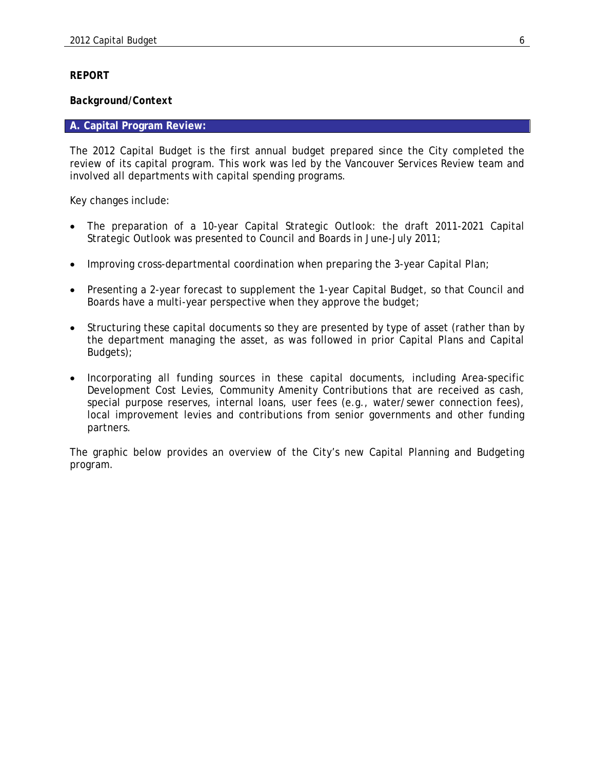**REPORT**

***Background/Context***

## A. Capital Program Review:

The 2012 Capital Budget is the first annual budget prepared since the City completed the review of its capital program. This work was led by the Vancouver Services Review team and involved all departments with capital spending programs.

Key changes include:

- The preparation of a 10-year Capital Strategic Outlook: the draft 2011-2021 Capital Strategic Outlook was presented to Council and Boards in June-July 2011;
- Improving cross-departmental coordination when preparing the 3-year Capital Plan;
- Presenting a 2-year forecast to supplement the 1-year Capital Budget, so that Council and Boards have a multi-year perspective when they approve the budget;
- Structuring these capital documents so they are presented by type of asset (rather than by the department managing the asset, as was followed in prior Capital Plans and Capital Budgets);
- Incorporating all funding sources in these capital documents, including Area-specific Development Cost Levies, Community Amenity Contributions that are received as cash, special purpose reserves, internal loans, user fees (e.g., water/sewer connection fees), local improvement levies and contributions from senior governments and other funding partners.

The graphic below provides an overview of the City's new Capital Planning and Budgeting program.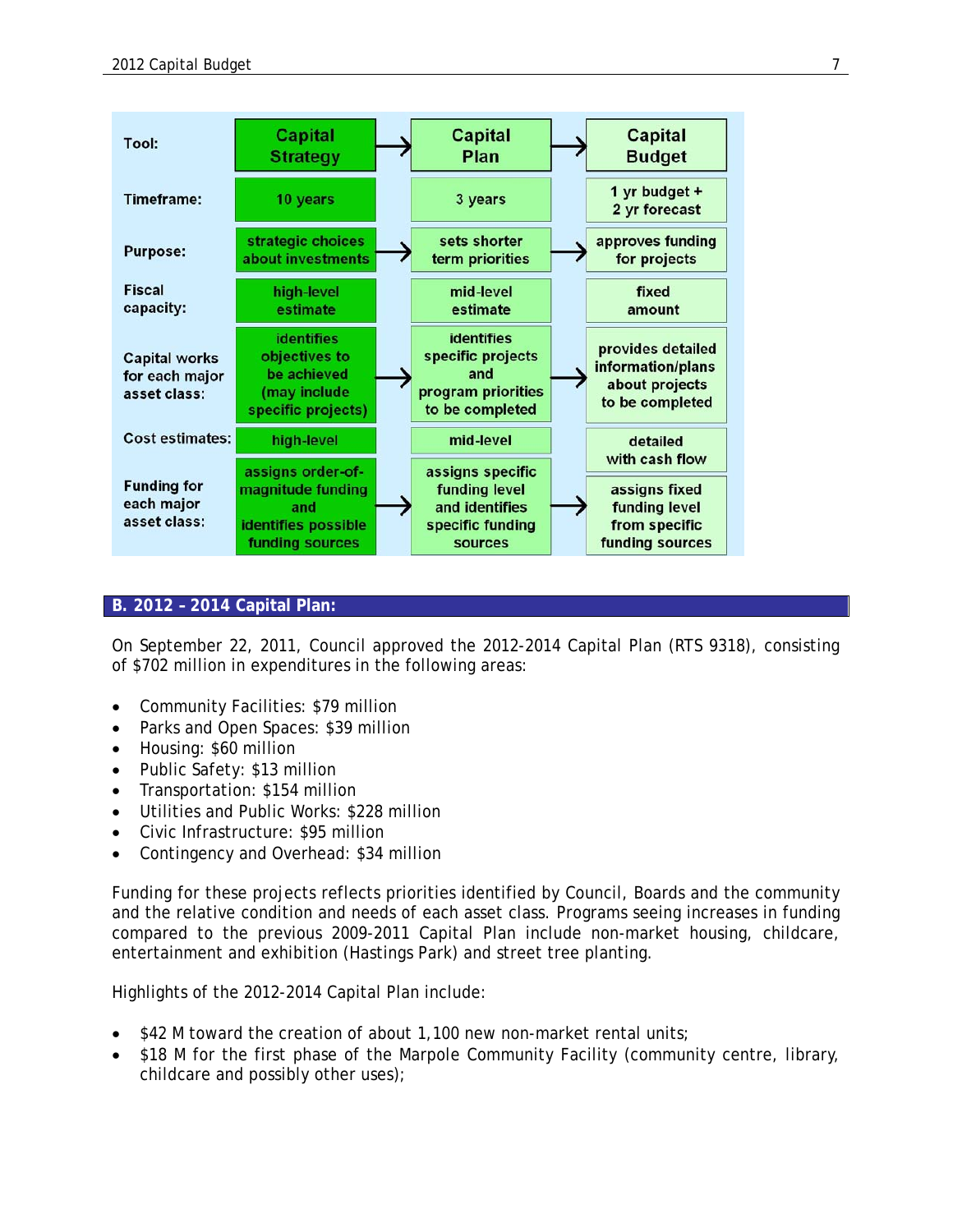| Tool: | Capital Strategy | Capital Plan | Capital Budget |
|---|---|---|---|
| Timeframe: | 10 years | 3 years | 1 yr budget + 2 yr forecast |
| Purpose: | strategic choices about investments | sets shorter term priorities | approves funding for projects |
| Fiscal capacity: | high-level estimate | mid-level estimate | fixed amount |
| Capital works for each major asset class: | identifies objectives to be achieved (may include specific projects) | identifies specific projects and program priorities to be completed | provides detailed information/plans about projects to be completed |
| Cost estimates: | high-level | mid-level | detailed with cash flow |
| Funding for each major asset class: | assigns order-of-magnitude funding and identifies possible funding sources | assigns specific funding level and identifies specific funding sources | assigns fixed funding level from specific funding sources |

## B. 2012 – 2014 Capital Plan:

On September 22, 2011, Council approved the 2012-2014 Capital Plan (RTS 9318), consisting of $702 million in expenditures in the following areas:

- Community Facilities: $79 million
- Parks and Open Spaces: $39 million
- Housing: $60 million
- Public Safety: $13 million
- Transportation: $154 million
- Utilities and Public Works: $228 million
- Civic Infrastructure: $95 million
- Contingency and Overhead: $34 million

Funding for these projects reflects priorities identified by Council, Boards and the community and the relative condition and needs of each asset class. Programs seeing increases in funding compared to the previous 2009-2011 Capital Plan include non-market housing, childcare, entertainment and exhibition (Hastings Park) and street tree planting.

Highlights of the 2012-2014 Capital Plan include:

- $42 M toward the creation of about 1,100 new non-market rental units;
- $18 M for the first phase of the Marpole Community Facility (community centre, library, childcare and possibly other uses);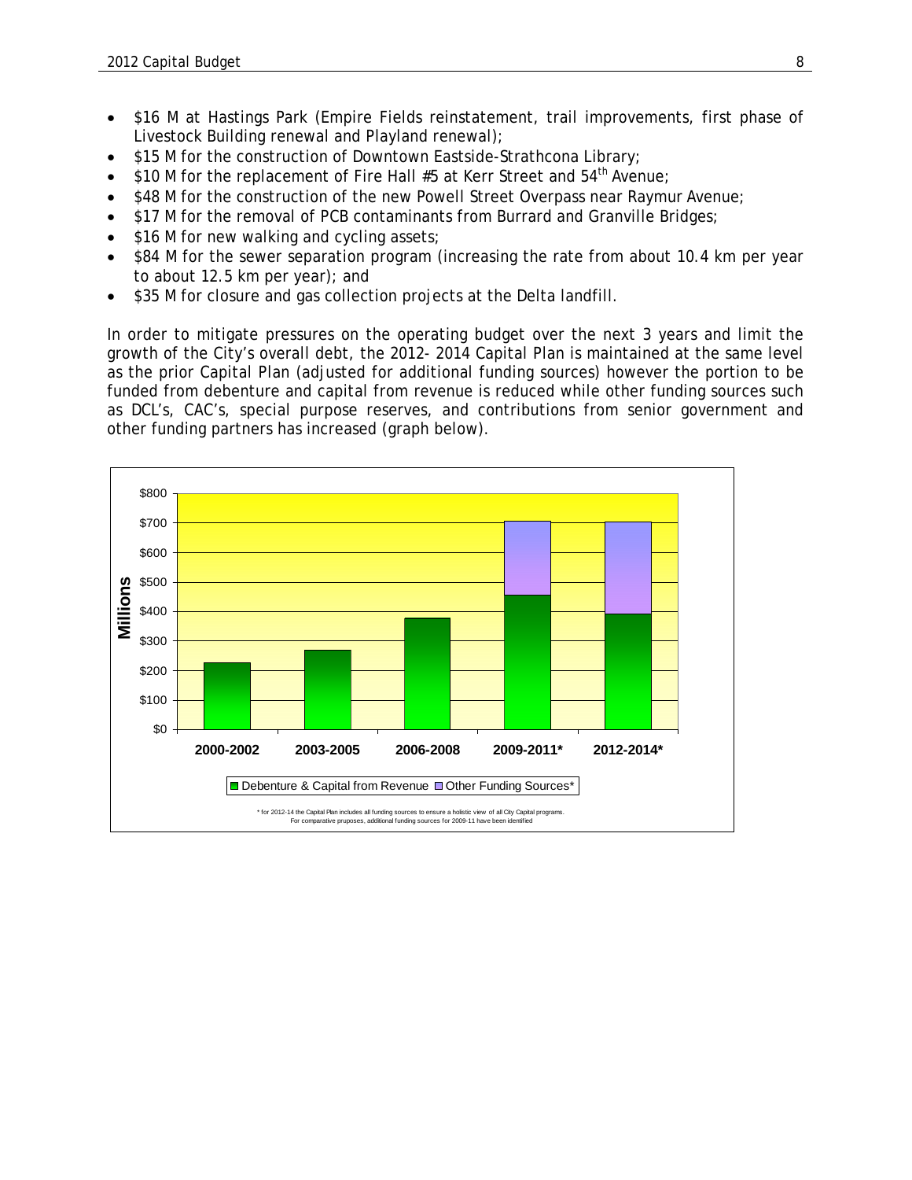- $16 M at Hastings Park (Empire Fields reinstatement, trail improvements, first phase of Livestock Building renewal and Playland renewal);
- $15 M for the construction of Downtown Eastside-Strathcona Library;
- $10 M for the replacement of Fire Hall #5 at Kerr Street and 54th Avenue;
- $48 M for the construction of the new Powell Street Overpass near Raymur Avenue;
- $17 M for the removal of PCB contaminants from Burrard and Granville Bridges;
- $16 M for new walking and cycling assets;
- $84 M for the sewer separation program (increasing the rate from about 10.4 km per year to about 12.5 km per year); and
- $35 M for closure and gas collection projects at the Delta landfill.

In order to mitigate pressures on the operating budget over the next 3 years and limit the growth of the City's overall debt, the 2012- 2014 Capital Plan is maintained at the same level as the prior Capital Plan (adjusted for additional funding sources) however the portion to be funded from debenture and capital from revenue is reduced while other funding sources such as DCL's, CAC's, special purpose reserves, and contributions from senior government and other funding partners has increased (graph below).

\* for 2012-14 the Capital Plan includes all funding sources to ensure a holistic view of all City Capital programs. For comparative pruposes, additional funding sources for 2009-11 have been identified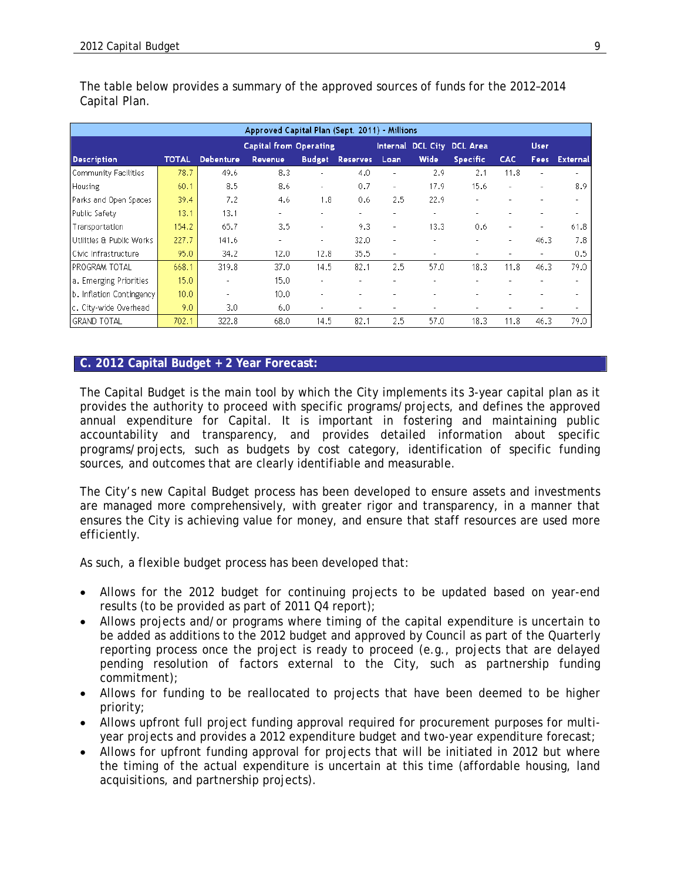The table below provides a summary of the approved sources of funds for the 2012–2014 Capital Plan.

| Approved Capital Plan (Sept. 2011) - Millions | | | | | | | | | | | |
|---|---|---|---|---|---|---|---|---|---|---|---|
| | | | Capital from Operating | | | Internal | DCL City | DCL Area | | User | |
| Description | TOTAL | Debenture | Revenue | Budget | Reserves | Loan | Wide | Specific | CAC | Fees | External |
| Community Facilities | 78.7 | 49.6 | 8.3 | - | 4.0 | - | 2.9 | 2.1 | 11.8 | - | - |
| Housing | 60.1 | 8.5 | 8.6 | - | 0.7 | - | 17.9 | 15.6 | - | - | 8.9 |
| Parks and Open Spaces | 39.4 | 7.2 | 4.6 | 1.8 | 0.6 | 2.5 | 22.9 | - | - | - | - |
| Public Safety | 13.1 | 13.1 | - | - | - | - | - | - | - | - | - |
| Transportation | 154.2 | 65.7 | 3.5 | - | 9.3 | - | 13.3 | 0.6 | - | - | 61.8 |
| Utilities & Public Works | 227.7 | 141.6 | - | - | 32.0 | - | - | - | - | 46.3 | 7.8 |
| Civic Infrastructure | 95.0 | 34.2 | 12.0 | 12.8 | 35.5 | - | - | - | - | - | 0.5 |
| PROGRAM TOTAL | 668.1 | 319.8 | 37.0 | 14.5 | 82.1 | 2.5 | 57.0 | 18.3 | 11.8 | 46.3 | 79.0 |
| a. Emerging Priorities | 15.0 | - | 15.0 | - | - | - | - | - | - | - | - |
| b. Inflation Contingency | 10.0 | - | 10.0 | - | - | - | - | - | - | - | - |
| c. City-wide Overhead | 9.0 | 3.0 | 6.0 | - | - | - | - | - | - | - | - |
| GRAND TOTAL | 702.1 | 322.8 | 68.0 | 14.5 | 82.1 | 2.5 | 57.0 | 18.3 | 11.8 | 46.3 | 79.0 |

## C. 2012 Capital Budget + 2 Year Forecast:

The Capital Budget is the main tool by which the City implements its 3-year capital plan as it provides the authority to proceed with specific programs/projects, and defines the approved annual expenditure for Capital. It is important in fostering and maintaining public accountability and transparency, and provides detailed information about specific programs/projects, such as budgets by cost category, identification of specific funding sources, and outcomes that are clearly identifiable and measurable.

The City's new Capital Budget process has been developed to ensure assets and investments are managed more comprehensively, with greater rigor and transparency, in a manner that ensures the City is achieving value for money, and ensure that staff resources are used more efficiently.

As such, a flexible budget process has been developed that:

- Allows for the 2012 budget for continuing projects to be updated based on year-end results (to be provided as part of 2011 Q4 report);
- Allows projects and/or programs where timing of the capital expenditure is uncertain to be added as additions to the 2012 budget and approved by Council as part of the Quarterly reporting process once the project is ready to proceed (e.g., projects that are delayed pending resolution of factors external to the City, such as partnership funding commitment);
- Allows for funding to be reallocated to projects that have been deemed to be higher priority;
- Allows upfront full project funding approval required for procurement purposes for multi-year projects and provides a 2012 expenditure budget and two-year expenditure forecast;
- Allows for upfront funding approval for projects that will be initiated in 2012 but where the timing of the actual expenditure is uncertain at this time (affordable housing, land acquisitions, and partnership projects).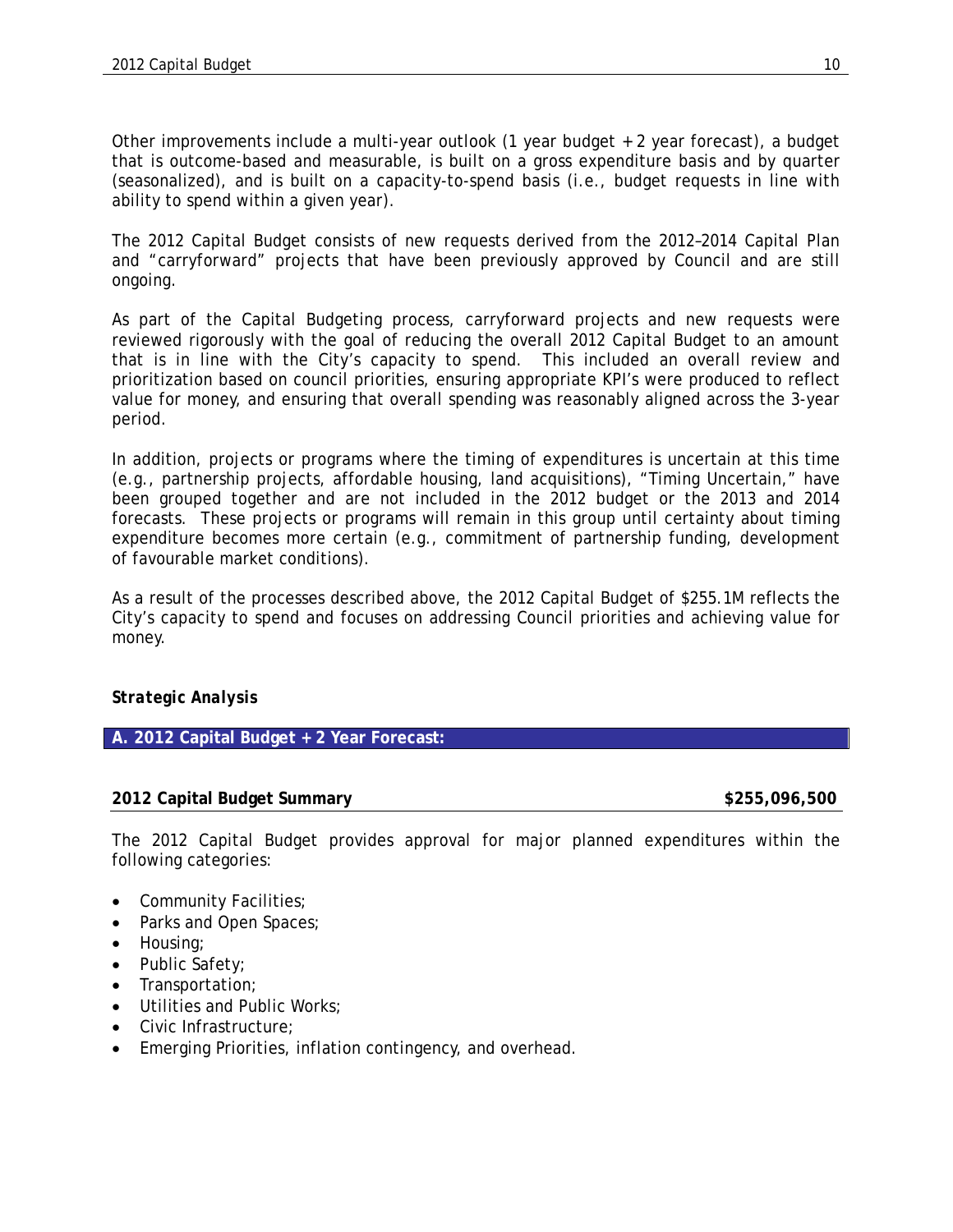Other improvements include a multi-year outlook (1 year budget + 2 year forecast), a budget that is outcome-based and measurable, is built on a gross expenditure basis and by quarter (seasonalized), and is built on a capacity-to-spend basis (i.e., budget requests in line with ability to spend within a given year).

The 2012 Capital Budget consists of new requests derived from the 2012–2014 Capital Plan and "carryforward" projects that have been previously approved by Council and are still ongoing.

As part of the Capital Budgeting process, carryforward projects and new requests were reviewed rigorously with the goal of reducing the overall 2012 Capital Budget to an amount that is in line with the City's capacity to spend. This included an overall review and prioritization based on council priorities, ensuring appropriate KPI's were produced to reflect value for money, and ensuring that overall spending was reasonably aligned across the 3-year period.

In addition, projects or programs where the timing of expenditures is uncertain at this time (e.g., partnership projects, affordable housing, land acquisitions), "Timing Uncertain," have been grouped together and are not included in the 2012 budget or the 2013 and 2014 forecasts. These projects or programs will remain in this group until certainty about timing expenditure becomes more certain (e.g., commitment of partnership funding, development of favourable market conditions).

As a result of the processes described above, the 2012 Capital Budget of $255.1M reflects the City's capacity to spend and focuses on addressing Council priorities and achieving value for money.

### *Strategic Analysis*

#### A. 2012 Capital Budget + 2 Year Forecast:

**2012 Capital Budget Summary** **$255,096,500**

The 2012 Capital Budget provides approval for major planned expenditures within the following categories:

- Community Facilities;
- Parks and Open Spaces;
- Housing;
- Public Safety;
- Transportation;
- Utilities and Public Works;
- Civic Infrastructure;
- Emerging Priorities, inflation contingency, and overhead.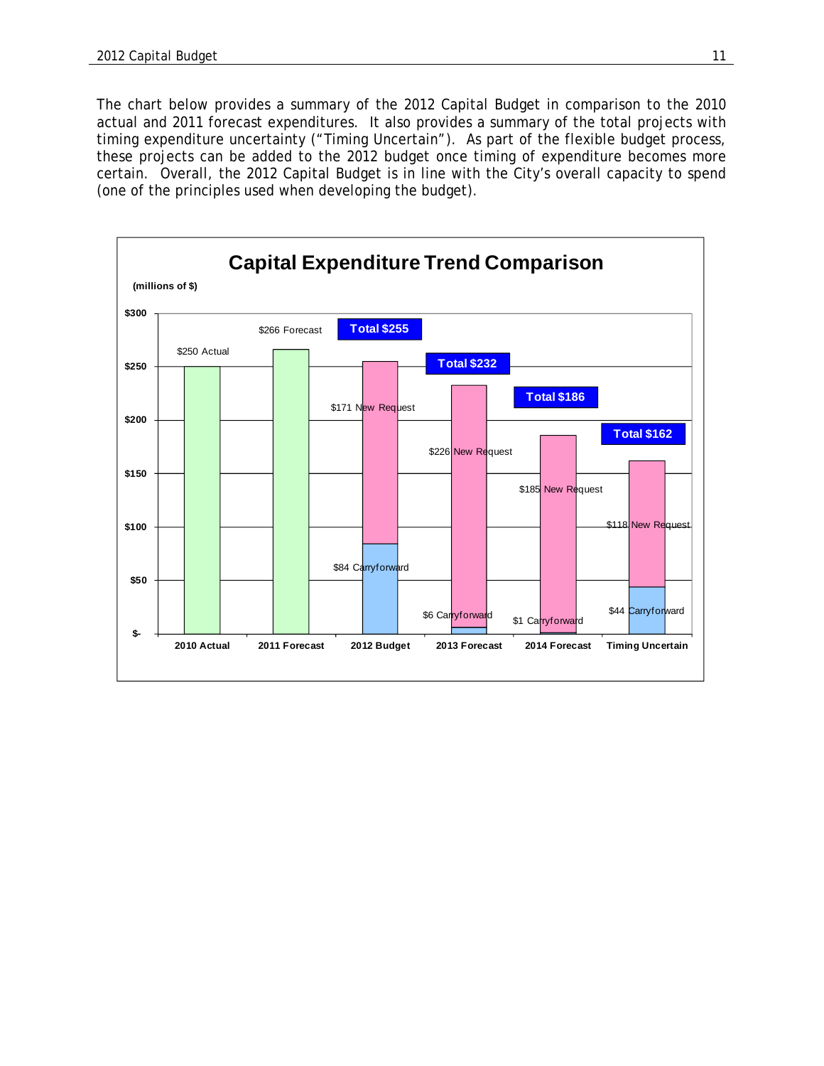The chart below provides a summary of the 2012 Capital Budget in comparison to the 2010 actual and 2011 forecast expenditures. It also provides a summary of the total projects with timing expenditure uncertainty ("Timing Uncertain"). As part of the flexible budget process, these projects can be added to the 2012 budget once timing of expenditure becomes more certain. Overall, the 2012 Capital Budget is in line with the City's overall capacity to spend (one of the principles used when developing the budget).

**Capital Expenditure Trend Comparison**

(millions of $)

| | 2010 Actual | 2011 Forecast | 2012 Budget | 2013 Forecast | 2014 Forecast | Timing Uncertain |
|---|---|---|---|---|---|---|
| Actual | $250 | | | | | |
| Forecast | | $266 | | | | |
| Carryforward | | | $84 | $6 | $1 | $44 |
| New Request | | | $171 | $226 | $185 | $118 |
| Total | | | $255 | $232 | $186 | $162 |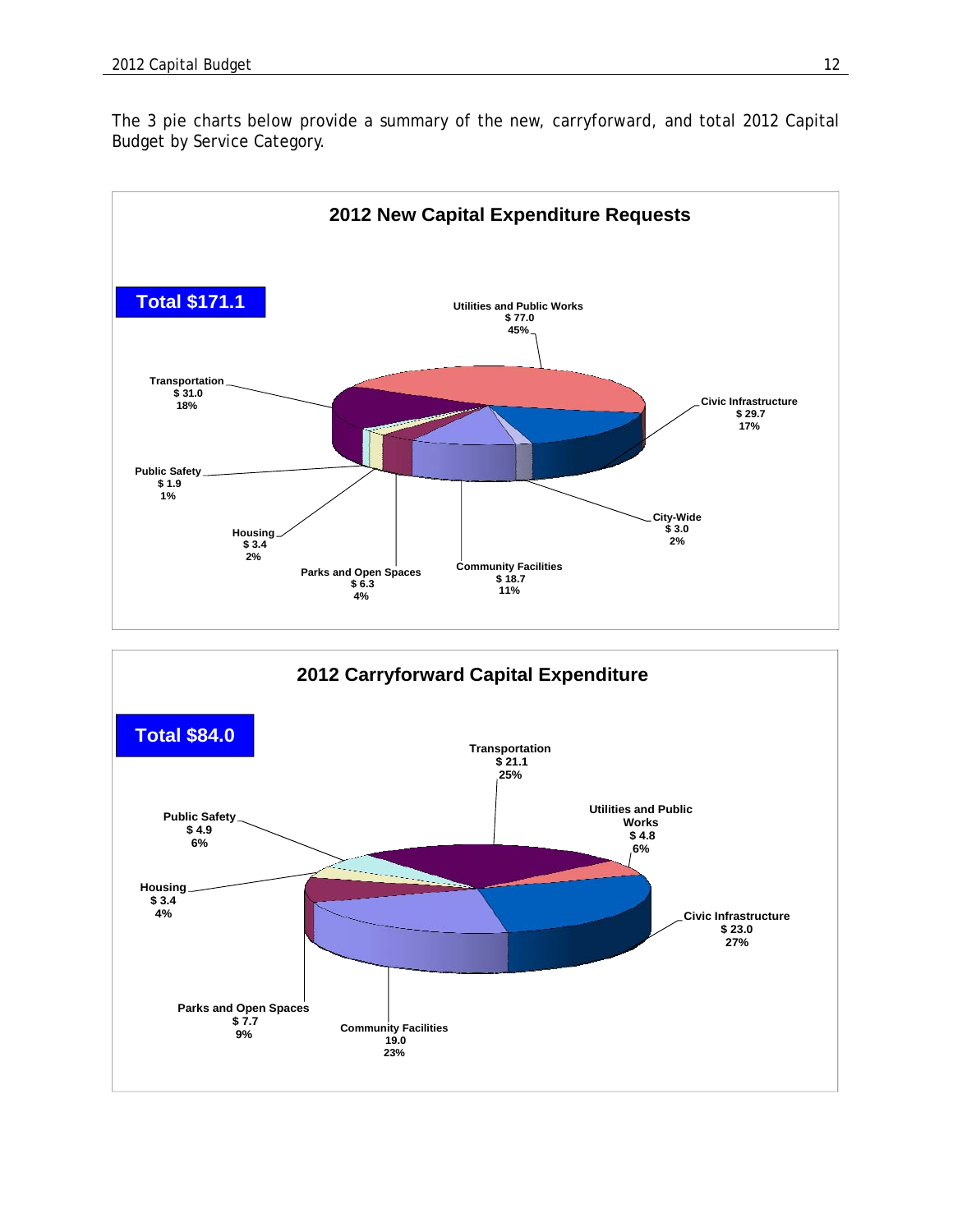The 3 pie charts below provide a summary of the new, carryforward, and total 2012 Capital Budget by Service Category.

## 2012 New Capital Expenditure Requests

**Total $171.1**

Utilities and Public Works $ 77.0 45%

Civic Infrastructure $ 29.7 17%

Transportation $ 31.0 18%

Public Safety $ 1.9 1%

City-Wide $ 3.0 2%

Housing $ 3.4 2%

Parks and Open Spaces $ 6.3 4%

Community Facilities $ 18.7 11%

## 2012 Carryforward Capital Expenditure

**Total $84.0**

Transportation $ 21.1 25%

Public Safety $ 4.9 6%

Utilities and Public Works $ 4.8 6%

Housing $ 3.4 4%

Civic Infrastructure $ 23.0 27%

Parks and Open Spaces $ 7.7 9%

Community Facilities 19.0 23%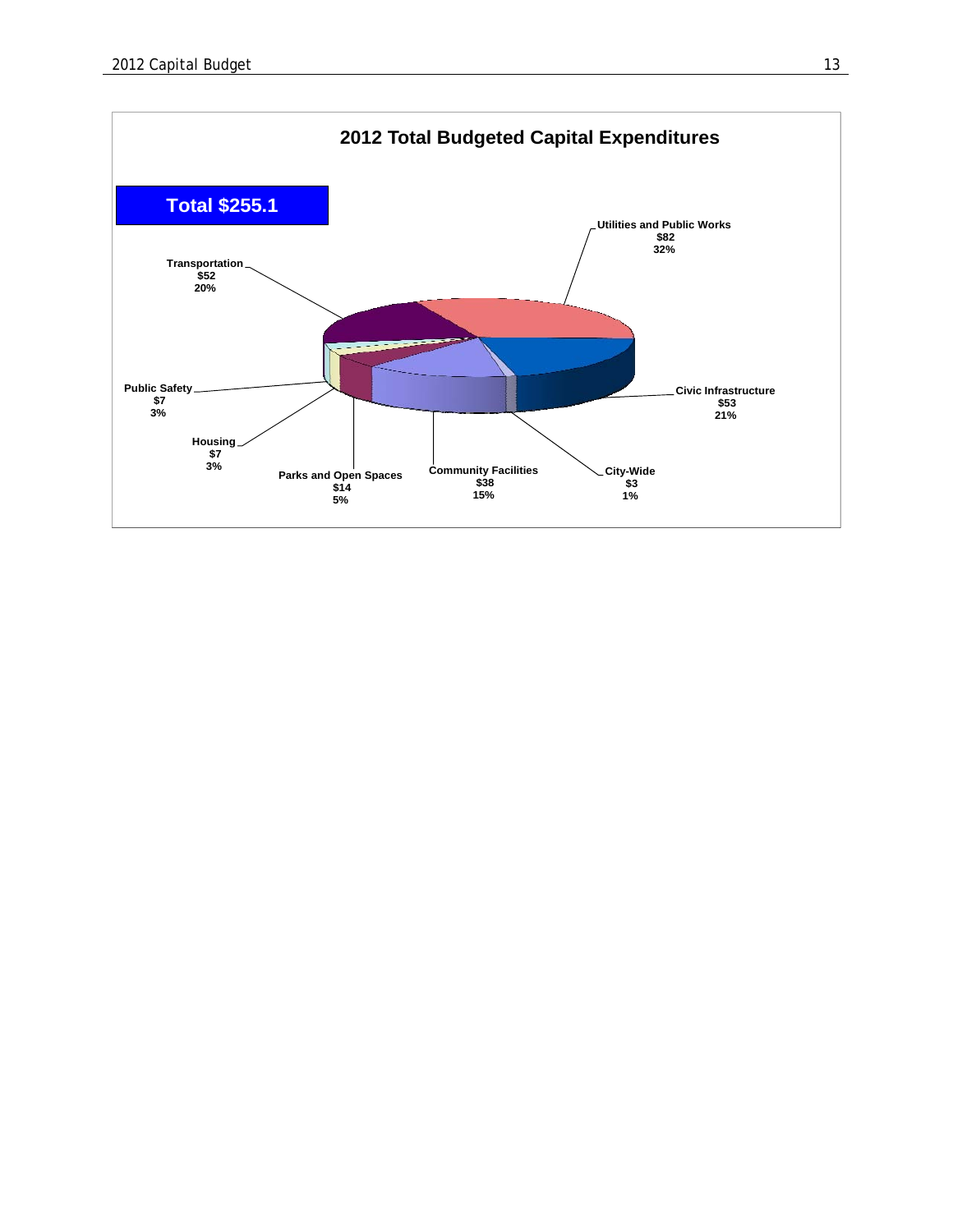## 2012 Total Budgeted Capital Expenditures

**Total $255.1**

| Category | Amount | Percent |
|---|---|---|
| Utilities and Public Works | $82 | 32% |
| Civic Infrastructure | $53 | 21% |
| City-Wide | $3 | 1% |
| Community Facilities | $38 | 15% |
| Parks and Open Spaces | $14 | 5% |
| Housing | $7 | 3% |
| Public Safety | $7 | 3% |
| Transportation | $52 | 20% |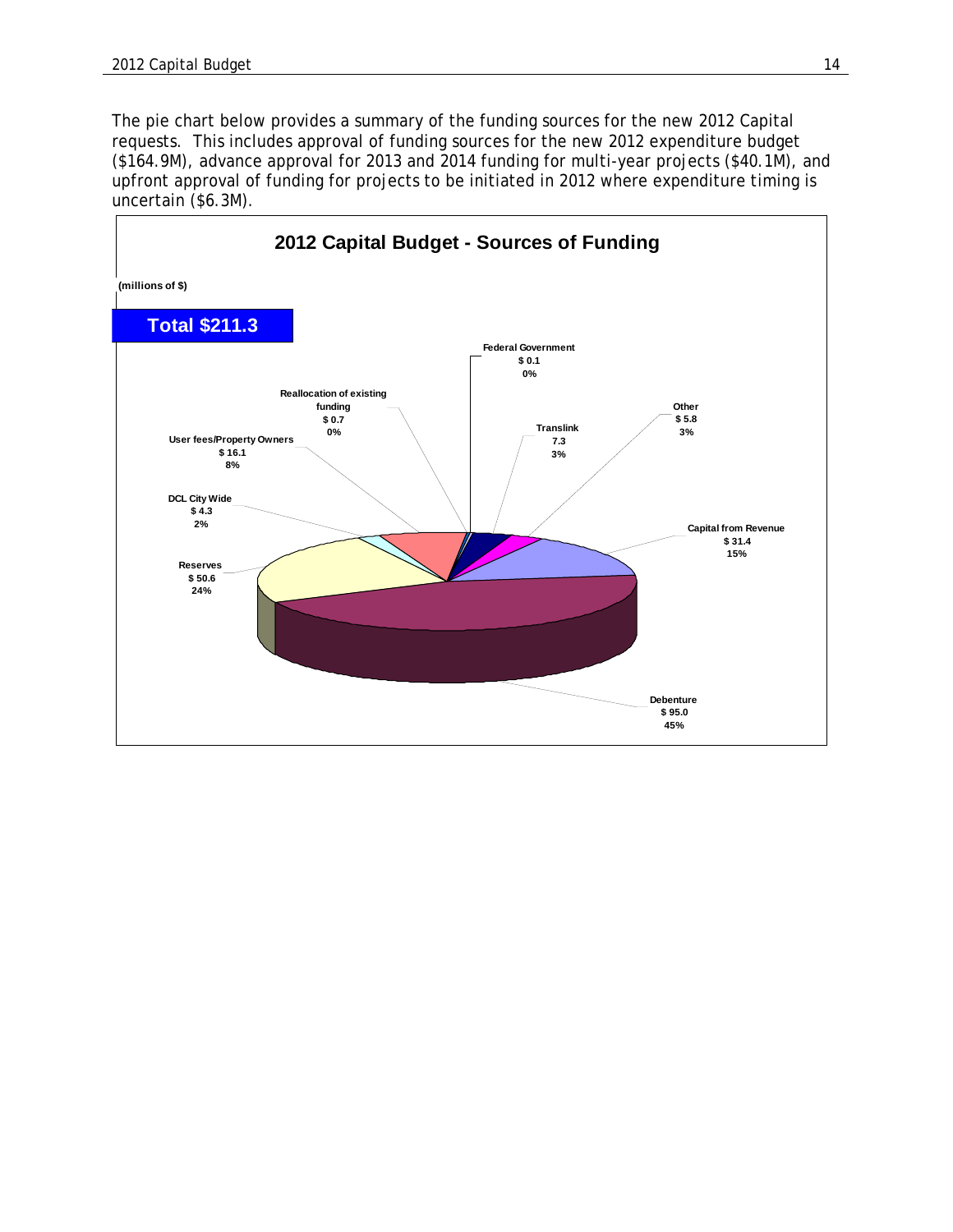The pie chart below provides a summary of the funding sources for the new 2012 Capital requests. This includes approval of funding sources for the new 2012 expenditure budget ($164.9M), advance approval for 2013 and 2014 funding for multi-year projects ($40.1M), and upfront approval of funding for projects to be initiated in 2012 where expenditure timing is uncertain ($6.3M).

## 2012 Capital Budget - Sources of Funding

(millions of $)

**Total $211.3**

| Source | Amount | Percentage |
| --- | --- | --- |
| Federal Government | $ 0.1 | 0% |
| Reallocation of existing funding | $ 0.7 | 0% |
| Translink | 7.3 | 3% |
| Other | $ 5.8 | 3% |
| User fees/Property Owners | $ 16.1 | 8% |
| DCL City Wide | $ 4.3 | 2% |
| Capital from Revenue | $ 31.4 | 15% |
| Reserves | $ 50.6 | 24% |
| Debenture | $ 95.0 | 45% |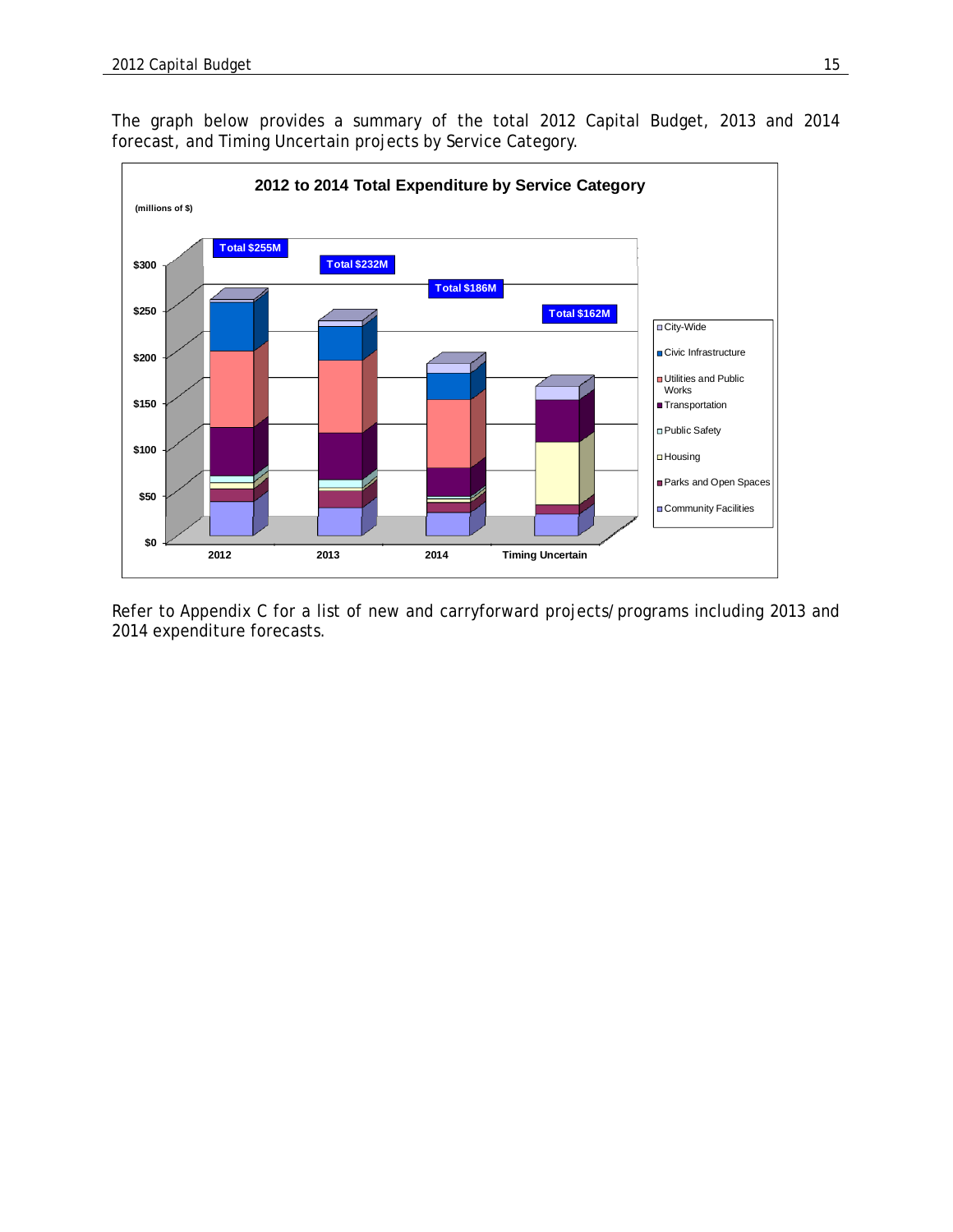The graph below provides a summary of the total 2012 Capital Budget, 2013 and 2014 forecast, and Timing Uncertain projects by Service Category.

**2012 to 2014 Total Expenditure by Service Category**

(millions of $)

| | 2012 | 2013 | 2014 | Timing Uncertain |
|---|---|---|---|---|
| Total | $255M | $232M | $186M | $162M |

Legend: City-Wide, Civic Infrastructure, Utilities and Public Works, Transportation, Public Safety, Housing, Parks and Open Spaces, Community Facilities

Refer to Appendix C for a list of new and carryforward projects/programs including 2013 and 2014 expenditure forecasts.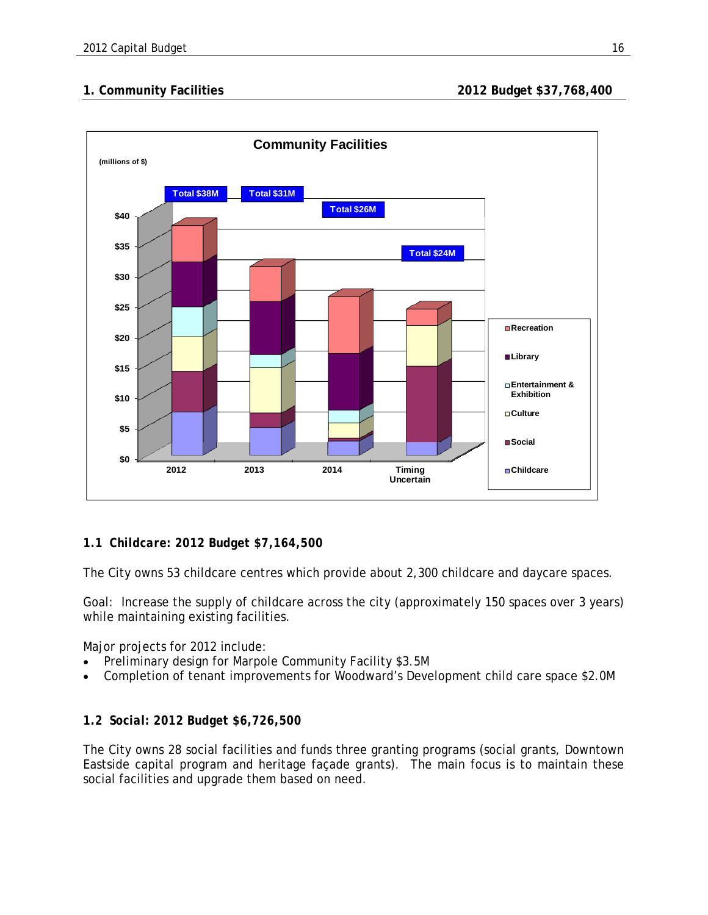## 1. Community Facilities 2012 Budget $37,768,400

### 1.1 Childcare: 2012 Budget $7,164,500

The City owns 53 childcare centres which provide about 2,300 childcare and daycare spaces.

Goal: Increase the supply of childcare across the city (approximately 150 spaces over 3 years) while maintaining existing facilities.

Major projects for 2012 include:

- Preliminary design for Marpole Community Facility $3.5M
- Completion of tenant improvements for Woodward's Development child care space $2.0M

### 1.2 Social: 2012 Budget $6,726,500

The City owns 28 social facilities and funds three granting programs (social grants, Downtown Eastside capital program and heritage façade grants). The main focus is to maintain these social facilities and upgrade them based on need.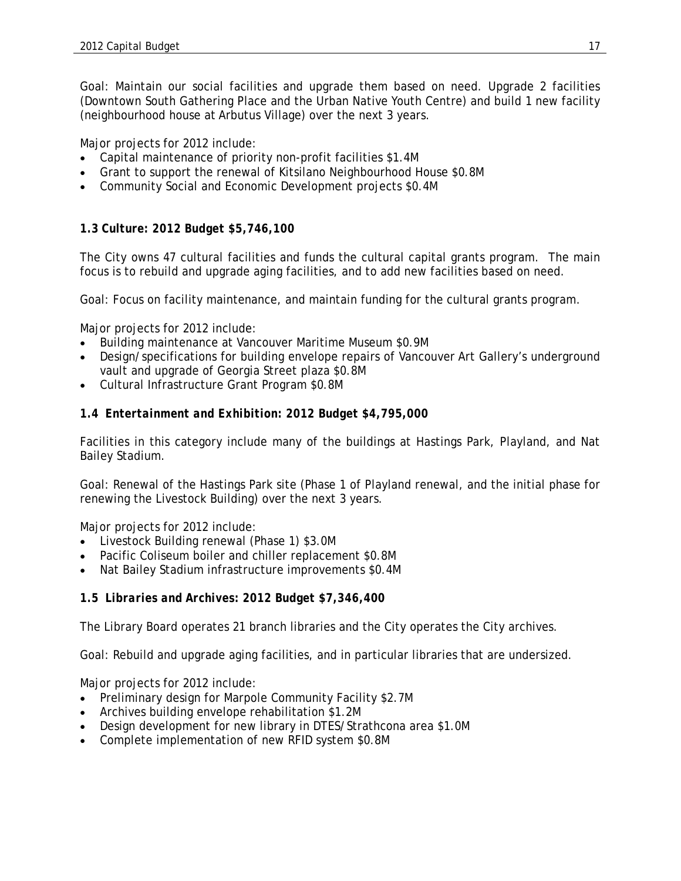Goal: Maintain our social facilities and upgrade them based on need. Upgrade 2 facilities (Downtown South Gathering Place and the Urban Native Youth Centre) and build 1 new facility (neighbourhood house at Arbutus Village) over the next 3 years.

Major projects for 2012 include:

- Capital maintenance of priority non-profit facilities \$1.4M
- Grant to support the renewal of Kitsilano Neighbourhood House \$0.8M
- Community Social and Economic Development projects \$0.4M

### 1.3 Culture: 2012 Budget \$5,746,100

The City owns 47 cultural facilities and funds the cultural capital grants program. The main focus is to rebuild and upgrade aging facilities, and to add new facilities based on need.

Goal: Focus on facility maintenance, and maintain funding for the cultural grants program.

Major projects for 2012 include:

- Building maintenance at Vancouver Maritime Museum \$0.9M
- Design/specifications for building envelope repairs of Vancouver Art Gallery's underground vault and upgrade of Georgia Street plaza \$0.8M
- Cultural Infrastructure Grant Program \$0.8M

### *1.4 Entertainment and Exhibition: 2012 Budget \$4,795,000*

Facilities in this category include many of the buildings at Hastings Park, Playland, and Nat Bailey Stadium.

Goal: Renewal of the Hastings Park site (Phase 1 of Playland renewal, and the initial phase for renewing the Livestock Building) over the next 3 years.

Major projects for 2012 include:

- Livestock Building renewal (Phase 1) \$3.0M
- Pacific Coliseum boiler and chiller replacement \$0.8M
- Nat Bailey Stadium infrastructure improvements \$0.4M

### *1.5 Libraries and Archives: 2012 Budget \$7,346,400*

The Library Board operates 21 branch libraries and the City operates the City archives.

Goal: Rebuild and upgrade aging facilities, and in particular libraries that are undersized.

Major projects for 2012 include:

- Preliminary design for Marpole Community Facility \$2.7M
- Archives building envelope rehabilitation \$1.2M
- Design development for new library in DTES/Strathcona area \$1.0M
- Complete implementation of new RFID system \$0.8M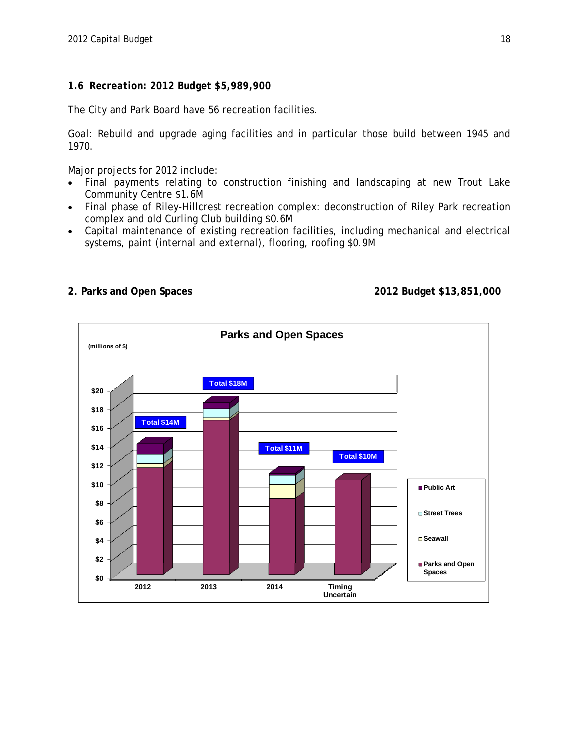### 1.6 Recreation: 2012 Budget $5,989,900

The City and Park Board have 56 recreation facilities.

Goal: Rebuild and upgrade aging facilities and in particular those build between 1945 and 1970.

Major projects for 2012 include:

- Final payments relating to construction finishing and landscaping at new Trout Lake Community Centre $1.6M
- Final phase of Riley-Hillcrest recreation complex: deconstruction of Riley Park recreation complex and old Curling Club building $0.6M
- Capital maintenance of existing recreation facilities, including mechanical and electrical systems, paint (internal and external), flooring, roofing $0.9M

## 2. Parks and Open Spaces — 2012 Budget $13,851,000

**Parks and Open Spaces**

(millions of $)

| | 2012 | 2013 | 2014 | Timing Uncertain |
|---|---|---|---|---|
| Total | $14M | $18M | $11M | $10M |

Legend: Public Art, Street Trees, Seawall, Parks and Open Spaces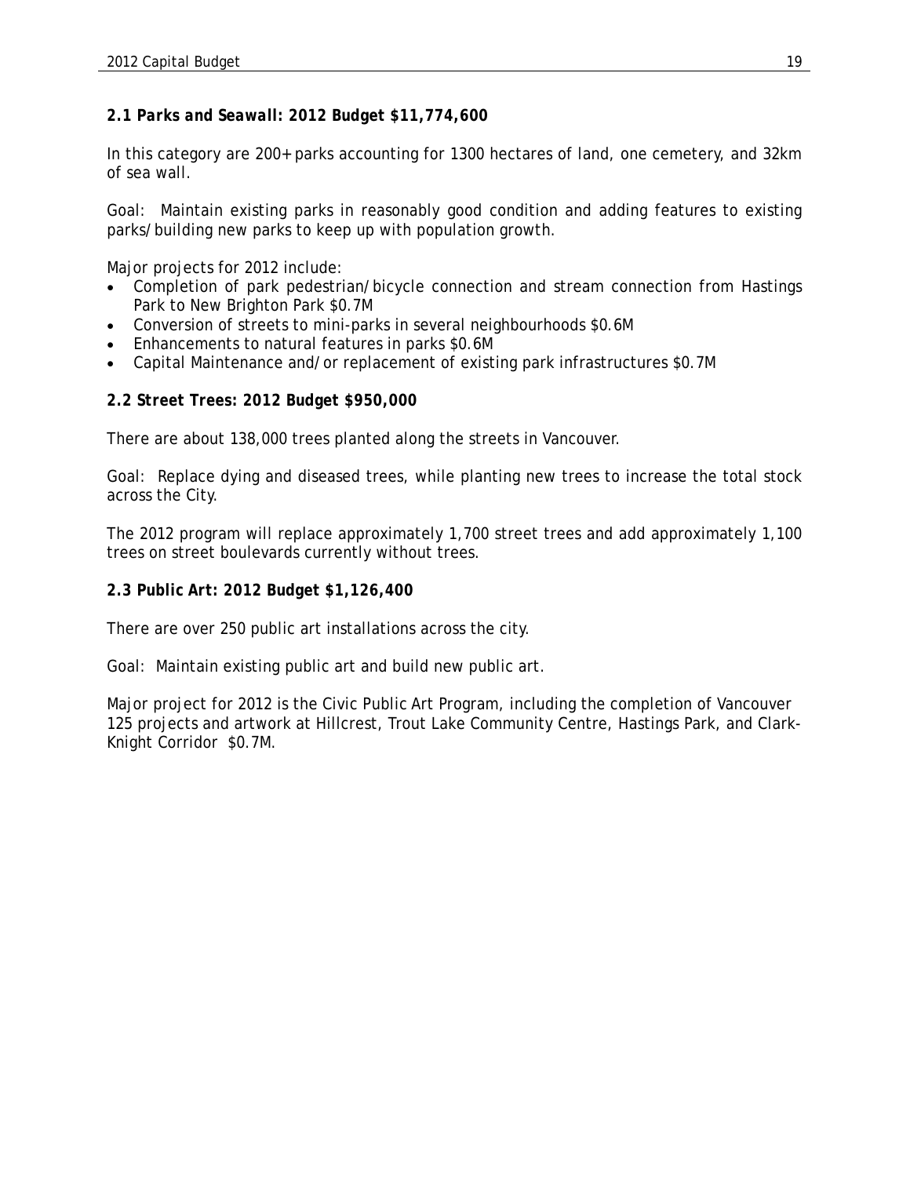### *2.1 Parks and Seawall: 2012 Budget $11,774,600*

In this category are 200+ parks accounting for 1300 hectares of land, one cemetery, and 32km of sea wall.

Goal: Maintain existing parks in reasonably good condition and adding features to existing parks/building new parks to keep up with population growth.

Major projects for 2012 include:

- Completion of park pedestrian/bicycle connection and stream connection from Hastings Park to New Brighton Park $0.7M
- Conversion of streets to mini-parks in several neighbourhoods $0.6M
- Enhancements to natural features in parks $0.6M
- Capital Maintenance and/or replacement of existing park infrastructures $0.7M

### 2.2 Street Trees: 2012 Budget $950,000

There are about 138,000 trees planted along the streets in Vancouver.

Goal: Replace dying and diseased trees, while planting new trees to increase the total stock across the City.

The 2012 program will replace approximately 1,700 street trees and add approximately 1,100 trees on street boulevards currently without trees.

### 2.3 Public Art: 2012 Budget $1,126,400

There are over 250 public art installations across the city.

Goal: Maintain existing public art and build new public art.

Major project for 2012 is the Civic Public Art Program, including the completion of Vancouver 125 projects and artwork at Hillcrest, Trout Lake Community Centre, Hastings Park, and Clark-Knight Corridor $0.7M.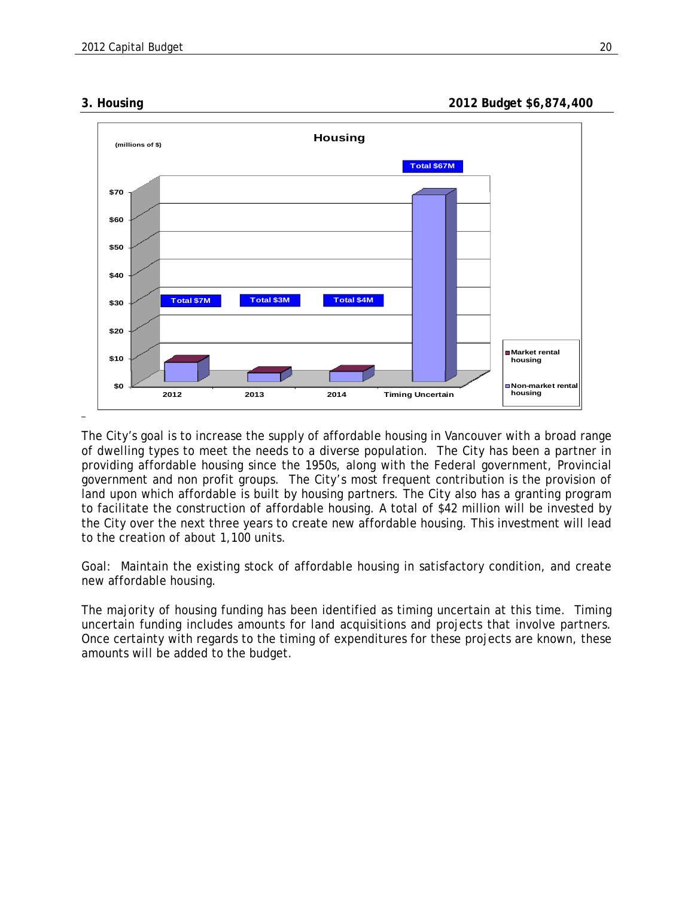## 3. Housing **2012 Budget $6,874,400**

The City's goal is to increase the supply of affordable housing in Vancouver with a broad range of dwelling types to meet the needs to a diverse population. The City has been a partner in providing affordable housing since the 1950s, along with the Federal government, Provincial government and non profit groups. The City's most frequent contribution is the provision of land upon which affordable is built by housing partners. The City also has a granting program to facilitate the construction of affordable housing. A total of $42 million will be invested by the City over the next three years to create new affordable housing. This investment will lead to the creation of about 1,100 units.

Goal: Maintain the existing stock of affordable housing in satisfactory condition, and create new affordable housing.

The majority of housing funding has been identified as timing uncertain at this time. Timing uncertain funding includes amounts for land acquisitions and projects that involve partners. Once certainty with regards to the timing of expenditures for these projects are known, these amounts will be added to the budget.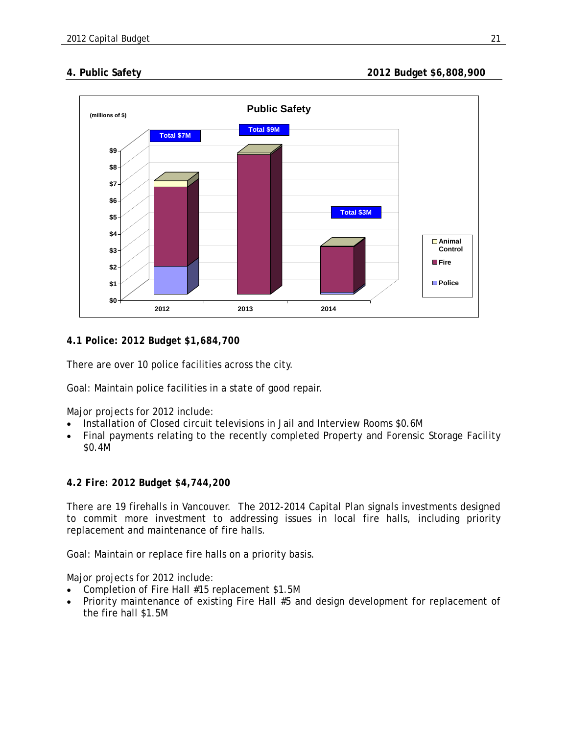## 4. Public Safety 2012 Budget $6,808,900

### 4.1 Police: 2012 Budget $1,684,700

There are over 10 police facilities across the city.

Goal: Maintain police facilities in a state of good repair.

Major projects for 2012 include:

- Installation of Closed circuit televisions in Jail and Interview Rooms $0.6M
- Final payments relating to the recently completed Property and Forensic Storage Facility $0.4M

### 4.2 Fire: 2012 Budget $4,744,200

There are 19 firehalls in Vancouver. The 2012-2014 Capital Plan signals investments designed to commit more investment to addressing issues in local fire halls, including priority replacement and maintenance of fire halls.

Goal: Maintain or replace fire halls on a priority basis.

Major projects for 2012 include:

- Completion of Fire Hall #15 replacement $1.5M
- Priority maintenance of existing Fire Hall #5 and design development for replacement of the fire hall $1.5M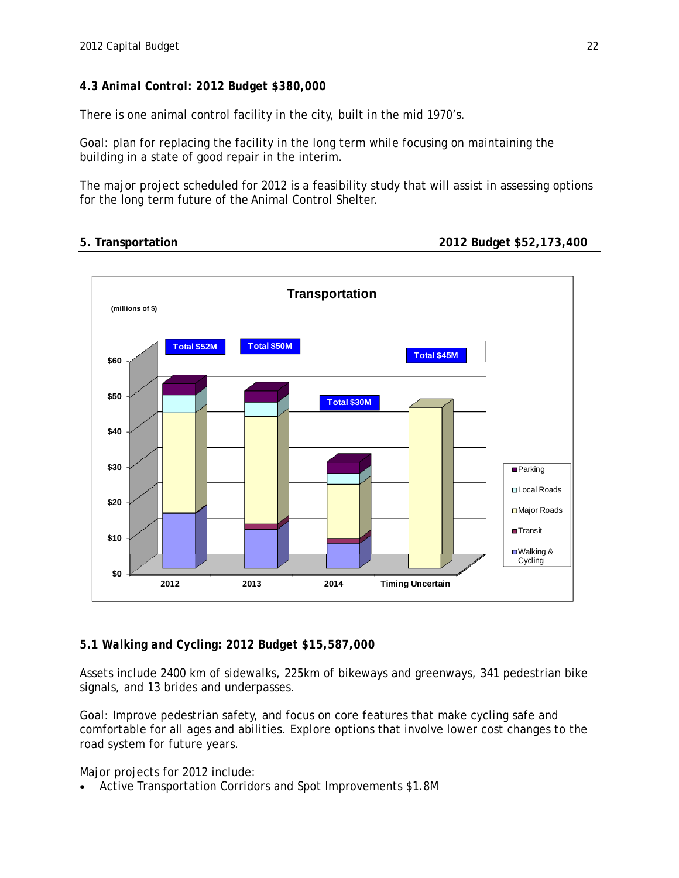### 4.3 Animal Control: 2012 Budget $380,000

There is one animal control facility in the city, built in the mid 1970's.

Goal: plan for replacing the facility in the long term while focusing on maintaining the building in a state of good repair in the interim.

The major project scheduled for 2012 is a feasibility study that will assist in assessing options for the long term future of the Animal Control Shelter.

## 5. Transportation — 2012 Budget $52,173,400

**Transportation**

(millions of $)

| | 2012 | 2013 | 2014 | Timing Uncertain |
|---|---|---|---|---|
| Total | $52M | $50M | $30M | $45M |

Legend: Parking, Local Roads, Major Roads, Transit, Walking & Cycling

### 5.1 Walking and Cycling: 2012 Budget $15,587,000

Assets include 2400 km of sidewalks, 225km of bikeways and greenways, 341 pedestrian bike signals, and 13 brides and underpasses.

Goal: Improve pedestrian safety, and focus on core features that make cycling safe and comfortable for all ages and abilities. Explore options that involve lower cost changes to the road system for future years.

Major projects for 2012 include:

- Active Transportation Corridors and Spot Improvements $1.8M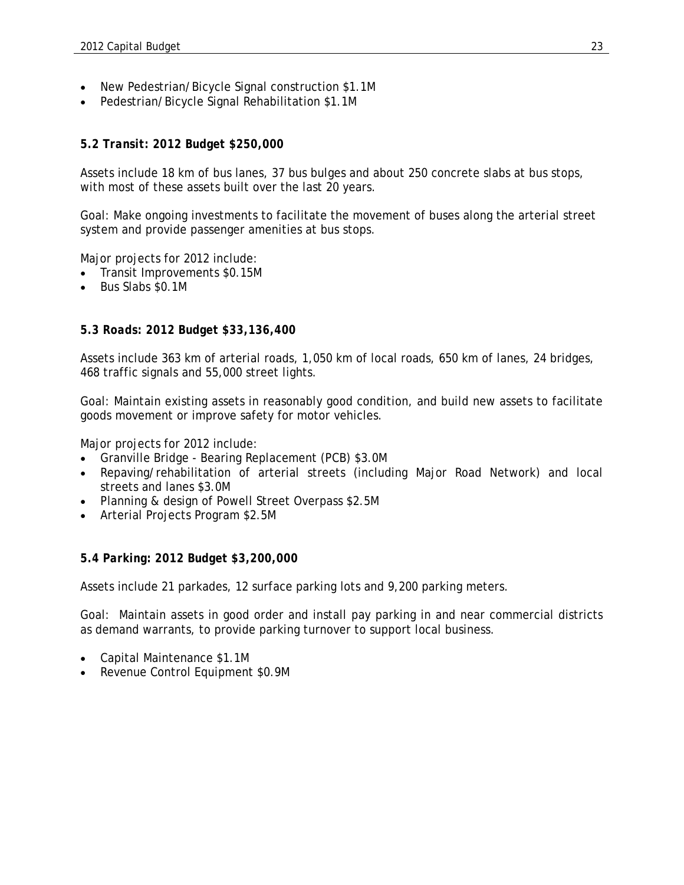- New Pedestrian/Bicycle Signal construction $1.1M
- Pedestrian/Bicycle Signal Rehabilitation $1.1M

### *5.2 Transit: 2012 Budget $250,000*

Assets include 18 km of bus lanes, 37 bus bulges and about 250 concrete slabs at bus stops, with most of these assets built over the last 20 years.

Goal: Make ongoing investments to facilitate the movement of buses along the arterial street system and provide passenger amenities at bus stops.

Major projects for 2012 include:

- Transit Improvements $0.15M
- Bus Slabs $0.1M

### *5.3 Roads: 2012 Budget $33,136,400*

Assets include 363 km of arterial roads, 1,050 km of local roads, 650 km of lanes, 24 bridges, 468 traffic signals and 55,000 street lights.

Goal: Maintain existing assets in reasonably good condition, and build new assets to facilitate goods movement or improve safety for motor vehicles.

Major projects for 2012 include:

- Granville Bridge - Bearing Replacement (PCB) $3.0M
- Repaving/rehabilitation of arterial streets (including Major Road Network) and local streets and lanes $3.0M
- Planning & design of Powell Street Overpass $2.5M
- Arterial Projects Program $2.5M

### *5.4 Parking: 2012 Budget $3,200,000*

Assets include 21 parkades, 12 surface parking lots and 9,200 parking meters.

Goal: Maintain assets in good order and install pay parking in and near commercial districts as demand warrants, to provide parking turnover to support local business.

- Capital Maintenance $1.1M
- Revenue Control Equipment $0.9M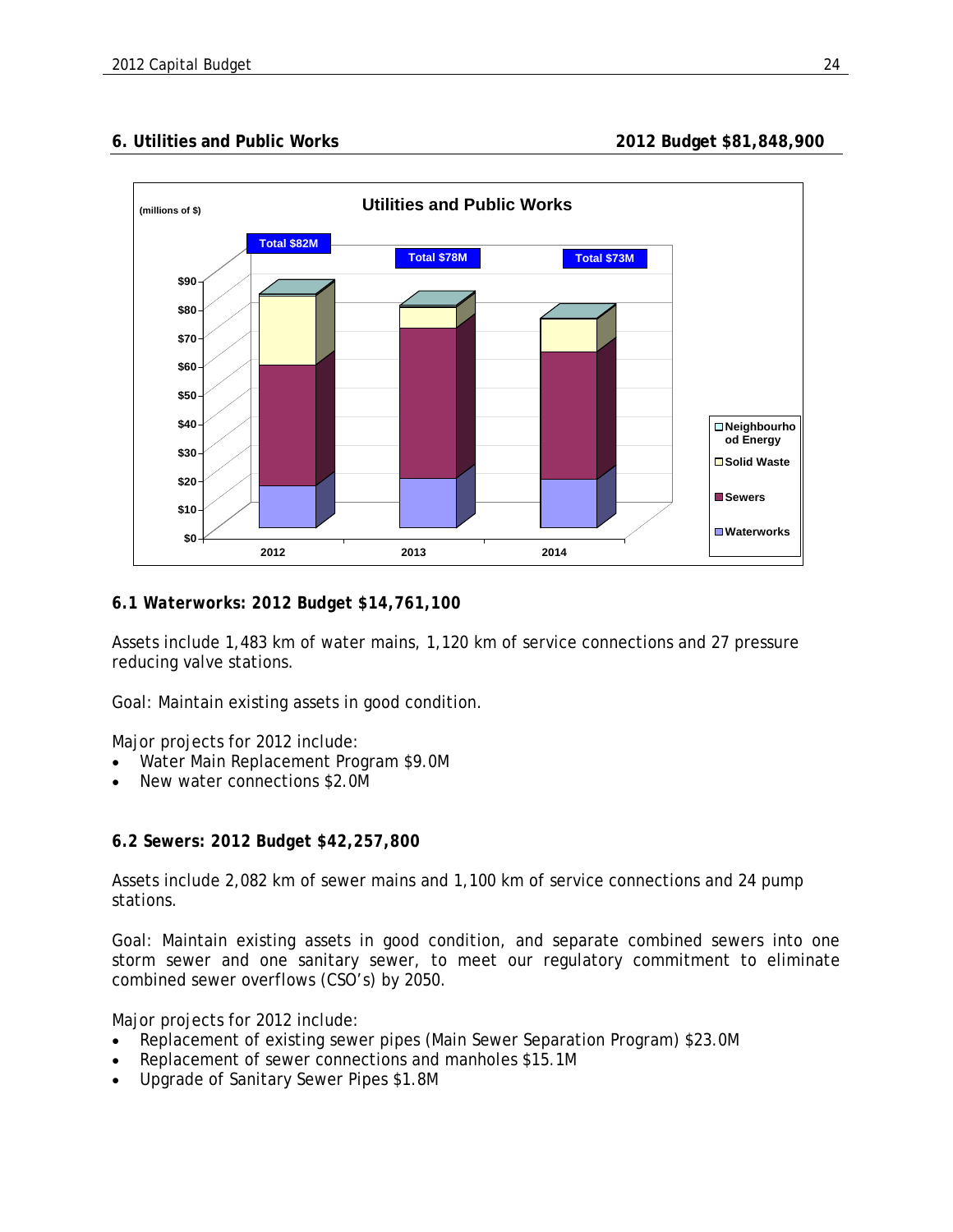## 6. Utilities and Public Works

**2012 Budget $81,848,900**

### 6.1 Waterworks: 2012 Budget $14,761,100

Assets include 1,483 km of water mains, 1,120 km of service connections and 27 pressure reducing valve stations.

Goal: Maintain existing assets in good condition.

Major projects for 2012 include:

- Water Main Replacement Program $9.0M
- New water connections $2.0M

### 6.2 Sewers: 2012 Budget $42,257,800

Assets include 2,082 km of sewer mains and 1,100 km of service connections and 24 pump stations.

Goal: Maintain existing assets in good condition, and separate combined sewers into one storm sewer and one sanitary sewer, to meet our regulatory commitment to eliminate combined sewer overflows (CSO's) by 2050.

Major projects for 2012 include:

- Replacement of existing sewer pipes (Main Sewer Separation Program) $23.0M
- Replacement of sewer connections and manholes $15.1M
- Upgrade of Sanitary Sewer Pipes $1.8M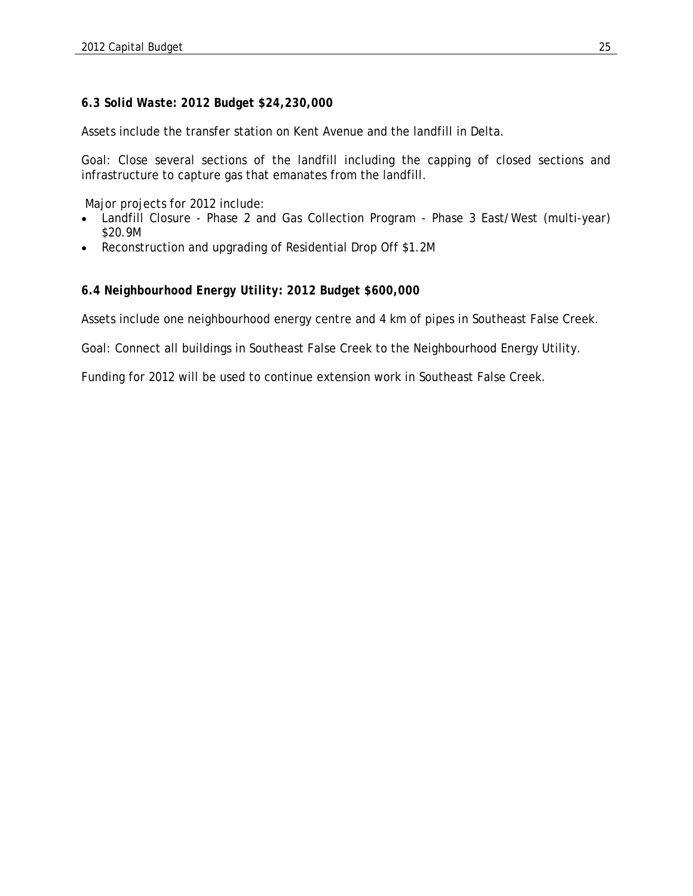### *6.3 Solid Waste: 2012 Budget $24,230,000*

Assets include the transfer station on Kent Avenue and the landfill in Delta.

Goal: Close several sections of the landfill including the capping of closed sections and infrastructure to capture gas that emanates from the landfill.

Major projects for 2012 include:

- Landfill Closure - Phase 2 and Gas Collection Program - Phase 3 East/West (multi-year) $20.9M
- Reconstruction and upgrading of Residential Drop Off $1.2M

### 6.4 Neighbourhood Energy Utility: 2012 Budget $600,000

Assets include one neighbourhood energy centre and 4 km of pipes in Southeast False Creek.

Goal: Connect all buildings in Southeast False Creek to the Neighbourhood Energy Utility.

Funding for 2012 will be used to continue extension work in Southeast False Creek.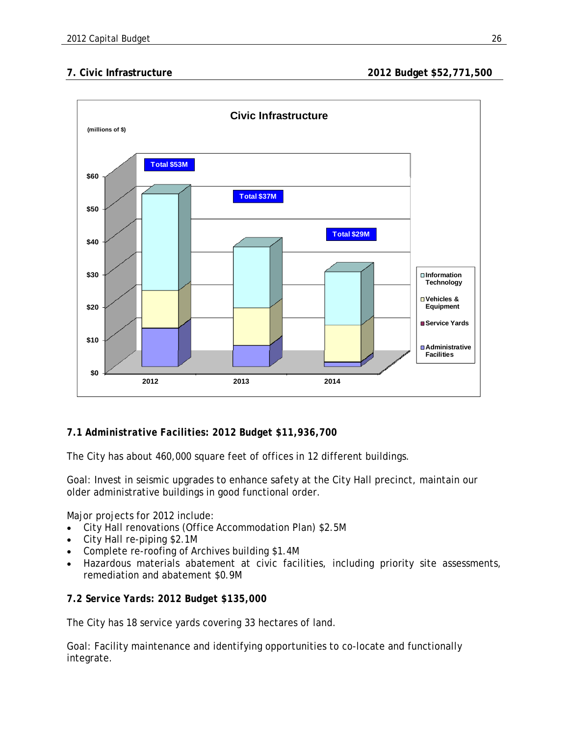## 7. Civic Infrastructure **2012 Budget $52,771,500**

**Civic Infrastructure**

(millions of $)

- 2012: Total $53M
- 2013: Total $37M
- 2014: Total $29M

Legend: Information Technology; Vehicles & Equipment; Service Yards; Administrative Facilities

### 7.1 Administrative Facilities: 2012 Budget $11,936,700

The City has about 460,000 square feet of offices in 12 different buildings.

Goal: Invest in seismic upgrades to enhance safety at the City Hall precinct, maintain our older administrative buildings in good functional order.

Major projects for 2012 include:

- City Hall renovations (Office Accommodation Plan) $2.5M
- City Hall re-piping $2.1M
- Complete re-roofing of Archives building $1.4M
- Hazardous materials abatement at civic facilities, including priority site assessments, remediation and abatement $0.9M

### 7.2 Service Yards: 2012 Budget $135,000

The City has 18 service yards covering 33 hectares of land.

Goal: Facility maintenance and identifying opportunities to co-locate and functionally integrate.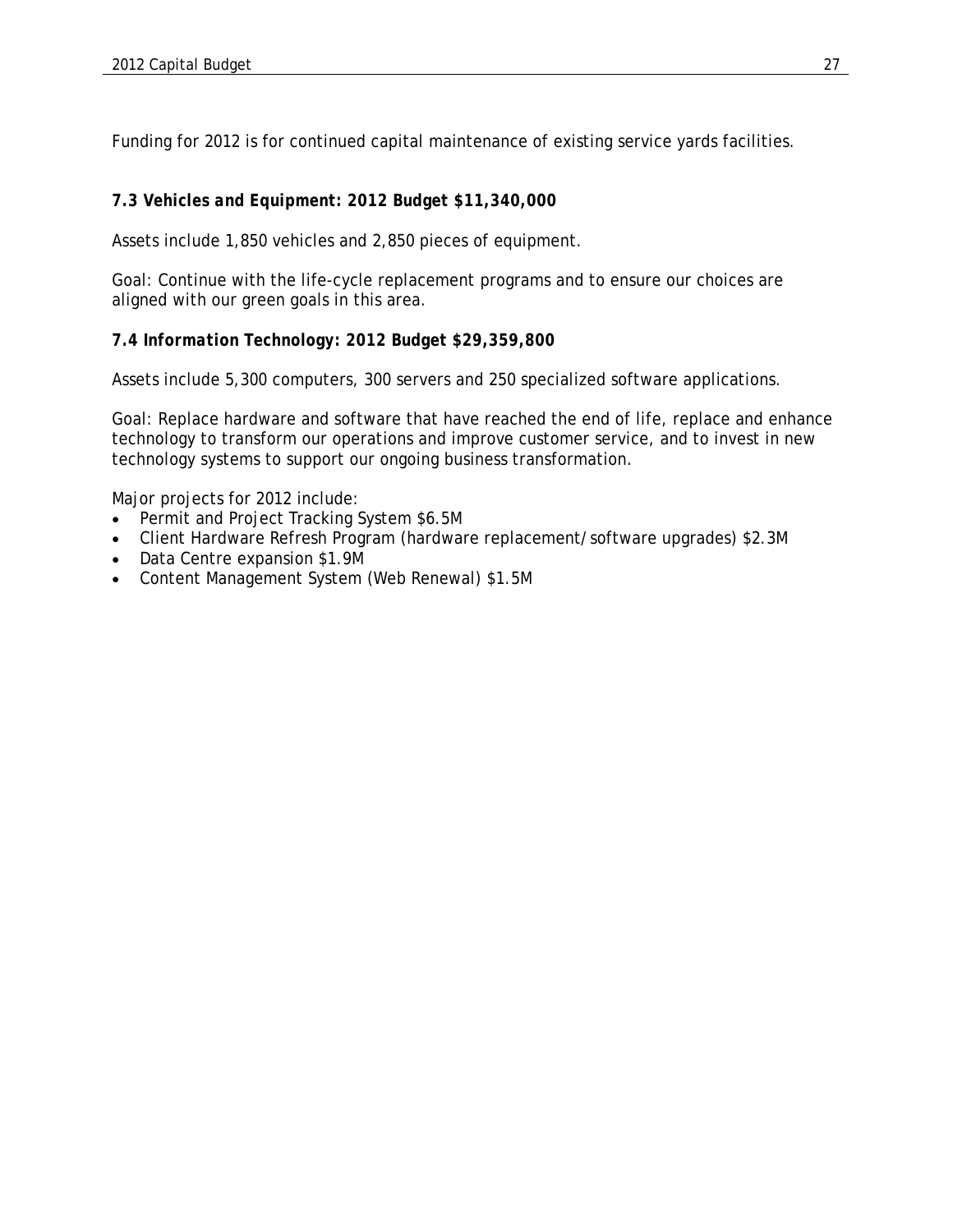Funding for 2012 is for continued capital maintenance of existing service yards facilities.

### *7.3 Vehicles and Equipment: 2012 Budget $11,340,000*

Assets include 1,850 vehicles and 2,850 pieces of equipment.

Goal: Continue with the life-cycle replacement programs and to ensure our choices are aligned with our green goals in this area.

### *7.4 Information Technology: 2012 Budget $29,359,800*

Assets include 5,300 computers, 300 servers and 250 specialized software applications.

Goal: Replace hardware and software that have reached the end of life, replace and enhance technology to transform our operations and improve customer service, and to invest in new technology systems to support our ongoing business transformation.

Major projects for 2012 include:

- Permit and Project Tracking System $6.5M
- Client Hardware Refresh Program (hardware replacement/software upgrades) $2.3M
- Data Centre expansion $1.9M
- Content Management System (Web Renewal) $1.5M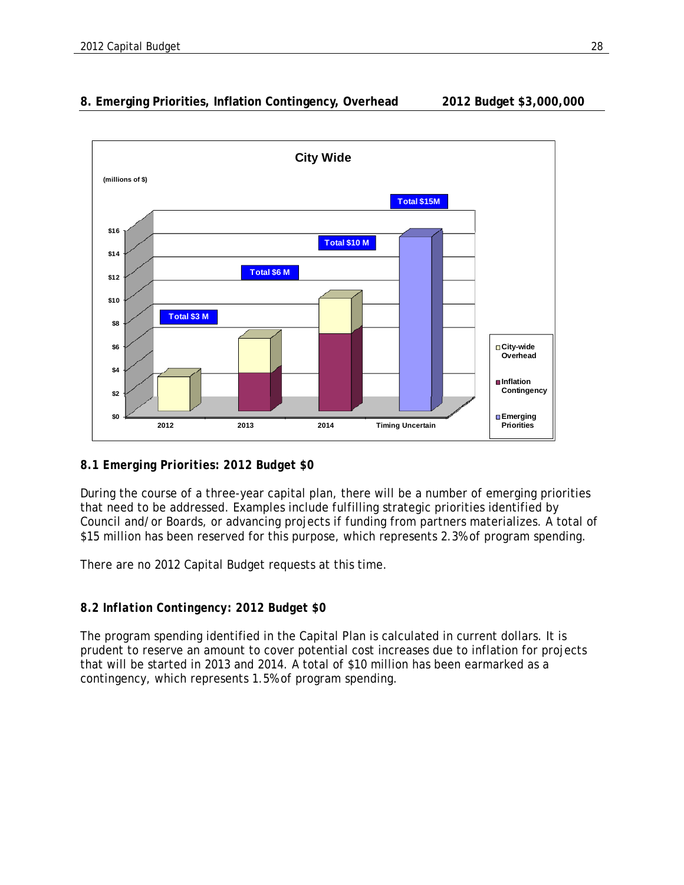## 8. Emerging Priorities, Inflation Contingency, Overhead 2012 Budget $3,000,000

**City Wide**

(millions of $)

| | 2012 | 2013 | 2014 | Timing Uncertain |
|---|---|---|---|---|
| Total | Total $3 M | Total $6 M | Total $10 M | Total $15M |

Legend: City-wide Overhead; Inflation Contingency; Emerging Priorities

### 8.1 Emerging Priorities: 2012 Budget $0

During the course of a three-year capital plan, there will be a number of emerging priorities that need to be addressed. Examples include fulfilling strategic priorities identified by Council and/or Boards, or advancing projects if funding from partners materializes. A total of $15 million has been reserved for this purpose, which represents 2.3% of program spending.

There are no 2012 Capital Budget requests at this time.

### *8.2 Inflation Contingency: 2012 Budget $0*

The program spending identified in the Capital Plan is calculated in current dollars. It is prudent to reserve an amount to cover potential cost increases due to inflation for projects that will be started in 2013 and 2014. A total of $10 million has been earmarked as a contingency, which represents 1.5% of program spending.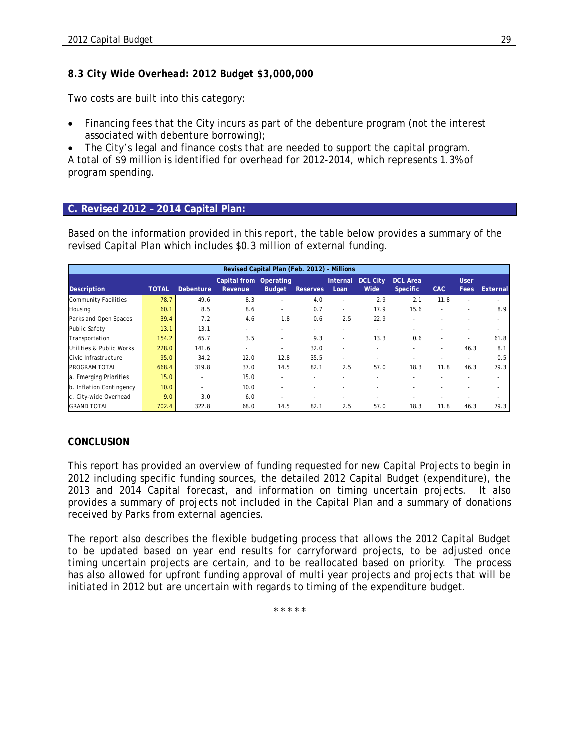### 8.3 City Wide Overhead: 2012 Budget $3,000,000

Two costs are built into this category:

- Financing fees that the City incurs as part of the debenture program (not the interest associated with debenture borrowing);
- The City's legal and finance costs that are needed to support the capital program.

A total of $9 million is identified for overhead for 2012-2014, which represents 1.3% of program spending.

## C. Revised 2012 – 2014 Capital Plan:

Based on the information provided in this report, the table below provides a summary of the revised Capital Plan which includes $0.3 million of external funding.

| Revised Capital Plan (Feb. 2012) - Millions | | | | | | | | | | | | |
|---|---|---|---|---|---|---|---|---|---|---|---|---|
| Description | TOTAL | Debenture | Capital from Revenue | Operating Budget | Reserves | Internal Loan | DCL City Wide | DCL Area Specific | CAC | User Fees | External |
| Community Facilities | 78.7 | 49.6 | 8.3 | - | 4.0 | - | 2.9 | 2.1 | 11.8 | - | - |
| Housing | 60.1 | 8.5 | 8.6 | - | 0.7 | - | 17.9 | 15.6 | - | - | 8.9 |
| Parks and Open Spaces | 39.4 | 7.2 | 4.6 | 1.8 | 0.6 | 2.5 | 22.9 | - | - | - | - |
| Public Safety | 13.1 | 13.1 | - | - | - | - | - | - | - | - | - |
| Transportation | 154.2 | 65.7 | 3.5 | - | 9.3 | - | 13.3 | 0.6 | - | - | 61.8 |
| Utilities & Public Works | 228.0 | 141.6 | - | - | 32.0 | - | - | - | - | 46.3 | 8.1 |
| Civic Infrastructure | 95.0 | 34.2 | 12.0 | 12.8 | 35.5 | - | - | - | - | - | 0.5 |
| PROGRAM TOTAL | 668.4 | 319.8 | 37.0 | 14.5 | 82.1 | 2.5 | 57.0 | 18.3 | 11.8 | 46.3 | 79.3 |
| a. Emerging Priorities | 15.0 | - | 15.0 | - | - | - | - | - | - | - | - |
| b. Inflation Contingency | 10.0 | - | 10.0 | - | - | - | - | - | - | - | - |
| c. City-wide Overhead | 9.0 | 3.0 | 6.0 | - | - | - | - | - | - | - | - |
| GRAND TOTAL | 702.4 | 322.8 | 68.0 | 14.5 | 82.1 | 2.5 | 57.0 | 18.3 | 11.8 | 46.3 | 79.3 |

**CONCLUSION**

This report has provided an overview of funding requested for new Capital Projects to begin in 2012 including specific funding sources, the detailed 2012 Capital Budget (expenditure), the 2013 and 2014 Capital forecast, and information on timing uncertain projects. It also provides a summary of projects not included in the Capital Plan and a summary of donations received by Parks from external agencies.

The report also describes the flexible budgeting process that allows the 2012 Capital Budget to be updated based on year end results for carryforward projects, to be adjusted once timing uncertain projects are certain, and to be reallocated based on priority. The process has also allowed for upfront funding approval of multi year projects and projects that will be initiated in 2012 but are uncertain with regards to timing of the expenditure budget.

\* \* \* \* \*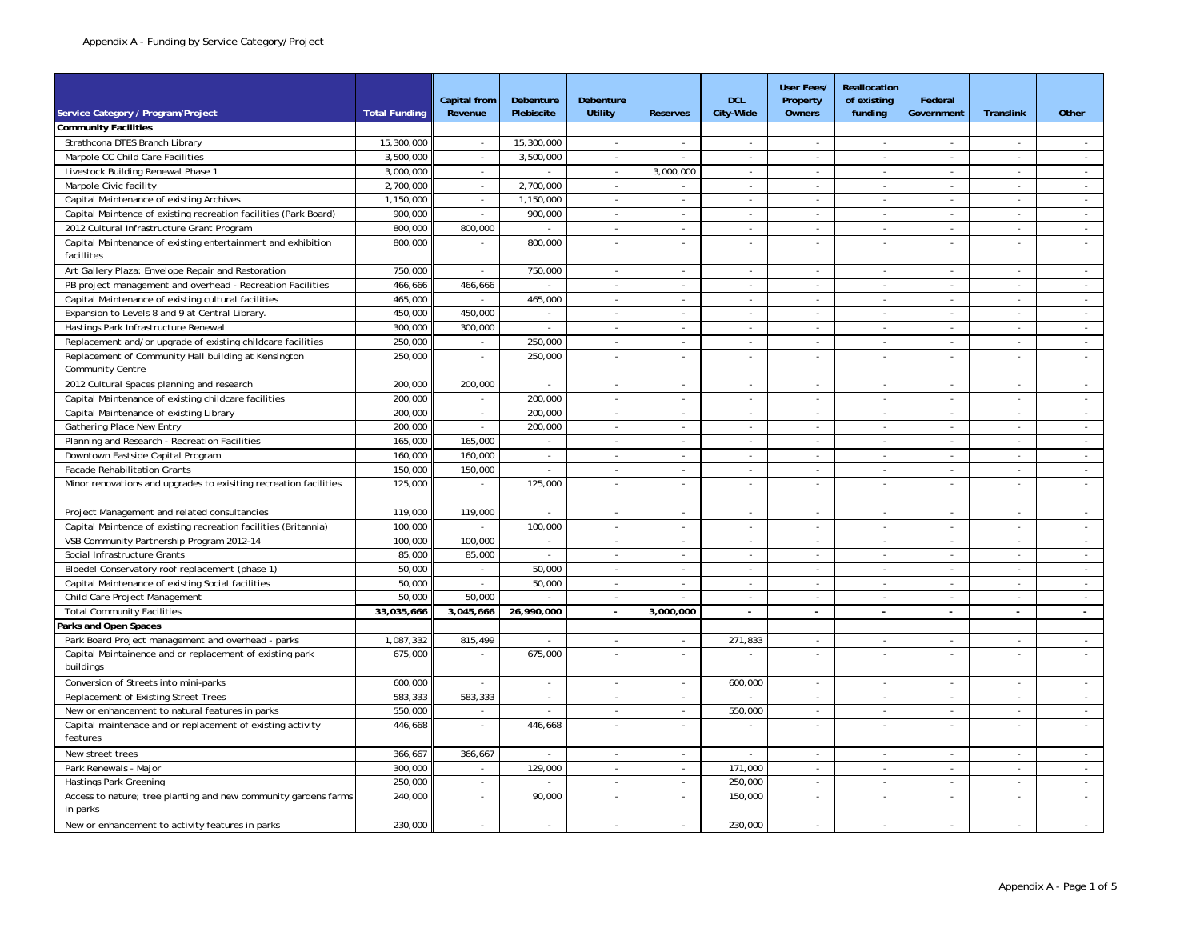Appendix A - Funding by Service Category/Project

| Service Category / Program/Project | Total Funding | Capital from Revenue | Debenture Plebiscite | Debenture Utility | Reserves | DCL City-Wide | User Fees/ Property Owners | Reallocation of existing funding | Federal Government | Translink | Other |
|---|---|---|---|---|---|---|---|---|---|---|---|
| **Community Facilities** | | | | | | | | | | | |
| Strathcona DTES Branch Library | 15,300,000 | - | 15,300,000 | - | - | - | - | - | - | - | - |
| Marpole CC Child Care Facilities | 3,500,000 | - | 3,500,000 | - | - | - | - | - | - | - | - |
| Livestock Building Renewal Phase 1 | 3,000,000 | - | - | - | 3,000,000 | - | - | - | - | - | - |
| Marpole Civic facility | 2,700,000 | - | 2,700,000 | - | - | - | - | - | - | - | - |
| Capital Maintenance of existing Archives | 1,150,000 | - | 1,150,000 | - | - | - | - | - | - | - | - |
| Capital Maintence of existing recreation facilities (Park Board) | 900,000 | - | 900,000 | - | - | - | - | - | - | - | - |
| 2012 Cultural Infrastructure Grant Program | 800,000 | 800,000 | - | - | - | - | - | - | - | - | - |
| Capital Maintenance of existing entertainment and exhibition facillites | 800,000 | - | 800,000 | - | - | - | - | - | - | - | - |
| Art Gallery Plaza: Envelope Repair and Restoration | 750,000 | - | 750,000 | - | - | - | - | - | - | - | - |
| PB project management and overhead - Recreation Facilities | 466,666 | 466,666 | - | - | - | - | - | - | - | - | - |
| Capital Maintenance of existing cultural facilities | 465,000 | - | 465,000 | - | - | - | - | - | - | - | - |
| Expansion to Levels 8 and 9 at Central Library. | 450,000 | 450,000 | - | - | - | - | - | - | - | - | - |
| Hastings Park Infrastructure Renewal | 300,000 | 300,000 | - | - | - | - | - | - | - | - | - |
| Replacement and/or upgrade of existing childcare facilities | 250,000 | - | 250,000 | - | - | - | - | - | - | - | - |
| Replacement of Community Hall building at Kensington Community Centre | 250,000 | - | 250,000 | - | - | - | - | - | - | - | - |
| 2012 Cultural Spaces planning and research | 200,000 | 200,000 | - | - | - | - | - | - | - | - | - |
| Capital Maintenance of existing childcare facilities | 200,000 | - | 200,000 | - | - | - | - | - | - | - | - |
| Capital Maintenance of existing Library | 200,000 | - | 200,000 | - | - | - | - | - | - | - | - |
| Gathering Place New Entry | 200,000 | - | 200,000 | - | - | - | - | - | - | - | - |
| Planning and Research - Recreation Facilities | 165,000 | 165,000 | - | - | - | - | - | - | - | - | - |
| Downtown Eastside Capital Program | 160,000 | 160,000 | - | - | - | - | - | - | - | - | - |
| Facade Rehabilitation Grants | 150,000 | 150,000 | - | - | - | - | - | - | - | - | - |
| Minor renovations and upgrades to exisiting recreation facilities | 125,000 | - | 125,000 | - | - | - | - | - | - | - | - |
| Project Management and related consultancies | 119,000 | 119,000 | - | - | - | - | - | - | - | - | - |
| Capital Maintence of existing recreation facilities (Britannia) | 100,000 | - | 100,000 | - | - | - | - | - | - | - | - |
| VSB Community Partnership Program 2012-14 | 100,000 | 100,000 | - | - | - | - | - | - | - | - | - |
| Social Infrastructure Grants | 85,000 | 85,000 | - | - | - | - | - | - | - | - | - |
| Bloedel Conservatory roof replacement (phase 1) | 50,000 | - | 50,000 | - | - | - | - | - | - | - | - |
| Capital Maintenance of existing Social facilities | 50,000 | - | 50,000 | - | - | - | - | - | - | - | - |
| Child Care Project Management | 50,000 | 50,000 | - | - | - | - | - | - | - | - | - |
| Total Community Facilities | **33,035,666** | **3,045,666** | **26,990,000** | **-** | **3,000,000** | **-** | **-** | **-** | **-** | **-** | **-** |
| **Parks and Open Spaces** | | | | | | | | | | | |
| Park Board Project management and overhead - parks | 1,087,332 | 815,499 | - | - | - | 271,833 | - | - | - | - | - |
| Capital Maintainence and or replacement of existing park buildings | 675,000 | - | 675,000 | - | - | - | - | - | - | - | - |
| Conversion of Streets into mini-parks | 600,000 | - | - | - | - | 600,000 | - | - | - | - | - |
| Replacement of Existing Street Trees | 583,333 | 583,333 | - | - | - | - | - | - | - | - | - |
| New or enhancement to natural features in parks | 550,000 | - | - | - | - | 550,000 | - | - | - | - | - |
| Capital maintenace and or replacement of existing activity features | 446,668 | - | 446,668 | - | - | - | - | - | - | - | - |
| New street trees | 366,667 | 366,667 | - | - | - | - | - | - | - | - | - |
| Park Renewals - Major | 300,000 | - | 129,000 | - | - | 171,000 | - | - | - | - | - |
| Hastings Park Greening | 250,000 | - | - | - | - | 250,000 | - | - | - | - | - |
| Access to nature; tree planting and new community gardens farms in parks | 240,000 | - | 90,000 | - | - | 150,000 | - | - | - | - | - |
| New or enhancement to activity features in parks | 230,000 | - | - | - | - | 230,000 | - | - | - | - | - |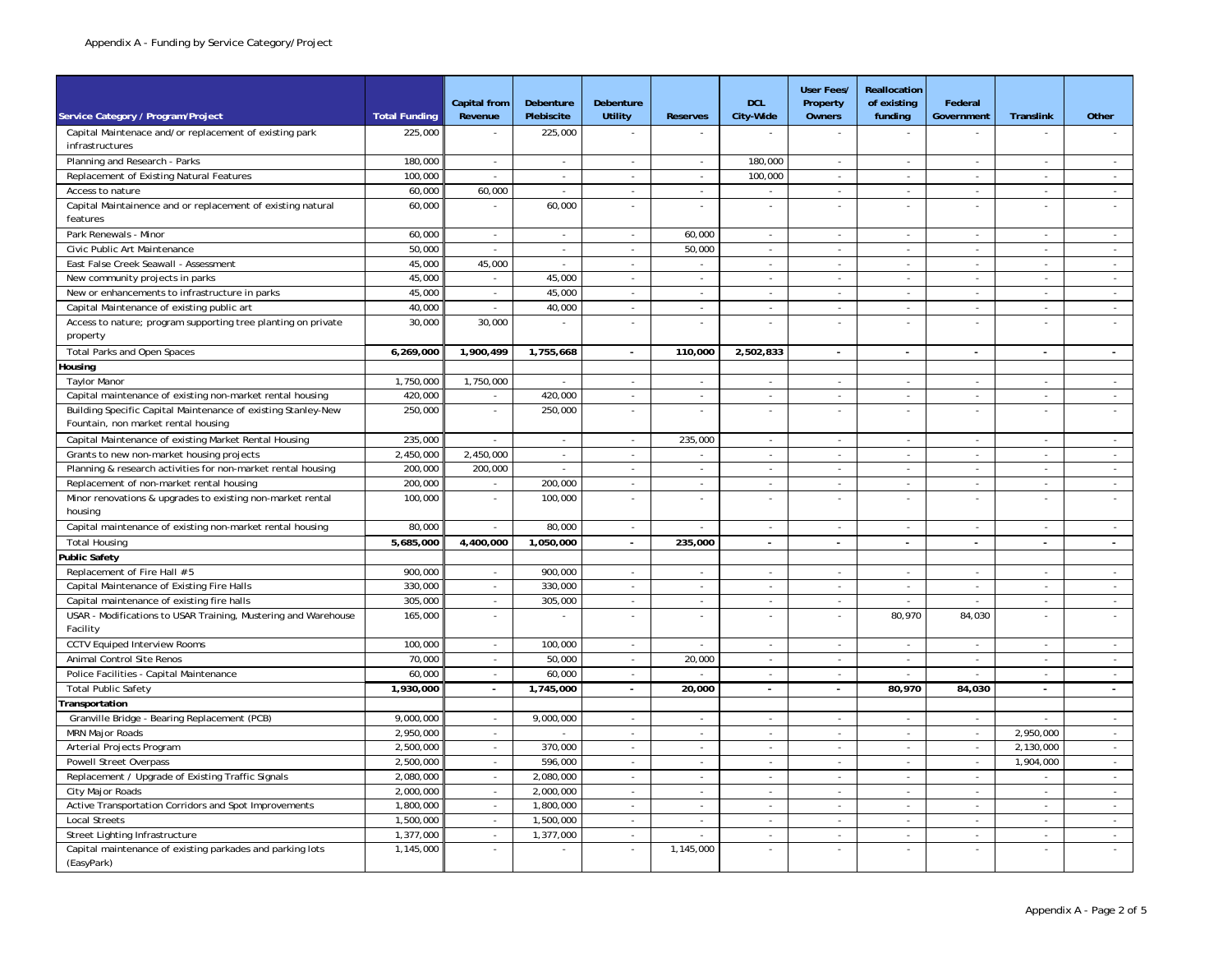Appendix A - Funding by Service Category/Project

| Service Category / Program/Project | Total Funding | Capital from Revenue | Debenture Plebiscite | Debenture Utility | Reserves | DCL City-Wide | User Fees/ Property Owners | Reallocation of existing funding | Federal Government | Translink | Other |
|---|---|---|---|---|---|---|---|---|---|---|---|
| Capital Maintenace and/or replacement of existing park infrastructures | 225,000 | - | 225,000 | - | - | - | - | - | - | - | - |
| Planning and Research - Parks | 180,000 | - | - | - | - | 180,000 | - | - | - | - | - |
| Replacement of Existing Natural Features | 100,000 | - | - | - | - | 100,000 | - | - | - | - | - |
| Access to nature | 60,000 | 60,000 | - | - | - | - | - | - | - | - | - |
| Capital Maintainence and or replacement of existing natural features | 60,000 | - | 60,000 | - | - | - | - | - | - | - | - |
| Park Renewals - Minor | 60,000 | - | - | - | 60,000 | - | - | - | - | - | - |
| Civic Public Art Maintenance | 50,000 | - | - | - | 50,000 | - | - | - | - | - | - |
| East False Creek Seawall - Assessment | 45,000 | 45,000 | - | - | - | - | - | - | - | - | - |
| New community projects in parks | 45,000 | - | 45,000 | - | - | - | - | - | - | - | - |
| New or enhancements to infrastructure in parks | 45,000 | - | 45,000 | - | - | - | - | - | - | - | - |
| Capital Maintenance of existing public art | 40,000 | - | 40,000 | - | - | - | - | - | - | - | - |
| Access to nature; program supporting tree planting on private property | 30,000 | 30,000 | - | - | - | - | - | - | - | - | - |
| Total Parks and Open Spaces | **6,269,000** | **1,900,499** | **1,755,668** | **-** | **110,000** | **2,502,833** | **-** | **-** | **-** | **-** | **-** |
| **Housing** | | | | | | | | | | | |
| Taylor Manor | 1,750,000 | 1,750,000 | - | - | - | - | - | - | - | - | - |
| Capital maintenance of existing non-market rental housing | 420,000 | - | 420,000 | - | - | - | - | - | - | - | - |
| Building Specific Capital Maintenance of existing Stanley-New Fountain, non market rental housing | 250,000 | - | 250,000 | - | - | - | - | - | - | - | - |
| Capital Maintenance of existing Market Rental Housing | 235,000 | - | - | - | 235,000 | - | - | - | - | - | - |
| Grants to new non-market housing projects | 2,450,000 | 2,450,000 | - | - | - | - | - | - | - | - | - |
| Planning & research activities for non-market rental housing | 200,000 | 200,000 | - | - | - | - | - | - | - | - | - |
| Replacement of non-market rental housing | 200,000 | - | 200,000 | - | - | - | - | - | - | - | - |
| Minor renovations & upgrades to existing non-market rental housing | 100,000 | - | 100,000 | - | - | - | - | - | - | - | - |
| Capital maintenance of existing non-market rental housing | 80,000 | - | 80,000 | - | - | - | - | - | - | - | - |
| Total Housing | **5,685,000** | **4,400,000** | **1,050,000** | **-** | **235,000** | **-** | **-** | **-** | **-** | **-** | **-** |
| **Public Safety** | | | | | | | | | | | |
| Replacement of Fire Hall #5 | 900,000 | - | 900,000 | - | - | - | - | - | - | - | - |
| Capital Maintenance of Existing Fire Halls | 330,000 | - | 330,000 | - | - | - | - | - | - | - | - |
| Capital maintenance of existing fire halls | 305,000 | - | 305,000 | - | - | - | - | - | - | - | - |
| USAR - Modifications to USAR Training, Mustering and Warehouse Facility | 165,000 | - | - | - | - | - | - | 80,970 | 84,030 | - | - |
| CCTV Equiped Interview Rooms | 100,000 | - | 100,000 | - | - | - | - | - | - | - | - |
| Animal Control Site Renos | 70,000 | - | 50,000 | - | 20,000 | - | - | - | - | - | - |
| Police Facilities - Capital Maintenance | 60,000 | - | 60,000 | - | - | - | - | - | - | - | - |
| Total Public Safety | **1,930,000** | **-** | **1,745,000** | **-** | **20,000** | **-** | **-** | **80,970** | **84,030** | **-** | **-** |
| **Transportation** | | | | | | | | | | | |
| Granville Bridge - Bearing Replacement (PCB) | 9,000,000 | - | 9,000,000 | - | - | - | - | - | - | - | - |
| MRN Major Roads | 2,950,000 | - | - | - | - | - | - | - | - | 2,950,000 | - |
| Arterial Projects Program | 2,500,000 | - | 370,000 | - | - | - | - | - | - | 2,130,000 | - |
| Powell Street Overpass | 2,500,000 | - | 596,000 | - | - | - | - | - | - | 1,904,000 | - |
| Replacement / Upgrade of Existing Traffic Signals | 2,080,000 | - | 2,080,000 | - | - | - | - | - | - | - | - |
| City Major Roads | 2,000,000 | - | 2,000,000 | - | - | - | - | - | - | - | - |
| Active Transportation Corridors and Spot Improvements | 1,800,000 | - | 1,800,000 | - | - | - | - | - | - | - | - |
| Local Streets | 1,500,000 | - | 1,500,000 | - | - | - | - | - | - | - | - |
| Street Lighting Infrastructure | 1,377,000 | - | 1,377,000 | - | - | - | - | - | - | - | - |
| Capital maintenance of existing parkades and parking lots (EasyPark) | 1,145,000 | - | - | - | 1,145,000 | - | - | - | - | - | - |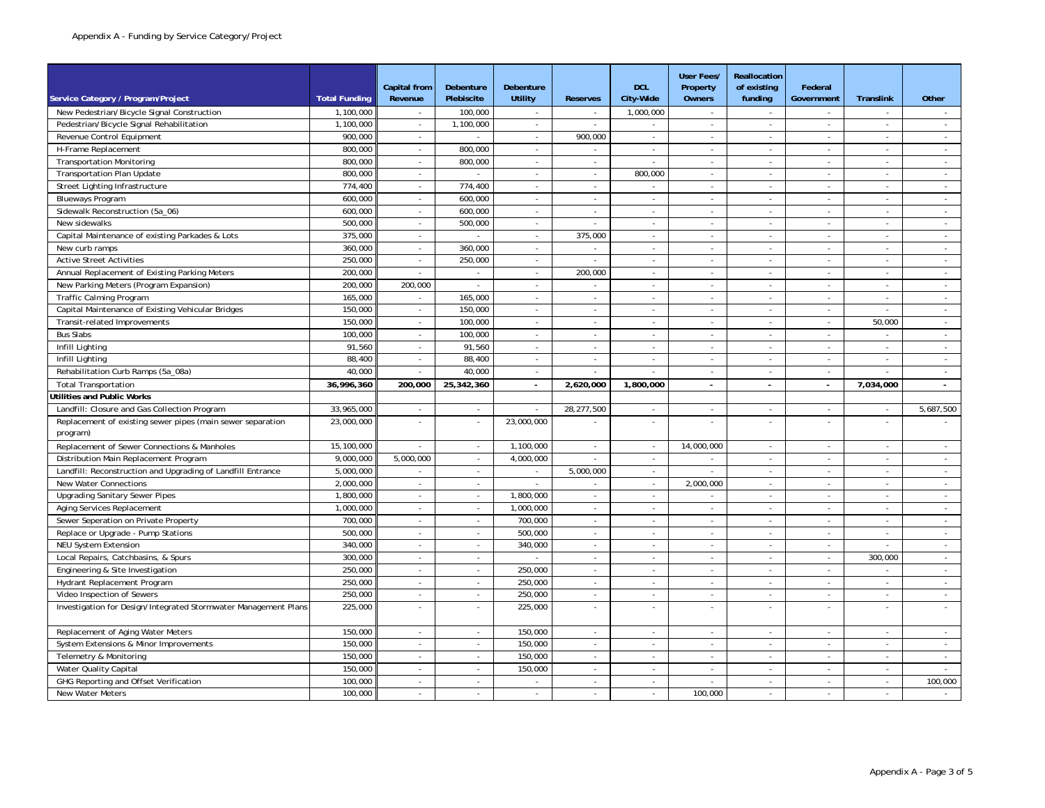Appendix A - Funding by Service Category/Project

| Service Category / Program/Project | Total Funding | Capital from Revenue | Debenture Plebiscite | Debenture Utility | Reserves | DCL City-Wide | User Fees/ Property Owners | Reallocation of existing funding | Federal Government | Translink | Other |
|---|---|---|---|---|---|---|---|---|---|---|---|
| New Pedestrian/Bicycle Signal Construction | 1,100,000 | - | 100,000 | - | - | 1,000,000 | - | - | - | - | - |
| Pedestrian/Bicycle Signal Rehabilitation | 1,100,000 | - | 1,100,000 | - | - | - | - | - | - | - | - |
| Revenue Control Equipment | 900,000 | - | - | - | 900,000 | - | - | - | - | - | - |
| H-Frame Replacement | 800,000 | - | 800,000 | - | - | - | - | - | - | - | - |
| Transportation Monitoring | 800,000 | - | 800,000 | - | - | - | - | - | - | - | - |
| Transportation Plan Update | 800,000 | - | - | - | - | 800,000 | - | - | - | - | - |
| Street Lighting Infrastructure | 774,400 | - | 774,400 | - | - | - | - | - | - | - | - |
| Blueways Program | 600,000 | - | 600,000 | - | - | - | - | - | - | - | - |
| Sidewalk Reconstruction (5a_06) | 600,000 | - | 600,000 | - | - | - | - | - | - | - | - |
| New sidewalks | 500,000 | - | 500,000 | - | - | - | - | - | - | - | - |
| Capital Maintenance of existing Parkades & Lots | 375,000 | - | - | - | 375,000 | - | - | - | - | - | - |
| New curb ramps | 360,000 | - | 360,000 | - | - | - | - | - | - | - | - |
| Active Street Activities | 250,000 | - | 250,000 | - | - | - | - | - | - | - | - |
| Annual Replacement of Existing Parking Meters | 200,000 | - | - | - | 200,000 | - | - | - | - | - | - |
| New Parking Meters (Program Expansion) | 200,000 | 200,000 | - | - | - | - | - | - | - | - | - |
| Traffic Calming Program | 165,000 | - | 165,000 | - | - | - | - | - | - | - | - |
| Capital Maintenance of Existing Vehicular Bridges | 150,000 | - | 150,000 | - | - | - | - | - | - | - | - |
| Transit-related Improvements | 150,000 | - | 100,000 | - | - | - | - | - | - | 50,000 | - |
| Bus Slabs | 100,000 | - | 100,000 | - | - | - | - | - | - | - | - |
| Infill Lighting | 91,560 | - | 91,560 | - | - | - | - | - | - | - | - |
| Infill Lighting | 88,400 | - | 88,400 | - | - | - | - | - | - | - | - |
| Rehabilitation Curb Ramps (5a_08a) | 40,000 | - | 40,000 | - | - | - | - | - | - | - | - |
| Total Transportation | **36,996,360** | **200,000** | **25,342,360** | **-** | **2,620,000** | **1,800,000** | **-** | **-** | **-** | **7,034,000** | **-** |
| **Utilities and Public Works** | | | | | | | | | | | |
| Landfill: Closure and Gas Collection Program | 33,965,000 | - | - | - | 28,277,500 | - | - | - | - | - | 5,687,500 |
| Replacement of existing sewer pipes (main sewer separation program) | 23,000,000 | - | - | 23,000,000 | - | - | - | - | - | - | - |
| Replacement of Sewer Connections & Manholes | 15,100,000 | - | - | 1,100,000 | - | - | 14,000,000 | - | - | - | - |
| Distribution Main Replacement Program | 9,000,000 | 5,000,000 | - | 4,000,000 | - | - | - | - | - | - | - |
| Landfill: Reconstruction and Upgrading of Landfill Entrance | 5,000,000 | - | - | - | 5,000,000 | - | - | - | - | - | - |
| New Water Connections | 2,000,000 | - | - | - | - | - | 2,000,000 | - | - | - | - |
| Upgrading Sanitary Sewer Pipes | 1,800,000 | - | - | 1,800,000 | - | - | - | - | - | - | - |
| Aging Services Replacement | 1,000,000 | - | - | 1,000,000 | - | - | - | - | - | - | - |
| Sewer Seperation on Private Property | 700,000 | - | - | 700,000 | - | - | - | - | - | - | - |
| Replace or Upgrade - Pump Stations | 500,000 | - | - | 500,000 | - | - | - | - | - | - | - |
| NEU System Extension | 340,000 | - | - | 340,000 | - | - | - | - | - | - | - |
| Local Repairs, Catchbasins, & Spurs | 300,000 | - | - | - | - | - | - | - | - | 300,000 | - |
| Engineering & Site Investigation | 250,000 | - | - | 250,000 | - | - | - | - | - | - | - |
| Hydrant Replacement Program | 250,000 | - | - | 250,000 | - | - | - | - | - | - | - |
| Video Inspection of Sewers | 250,000 | - | - | 250,000 | - | - | - | - | - | - | - |
| Investigation for Design/Integrated Stormwater Management Plans | 225,000 | - | - | 225,000 | - | - | - | - | - | - | - |
| Replacement of Aging Water Meters | 150,000 | - | - | 150,000 | - | - | - | - | - | - | - |
| System Extensions & Minor Improvements | 150,000 | - | - | 150,000 | - | - | - | - | - | - | - |
| Telemetry & Monitoring | 150,000 | - | - | 150,000 | - | - | - | - | - | - | - |
| Water Quality Capital | 150,000 | - | - | 150,000 | - | - | - | - | - | - | - |
| GHG Reporting and Offset Verification | 100,000 | - | - | - | - | - | - | - | - | - | 100,000 |
| New Water Meters | 100,000 | - | - | - | - | - | 100,000 | - | - | - | - |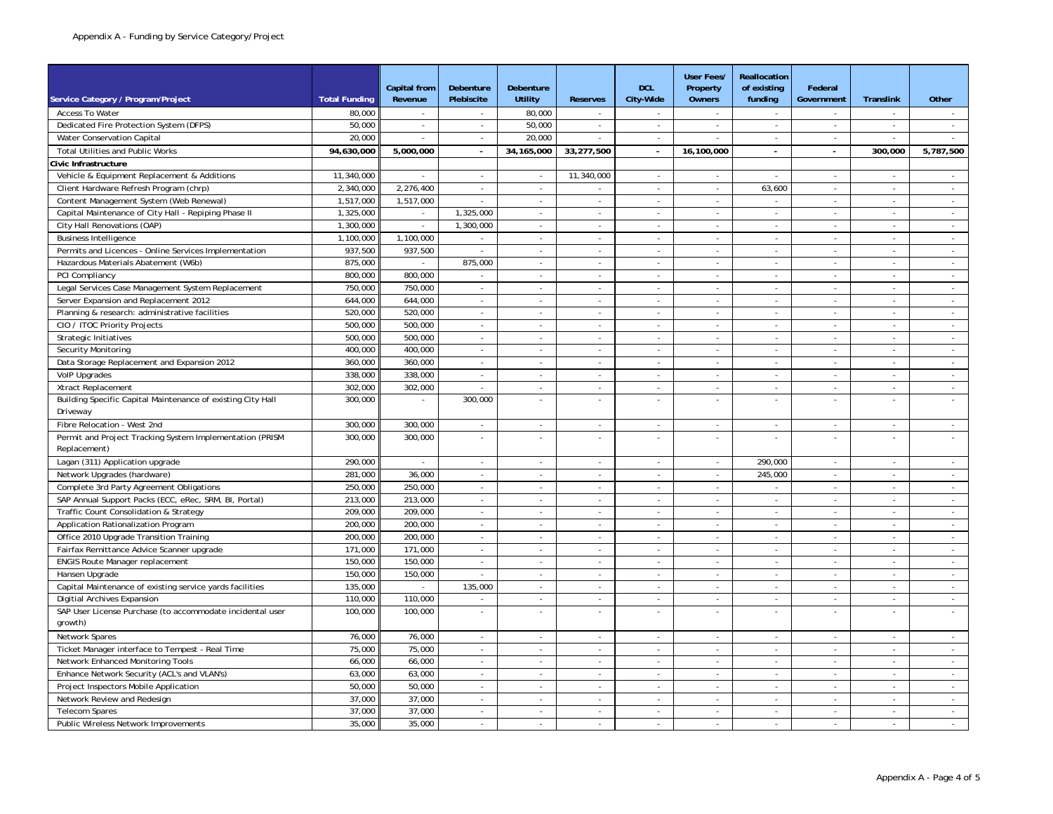Appendix A - Funding by Service Category/Project

| Service Category / Program/Project | Total Funding | Capital from Revenue | Debenture Plebiscite | Debenture Utility | Reserves | DCL City-Wide | User Fees/ Property Owners | Reallocation of existing funding | Federal Government | Translink | Other |
|---|---|---|---|---|---|---|---|---|---|---|---|
| Access To Water | 80,000 | - | - | 80,000 | - | - | - | - | - | - | - |
| Dedicated Fire Protection System (DFPS) | 50,000 | - | - | 50,000 | - | - | - | - | - | - | - |
| Water Conservation Capital | 20,000 | - | - | 20,000 | - | - | - | - | - | - | - |
| **Total Utilities and Public Works** | **94,630,000** | **5,000,000** | **-** | **34,165,000** | **33,277,500** | **-** | **16,100,000** | **-** | **-** | **300,000** | **5,787,500** |
| **Civic Infrastructure** | | | | | | | | | | | |
| Vehicle & Equipment Replacement & Additions | 11,340,000 | - | - | - | 11,340,000 | - | - | - | - | - | - |
| Client Hardware Refresh Program (chrp) | 2,340,000 | 2,276,400 | - | - | - | - | - | 63,600 | - | - | - |
| Content Management System (Web Renewal) | 1,517,000 | 1,517,000 | - | - | - | - | - | - | - | - | - |
| Capital Maintenance of City Hall - Repiping Phase II | 1,325,000 | - | 1,325,000 | - | - | - | - | - | - | - | - |
| City Hall Renovations (OAP) | 1,300,000 | - | 1,300,000 | - | - | - | - | - | - | - | - |
| Business Intelligence | 1,100,000 | 1,100,000 | - | - | - | - | - | - | - | - | - |
| Permits and Licences - Online Services Implementation | 937,500 | 937,500 | - | - | - | - | - | - | - | - | - |
| Hazardous Materials Abatement (W6b) | 875,000 | - | 875,000 | - | - | - | - | - | - | - | - |
| PCI Compliancy | 800,000 | 800,000 | - | - | - | - | - | - | - | - | - |
| Legal Services Case Management System Replacement | 750,000 | 750,000 | - | - | - | - | - | - | - | - | - |
| Server Expansion and Replacement 2012 | 644,000 | 644,000 | - | - | - | - | - | - | - | - | - |
| Planning & research: administrative facilities | 520,000 | 520,000 | - | - | - | - | - | - | - | - | - |
| CIO / ITOC Priority Projects | 500,000 | 500,000 | - | - | - | - | - | - | - | - | - |
| Strategic Initiatives | 500,000 | 500,000 | - | - | - | - | - | - | - | - | - |
| Security Monitoring | 400,000 | 400,000 | - | - | - | - | - | - | - | - | - |
| Data Storage Replacement and Expansion 2012 | 360,000 | 360,000 | - | - | - | - | - | - | - | - | - |
| VoIP Upgrades | 338,000 | 338,000 | - | - | - | - | - | - | - | - | - |
| Xtract Replacement | 302,000 | 302,000 | - | - | - | - | - | - | - | - | - |
| Building Specific Capital Maintenance of existing City Hall Driveway | 300,000 | - | 300,000 | - | - | - | - | - | - | - | - |
| Fibre Relocation - West 2nd | 300,000 | 300,000 | - | - | - | - | - | - | - | - | - |
| Permit and Project Tracking System Implementation (PRISM Replacement) | 300,000 | 300,000 | - | - | - | - | - | - | - | - | - |
| Lagan (311) Application upgrade | 290,000 | - | - | - | - | - | - | 290,000 | - | - | - |
| Network Upgrades (hardware) | 281,000 | 36,000 | - | - | - | - | - | 245,000 | - | - | - |
| Complete 3rd Party Agreement Obligations | 250,000 | 250,000 | - | - | - | - | - | - | - | - | - |
| SAP Annual Support Packs (ECC, eRec, SRM, BI, Portal) | 213,000 | 213,000 | - | - | - | - | - | - | - | - | - |
| Traffic Count Consolidation & Strategy | 209,000 | 209,000 | - | - | - | - | - | - | - | - | - |
| Application Rationalization Program | 200,000 | 200,000 | - | - | - | - | - | - | - | - | - |
| Office 2010 Upgrade Transition Training | 200,000 | 200,000 | - | - | - | - | - | - | - | - | - |
| Fairfax Remittance Advice Scanner upgrade | 171,000 | 171,000 | - | - | - | - | - | - | - | - | - |
| ENGIS Route Manager replacement | 150,000 | 150,000 | - | - | - | - | - | - | - | - | - |
| Hansen Upgrade | 150,000 | 150,000 | - | - | - | - | - | - | - | - | - |
| Capital Maintenance of existing service yards facilities | 135,000 | - | 135,000 | - | - | - | - | - | - | - | - |
| Digitial Archives Expansion | 110,000 | 110,000 | - | - | - | - | - | - | - | - | - |
| SAP User License Purchase (to accommodate incidental user growth) | 100,000 | 100,000 | - | - | - | - | - | - | - | - | - |
| Network Spares | 76,000 | 76,000 | - | - | - | - | - | - | - | - | - |
| Ticket Manager interface to Tempest - Real Time | 75,000 | 75,000 | - | - | - | - | - | - | - | - | - |
| Network Enhanced Monitoring Tools | 66,000 | 66,000 | - | - | - | - | - | - | - | - | - |
| Enhance Network Security (ACL's and VLAN's) | 63,000 | 63,000 | - | - | - | - | - | - | - | - | - |
| Project Inspectors Mobile Application | 50,000 | 50,000 | - | - | - | - | - | - | - | - | - |
| Network Review and Redesign | 37,000 | 37,000 | - | - | - | - | - | - | - | - | - |
| Telecom Spares | 37,000 | 37,000 | - | - | - | - | - | - | - | - | - |
| Public Wireless Network Improvements | 35,000 | 35,000 | - | - | - | - | - | - | - | - | - |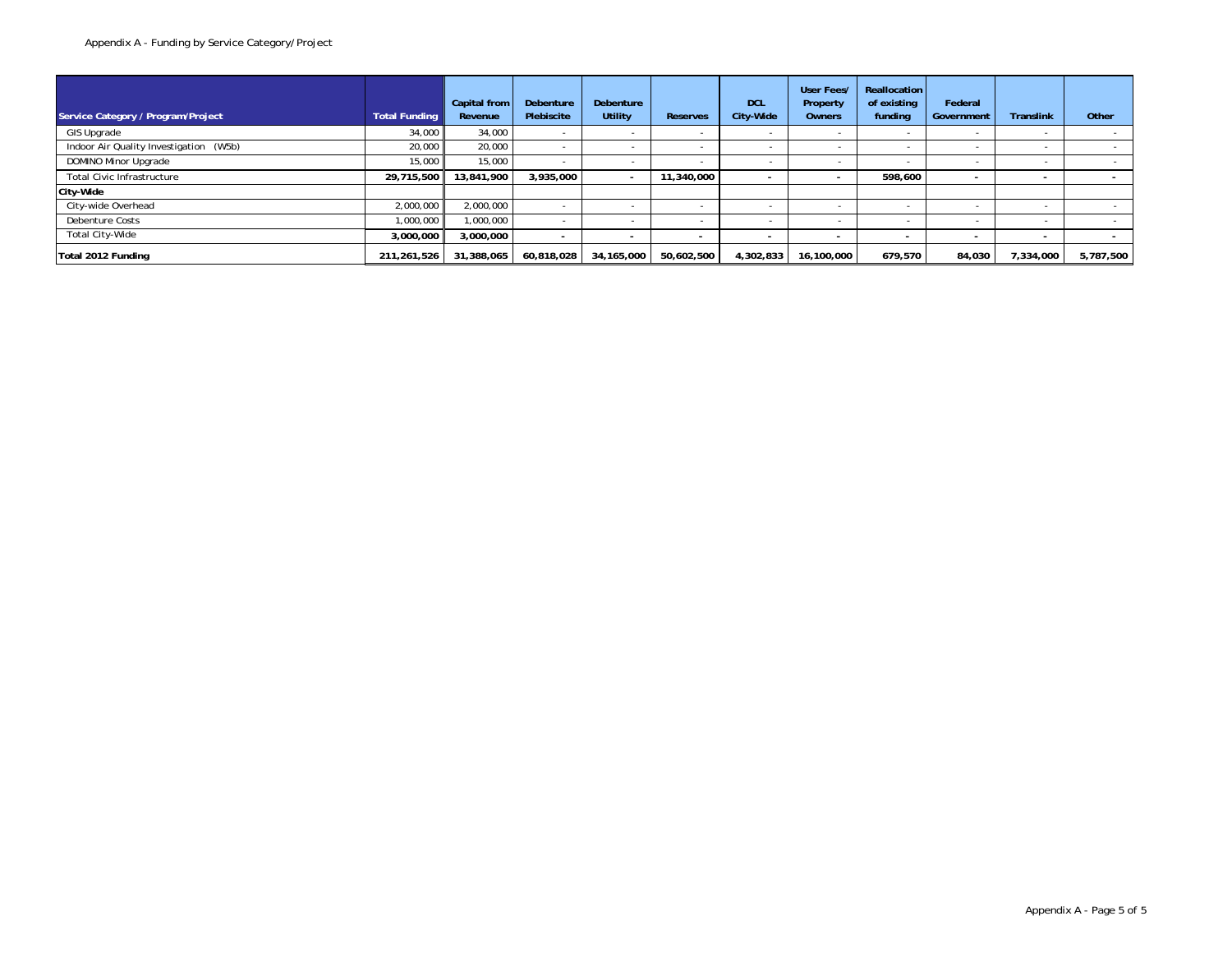Appendix A - Funding by Service Category/Project

| Service Category / Program/Project | Total Funding | Capital from Revenue | Debenture Plebiscite | Debenture Utility | Reserves | DCL City-Wide | User Fees/ Property Owners | Reallocation of existing funding | Federal Government | Translink | Other |
|---|---|---|---|---|---|---|---|---|---|---|---|
| GIS Upgrade | 34,000 | 34,000 | - | - | - | - | - | - | - | - | - |
| Indoor Air Quality Investigation (W5b) | 20,000 | 20,000 | - | - | - | - | - | - | - | - | - |
| DOMINO Minor Upgrade | 15,000 | 15,000 | - | - | - | - | - | - | - | - | - |
| Total Civic Infrastructure | **29,715,500** | **13,841,900** | **3,935,000** | **-** | **11,340,000** | **-** | **-** | **598,600** | **-** | **-** | **-** |
| **City-Wide** | | | | | | | | | | | |
| City-wide Overhead | 2,000,000 | 2,000,000 | - | - | - | - | - | - | - | - | - |
| Debenture Costs | 1,000,000 | 1,000,000 | - | - | - | - | - | - | - | - | - |
| Total City-Wide | **3,000,000** | **3,000,000** | **-** | **-** | **-** | **-** | **-** | **-** | **-** | **-** | **-** |
| **Total 2012 Funding** | **211,261,526** | **31,388,065** | **60,818,028** | **34,165,000** | **50,602,500** | **4,302,833** | **16,100,000** | **679,570** | **84,030** | **7,334,000** | **5,787,500** |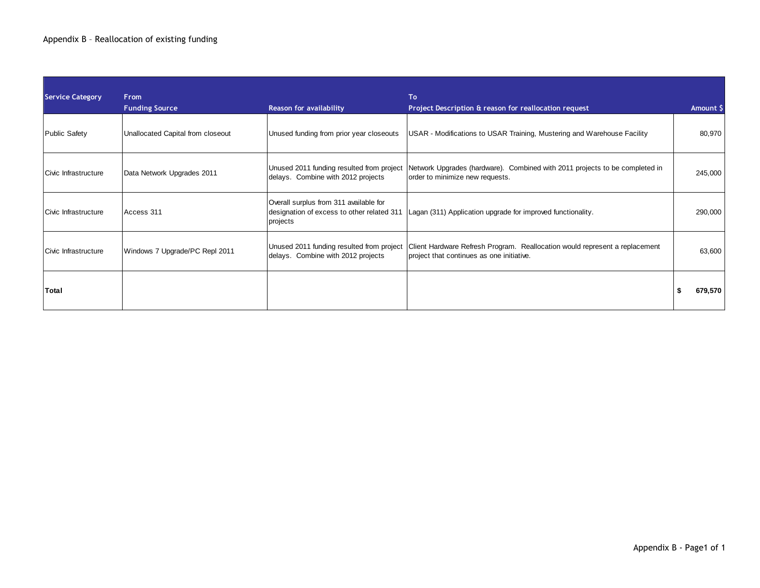Appendix B – Reallocation of existing funding

| Service Category | From<br>Funding Source | Reason for availability | To<br>Project Description & reason for reallocation request | Amount $ |
|---|---|---|---|---|
| Public Safety | Unallocated Capital from closeout | Unused funding from prior year closeouts | USAR - Modifications to USAR Training, Mustering and Warehouse Facility | 80,970 |
| Civic Infrastructure | Data Network Upgrades 2011 | Unused 2011 funding resulted from project delays. Combine with 2012 projects | Network Upgrades (hardware). Combined with 2011 projects to be completed in order to minimize new requests. | 245,000 |
| Civic Infrastructure | Access 311 | Overall surplus from 311 available for designation of excess to other related 311 projects | Lagan (311) Application upgrade for improved functionality. | 290,000 |
| Civic Infrastructure | Windows 7 Upgrade/PC Repl 2011 | Unused 2011 funding resulted from project delays. Combine with 2012 projects | Client Hardware Refresh Program. Reallocation would represent a replacement project that continues as one initiative. | 63,600 |
| **Total** | | | | **$ 679,570** |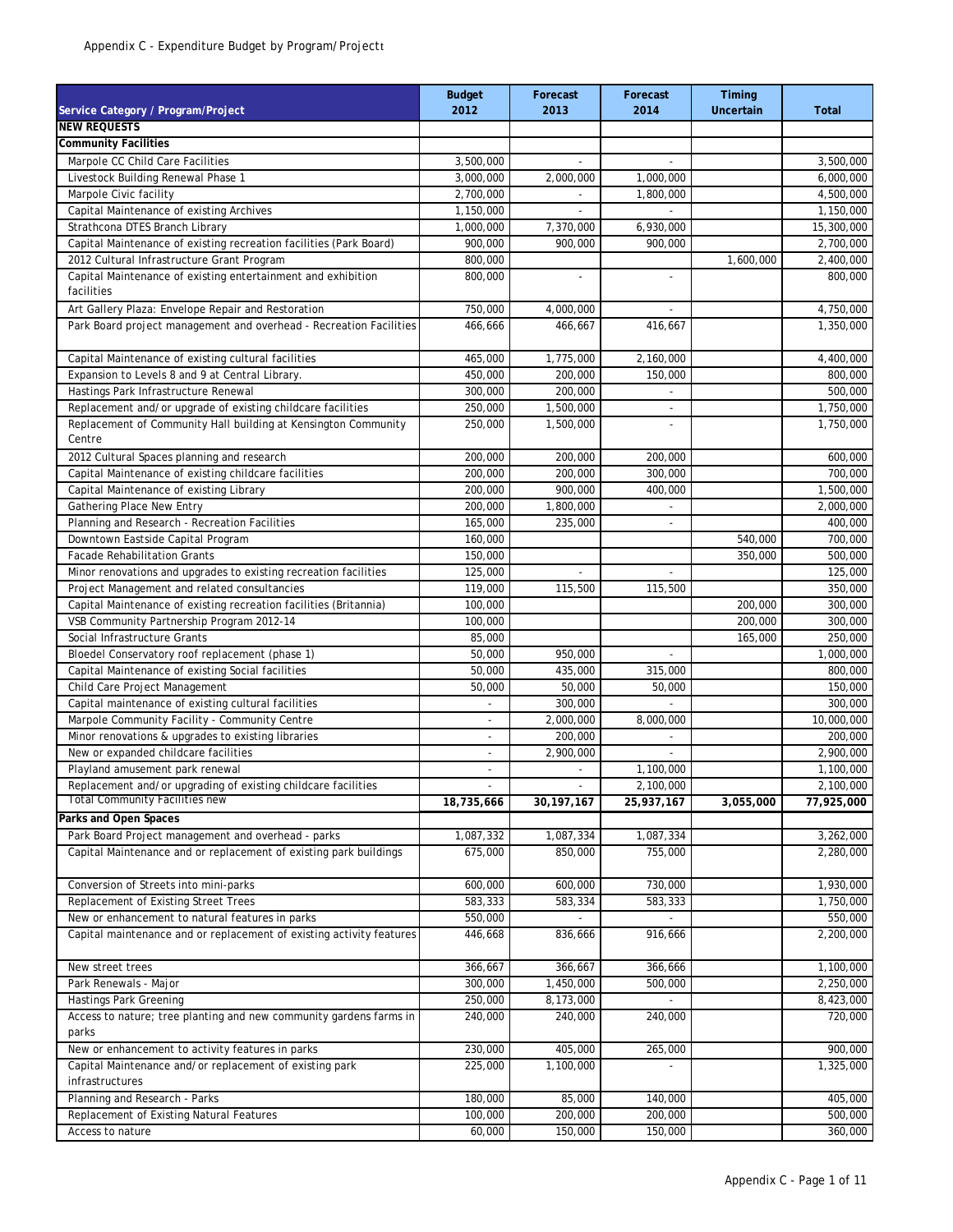Appendix C - Expenditure Budget by Program/Projectt

| Service Category / Program/Project | Budget 2012 | Forecast 2013 | Forecast 2014 | Timing Uncertain | Total |
|---|---|---|---|---|---|
| **NEW REQUESTS** | | | | | |
| **Community Facilities** | | | | | |
| Marpole CC Child Care Facilities | 3,500,000 | - | - | | 3,500,000 |
| Livestock Building Renewal Phase 1 | 3,000,000 | 2,000,000 | 1,000,000 | | 6,000,000 |
| Marpole Civic facility | 2,700,000 | - | 1,800,000 | | 4,500,000 |
| Capital Maintenance of existing Archives | 1,150,000 | - | - | | 1,150,000 |
| Strathcona DTES Branch Library | 1,000,000 | 7,370,000 | 6,930,000 | | 15,300,000 |
| Capital Maintenance of existing recreation facilities (Park Board) | 900,000 | 900,000 | 900,000 | | 2,700,000 |
| 2012 Cultural Infrastructure Grant Program | 800,000 | | | 1,600,000 | 2,400,000 |
| Capital Maintenance of existing entertainment and exhibition facilities | 800,000 | - | - | | 800,000 |
| Art Gallery Plaza: Envelope Repair and Restoration | 750,000 | 4,000,000 | - | | 4,750,000 |
| Park Board project management and overhead - Recreation Facilities | 466,666 | 466,667 | 416,667 | | 1,350,000 |
| Capital Maintenance of existing cultural facilities | 465,000 | 1,775,000 | 2,160,000 | | 4,400,000 |
| Expansion to Levels 8 and 9 at Central Library. | 450,000 | 200,000 | 150,000 | | 800,000 |
| Hastings Park Infrastructure Renewal | 300,000 | 200,000 | - | | 500,000 |
| Replacement and/or upgrade of existing childcare facilities | 250,000 | 1,500,000 | - | | 1,750,000 |
| Replacement of Community Hall building at Kensington Community Centre | 250,000 | 1,500,000 | - | | 1,750,000 |
| 2012 Cultural Spaces planning and research | 200,000 | 200,000 | 200,000 | | 600,000 |
| Capital Maintenance of existing childcare facilities | 200,000 | 200,000 | 300,000 | | 700,000 |
| Capital Maintenance of existing Library | 200,000 | 900,000 | 400,000 | | 1,500,000 |
| Gathering Place New Entry | 200,000 | 1,800,000 | - | | 2,000,000 |
| Planning and Research - Recreation Facilities | 165,000 | 235,000 | - | | 400,000 |
| Downtown Eastside Capital Program | 160,000 | | | 540,000 | 700,000 |
| Facade Rehabilitation Grants | 150,000 | | | 350,000 | 500,000 |
| Minor renovations and upgrades to existing recreation facilities | 125,000 | - | - | | 125,000 |
| Project Management and related consultancies | 119,000 | 115,500 | 115,500 | | 350,000 |
| Capital Maintenance of existing recreation facilities (Britannia) | 100,000 | | | 200,000 | 300,000 |
| VSB Community Partnership Program 2012-14 | 100,000 | | | 200,000 | 300,000 |
| Social Infrastructure Grants | 85,000 | | | 165,000 | 250,000 |
| Bloedel Conservatory roof replacement (phase 1) | 50,000 | 950,000 | - | | 1,000,000 |
| Capital Maintenance of existing Social facilities | 50,000 | 435,000 | 315,000 | | 800,000 |
| Child Care Project Management | 50,000 | 50,000 | 50,000 | | 150,000 |
| Capital maintenance of existing cultural facilities | - | 300,000 | - | | 300,000 |
| Marpole Community Facility - Community Centre | - | 2,000,000 | 8,000,000 | | 10,000,000 |
| Minor renovations & upgrades to existing libraries | - | 200,000 | - | | 200,000 |
| New or expanded childcare facilities | - | 2,900,000 | - | | 2,900,000 |
| Playland amusement park renewal | - | - | 1,100,000 | | 1,100,000 |
| Replacement and/or upgrading of existing childcare facilities | - | - | 2,100,000 | | 2,100,000 |
| Total Community Facilities new | **18,735,666** | **30,197,167** | **25,937,167** | **3,055,000** | **77,925,000** |
| **Parks and Open Spaces** | | | | | |
| Park Board Project management and overhead - parks | 1,087,332 | 1,087,334 | 1,087,334 | | 3,262,000 |
| Capital Maintenance and or replacement of existing park buildings | 675,000 | 850,000 | 755,000 | | 2,280,000 |
| Conversion of Streets into mini-parks | 600,000 | 600,000 | 730,000 | | 1,930,000 |
| Replacement of Existing Street Trees | 583,333 | 583,334 | 583,333 | | 1,750,000 |
| New or enhancement to natural features in parks | 550,000 | - | - | | 550,000 |
| Capital maintenance and or replacement of existing activity features | 446,668 | 836,666 | 916,666 | | 2,200,000 |
| New street trees | 366,667 | 366,667 | 366,666 | | 1,100,000 |
| Park Renewals - Major | 300,000 | 1,450,000 | 500,000 | | 2,250,000 |
| Hastings Park Greening | 250,000 | 8,173,000 | - | | 8,423,000 |
| Access to nature; tree planting and new community gardens farms in parks | 240,000 | 240,000 | 240,000 | | 720,000 |
| New or enhancement to activity features in parks | 230,000 | 405,000 | 265,000 | | 900,000 |
| Capital Maintenance and/or replacement of existing park infrastructures | 225,000 | 1,100,000 | - | | 1,325,000 |
| Planning and Research - Parks | 180,000 | 85,000 | 140,000 | | 405,000 |
| Replacement of Existing Natural Features | 100,000 | 200,000 | 200,000 | | 500,000 |
| Access to nature | 60,000 | 150,000 | 150,000 | | 360,000 |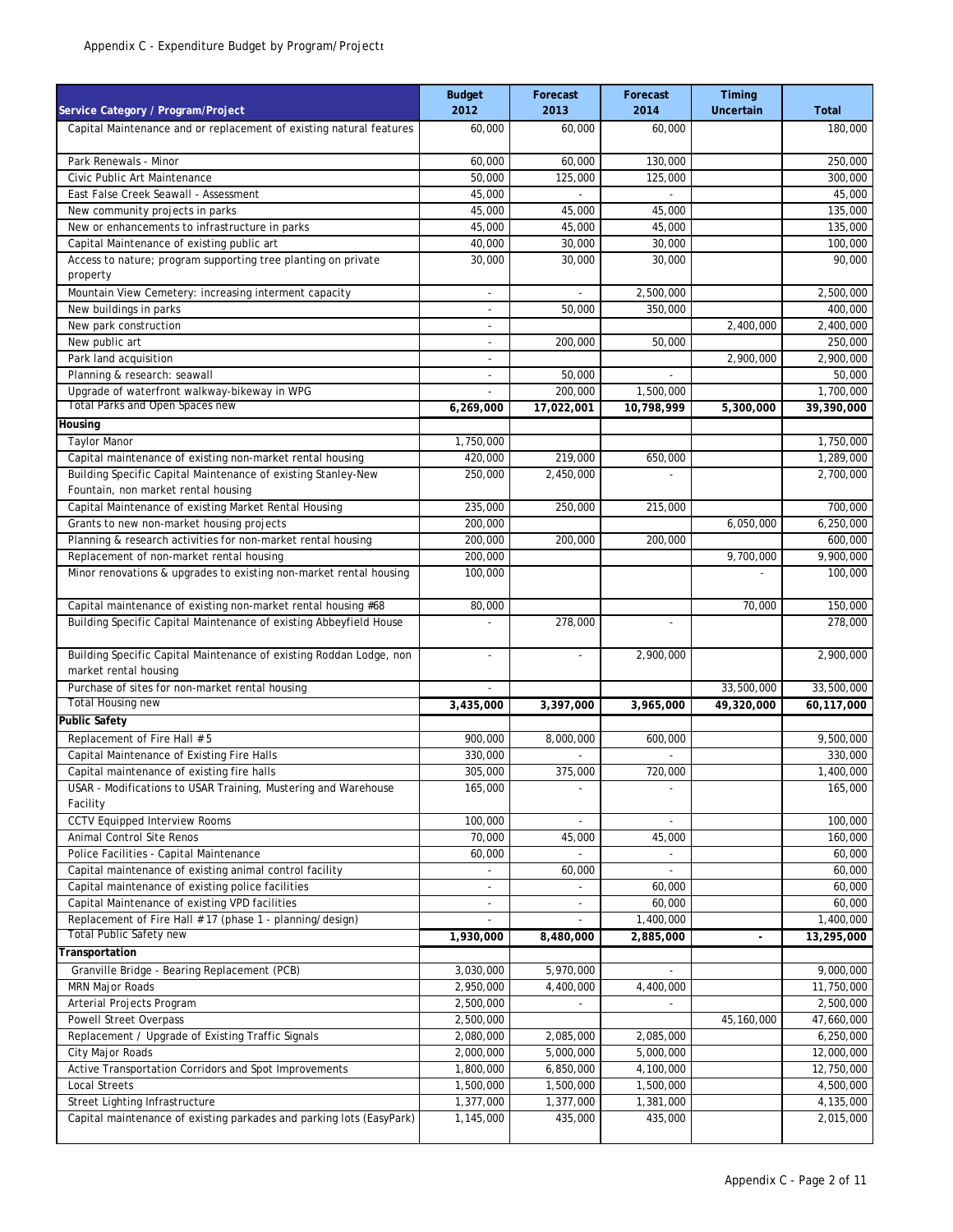Appendix C - Expenditure Budget by Program/Project

| Service Category / Program/Project | Budget 2012 | Forecast 2013 | Forecast 2014 | Timing Uncertain | Total |
|---|---|---|---|---|---|
| Capital Maintenance and or replacement of existing natural features | 60,000 | 60,000 | 60,000 | | 180,000 |
| Park Renewals - Minor | 60,000 | 60,000 | 130,000 | | 250,000 |
| Civic Public Art Maintenance | 50,000 | 125,000 | 125,000 | | 300,000 |
| East False Creek Seawall - Assessment | 45,000 | - | - | | 45,000 |
| New community projects in parks | 45,000 | 45,000 | 45,000 | | 135,000 |
| New or enhancements to infrastructure in parks | 45,000 | 45,000 | 45,000 | | 135,000 |
| Capital Maintenance of existing public art | 40,000 | 30,000 | 30,000 | | 100,000 |
| Access to nature; program supporting tree planting on private property | 30,000 | 30,000 | 30,000 | | 90,000 |
| Mountain View Cemetery: increasing interment capacity | - | - | 2,500,000 | | 2,500,000 |
| New buildings in parks | - | 50,000 | 350,000 | | 400,000 |
| New park construction | - | | | 2,400,000 | 2,400,000 |
| New public art | - | 200,000 | 50,000 | | 250,000 |
| Park land acquisition | - | | | 2,900,000 | 2,900,000 |
| Planning & research: seawall | - | 50,000 | - | | 50,000 |
| Upgrade of waterfront walkway-bikeway in WPG | - | 200,000 | 1,500,000 | | 1,700,000 |
| Total Parks and Open Spaces new | **6,269,000** | **17,022,001** | **10,798,999** | **5,300,000** | **39,390,000** |
| **Housing** | | | | | |
| Taylor Manor | 1,750,000 | | | | 1,750,000 |
| Capital maintenance of existing non-market rental housing | 420,000 | 219,000 | 650,000 | | 1,289,000 |
| Building Specific Capital Maintenance of existing Stanley-New Fountain, non market rental housing | 250,000 | 2,450,000 | - | | 2,700,000 |
| Capital Maintenance of existing Market Rental Housing | 235,000 | 250,000 | 215,000 | | 700,000 |
| Grants to new non-market housing projects | 200,000 | | | 6,050,000 | 6,250,000 |
| Planning & research activities for non-market rental housing | 200,000 | 200,000 | 200,000 | | 600,000 |
| Replacement of non-market rental housing | 200,000 | | | 9,700,000 | 9,900,000 |
| Minor renovations & upgrades to existing non-market rental housing | 100,000 | | | - | 100,000 |
| Capital maintenance of existing non-market rental housing #68 | 80,000 | | | 70,000 | 150,000 |
| Building Specific Capital Maintenance of existing Abbeyfield House | - | 278,000 | - | | 278,000 |
| Building Specific Capital Maintenance of existing Roddan Lodge, non market rental housing | - | - | 2,900,000 | | 2,900,000 |
| Purchase of sites for non-market rental housing | - | | | 33,500,000 | 33,500,000 |
| Total Housing new | **3,435,000** | **3,397,000** | **3,965,000** | **49,320,000** | **60,117,000** |
| **Public Safety** | | | | | |
| Replacement of Fire Hall # 5 | 900,000 | 8,000,000 | 600,000 | | 9,500,000 |
| Capital Maintenance of Existing Fire Halls | 330,000 | - | - | | 330,000 |
| Capital maintenance of existing fire halls | 305,000 | 375,000 | 720,000 | | 1,400,000 |
| USAR - Modifications to USAR Training, Mustering and Warehouse Facility | 165,000 | - | - | | 165,000 |
| CCTV Equipped Interview Rooms | 100,000 | - | - | | 100,000 |
| Animal Control Site Renos | 70,000 | 45,000 | 45,000 | | 160,000 |
| Police Facilities - Capital Maintenance | 60,000 | - | - | | 60,000 |
| Capital maintenance of existing animal control facility | - | 60,000 | - | | 60,000 |
| Capital maintenance of existing police facilities | - | - | 60,000 | | 60,000 |
| Capital Maintenance of existing VPD facilities | - | - | 60,000 | | 60,000 |
| Replacement of Fire Hall # 17 (phase 1 - planning/design) | - | - | 1,400,000 | | 1,400,000 |
| Total Public Safety new | **1,930,000** | **8,480,000** | **2,885,000** | **-** | **13,295,000** |
| **Transportation** | | | | | |
| Granville Bridge - Bearing Replacement (PCB) | 3,030,000 | 5,970,000 | - | | 9,000,000 |
| MRN Major Roads | 2,950,000 | 4,400,000 | 4,400,000 | | 11,750,000 |
| Arterial Projects Program | 2,500,000 | - | - | | 2,500,000 |
| Powell Street Overpass | 2,500,000 | | | 45,160,000 | 47,660,000 |
| Replacement / Upgrade of Existing Traffic Signals | 2,080,000 | 2,085,000 | 2,085,000 | | 6,250,000 |
| City Major Roads | 2,000,000 | 5,000,000 | 5,000,000 | | 12,000,000 |
| Active Transportation Corridors and Spot Improvements | 1,800,000 | 6,850,000 | 4,100,000 | | 12,750,000 |
| Local Streets | 1,500,000 | 1,500,000 | 1,500,000 | | 4,500,000 |
| Street Lighting Infrastructure | 1,377,000 | 1,377,000 | 1,381,000 | | 4,135,000 |
| Capital maintenance of existing parkades and parking lots (EasyPark) | 1,145,000 | 435,000 | 435,000 | | 2,015,000 |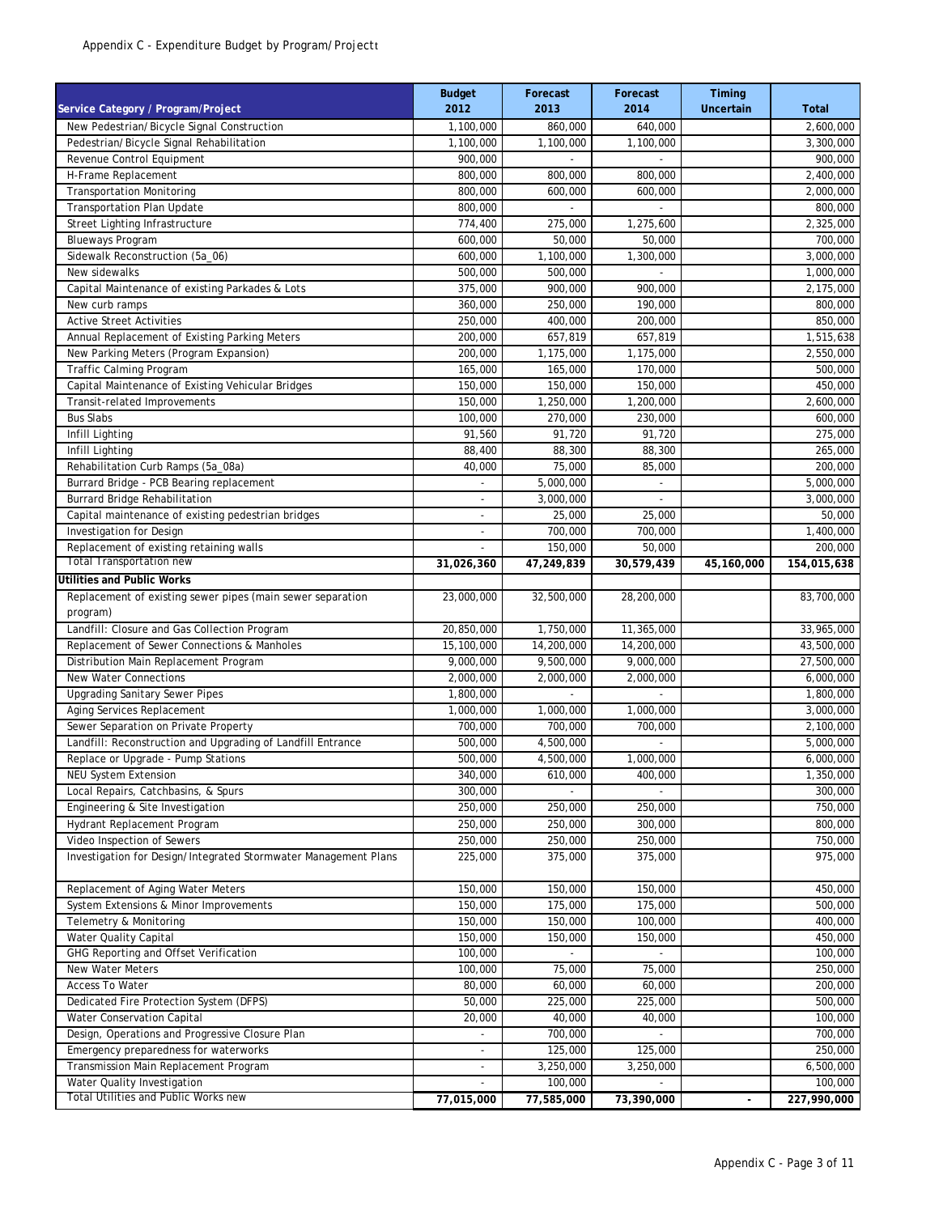Appendix C - Expenditure Budget by Program/Projectt

| Service Category / Program/Project | Budget 2012 | Forecast 2013 | Forecast 2014 | Timing Uncertain | Total |
|---|---|---|---|---|---|
| New Pedestrian/Bicycle Signal Construction | 1,100,000 | 860,000 | 640,000 | | 2,600,000 |
| Pedestrian/Bicycle Signal Rehabilitation | 1,100,000 | 1,100,000 | 1,100,000 | | 3,300,000 |
| Revenue Control Equipment | 900,000 | - | - | | 900,000 |
| H-Frame Replacement | 800,000 | 800,000 | 800,000 | | 2,400,000 |
| Transportation Monitoring | 800,000 | 600,000 | 600,000 | | 2,000,000 |
| Transportation Plan Update | 800,000 | - | - | | 800,000 |
| Street Lighting Infrastructure | 774,400 | 275,000 | 1,275,600 | | 2,325,000 |
| Blueways Program | 600,000 | 50,000 | 50,000 | | 700,000 |
| Sidewalk Reconstruction (5a_06) | 600,000 | 1,100,000 | 1,300,000 | | 3,000,000 |
| New sidewalks | 500,000 | 500,000 | - | | 1,000,000 |
| Capital Maintenance of existing Parkades & Lots | 375,000 | 900,000 | 900,000 | | 2,175,000 |
| New curb ramps | 360,000 | 250,000 | 190,000 | | 800,000 |
| Active Street Activities | 250,000 | 400,000 | 200,000 | | 850,000 |
| Annual Replacement of Existing Parking Meters | 200,000 | 657,819 | 657,819 | | 1,515,638 |
| New Parking Meters (Program Expansion) | 200,000 | 1,175,000 | 1,175,000 | | 2,550,000 |
| Traffic Calming Program | 165,000 | 165,000 | 170,000 | | 500,000 |
| Capital Maintenance of Existing Vehicular Bridges | 150,000 | 150,000 | 150,000 | | 450,000 |
| Transit-related Improvements | 150,000 | 1,250,000 | 1,200,000 | | 2,600,000 |
| Bus Slabs | 100,000 | 270,000 | 230,000 | | 600,000 |
| Infill Lighting | 91,560 | 91,720 | 91,720 | | 275,000 |
| Infill Lighting | 88,400 | 88,300 | 88,300 | | 265,000 |
| Rehabilitation Curb Ramps (5a_08a) | 40,000 | 75,000 | 85,000 | | 200,000 |
| Burrard Bridge - PCB Bearing replacement | - | 5,000,000 | - | | 5,000,000 |
| Burrard Bridge Rehabilitation | - | 3,000,000 | - | | 3,000,000 |
| Capital maintenance of existing pedestrian bridges | - | 25,000 | 25,000 | | 50,000 |
| Investigation for Design | - | 700,000 | 700,000 | | 1,400,000 |
| Replacement of existing retaining walls | - | 150,000 | 50,000 | | 200,000 |
| Total Transportation new | **31,026,360** | **47,249,839** | **30,579,439** | **45,160,000** | **154,015,638** |
| **Utilities and Public Works** | | | | | |
| Replacement of existing sewer pipes (main sewer separation program) | 23,000,000 | 32,500,000 | 28,200,000 | | 83,700,000 |
| Landfill: Closure and Gas Collection Program | 20,850,000 | 1,750,000 | 11,365,000 | | 33,965,000 |
| Replacement of Sewer Connections & Manholes | 15,100,000 | 14,200,000 | 14,200,000 | | 43,500,000 |
| Distribution Main Replacement Program | 9,000,000 | 9,500,000 | 9,000,000 | | 27,500,000 |
| New Water Connections | 2,000,000 | 2,000,000 | 2,000,000 | | 6,000,000 |
| Upgrading Sanitary Sewer Pipes | 1,800,000 | - | - | | 1,800,000 |
| Aging Services Replacement | 1,000,000 | 1,000,000 | 1,000,000 | | 3,000,000 |
| Sewer Separation on Private Property | 700,000 | 700,000 | 700,000 | | 2,100,000 |
| Landfill: Reconstruction and Upgrading of Landfill Entrance | 500,000 | 4,500,000 | - | | 5,000,000 |
| Replace or Upgrade - Pump Stations | 500,000 | 4,500,000 | 1,000,000 | | 6,000,000 |
| NEU System Extension | 340,000 | 610,000 | 400,000 | | 1,350,000 |
| Local Repairs, Catchbasins, & Spurs | 300,000 | - | - | | 300,000 |
| Engineering & Site Investigation | 250,000 | 250,000 | 250,000 | | 750,000 |
| Hydrant Replacement Program | 250,000 | 250,000 | 300,000 | | 800,000 |
| Video Inspection of Sewers | 250,000 | 250,000 | 250,000 | | 750,000 |
| Investigation for Design/Integrated Stormwater Management Plans | 225,000 | 375,000 | 375,000 | | 975,000 |
| Replacement of Aging Water Meters | 150,000 | 150,000 | 150,000 | | 450,000 |
| System Extensions & Minor Improvements | 150,000 | 175,000 | 175,000 | | 500,000 |
| Telemetry & Monitoring | 150,000 | 150,000 | 100,000 | | 400,000 |
| Water Quality Capital | 150,000 | 150,000 | 150,000 | | 450,000 |
| GHG Reporting and Offset Verification | 100,000 | - | - | | 100,000 |
| New Water Meters | 100,000 | 75,000 | 75,000 | | 250,000 |
| Access To Water | 80,000 | 60,000 | 60,000 | | 200,000 |
| Dedicated Fire Protection System (DFPS) | 50,000 | 225,000 | 225,000 | | 500,000 |
| Water Conservation Capital | 20,000 | 40,000 | 40,000 | | 100,000 |
| Design, Operations and Progressive Closure Plan | - | 700,000 | - | | 700,000 |
| Emergency preparedness for waterworks | - | 125,000 | 125,000 | | 250,000 |
| Transmission Main Replacement Program | - | 3,250,000 | 3,250,000 | | 6,500,000 |
| Water Quality Investigation | - | 100,000 | - | | 100,000 |
| Total Utilities and Public Works new | **77,015,000** | **77,585,000** | **73,390,000** | **-** | **227,990,000** |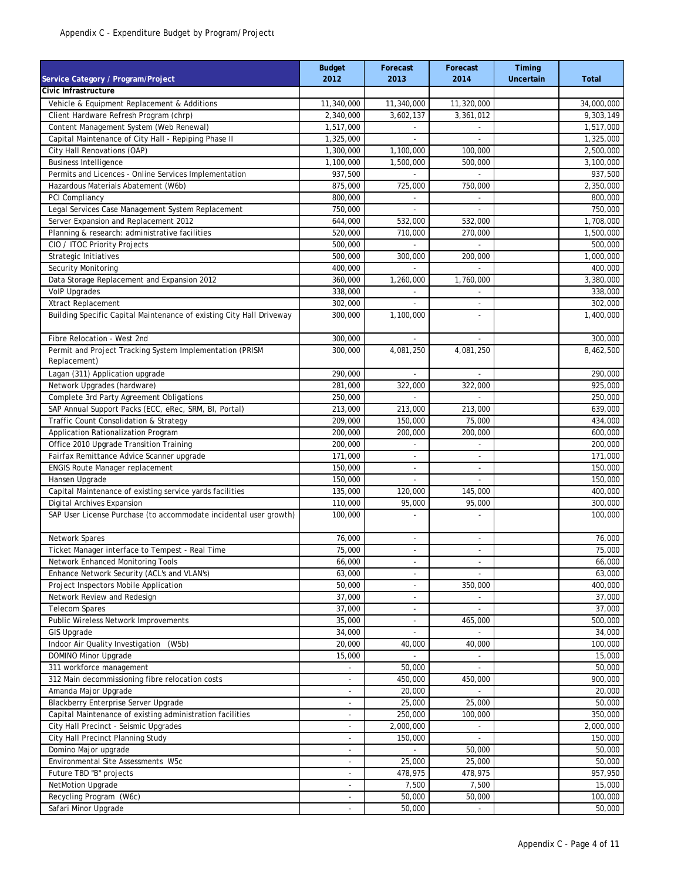Appendix C - Expenditure Budget by Program/Projectt

| Service Category / Program/Project | Budget 2012 | Forecast 2013 | Forecast 2014 | Timing Uncertain | Total |
|---|---|---|---|---|---|
| **Civic Infrastructure** | | | | | |
| Vehicle & Equipment Replacement & Additions | 11,340,000 | 11,340,000 | 11,320,000 | | 34,000,000 |
| Client Hardware Refresh Program (chrp) | 2,340,000 | 3,602,137 | 3,361,012 | | 9,303,149 |
| Content Management System (Web Renewal) | 1,517,000 | - | - | | 1,517,000 |
| Capital Maintenance of City Hall - Repiping Phase II | 1,325,000 | - | - | | 1,325,000 |
| City Hall Renovations (OAP) | 1,300,000 | 1,100,000 | 100,000 | | 2,500,000 |
| Business Intelligence | 1,100,000 | 1,500,000 | 500,000 | | 3,100,000 |
| Permits and Licences - Online Services Implementation | 937,500 | - | - | | 937,500 |
| Hazardous Materials Abatement (W6b) | 875,000 | 725,000 | 750,000 | | 2,350,000 |
| PCI Compliancy | 800,000 | - | - | | 800,000 |
| Legal Services Case Management System Replacement | 750,000 | - | - | | 750,000 |
| Server Expansion and Replacement 2012 | 644,000 | 532,000 | 532,000 | | 1,708,000 |
| Planning & research: administrative facilities | 520,000 | 710,000 | 270,000 | | 1,500,000 |
| CIO / ITOC Priority Projects | 500,000 | - | - | | 500,000 |
| Strategic Initiatives | 500,000 | 300,000 | 200,000 | | 1,000,000 |
| Security Monitoring | 400,000 | - | - | | 400,000 |
| Data Storage Replacement and Expansion 2012 | 360,000 | 1,260,000 | 1,760,000 | | 3,380,000 |
| VoIP Upgrades | 338,000 | - | - | | 338,000 |
| Xtract Replacement | 302,000 | - | - | | 302,000 |
| Building Specific Capital Maintenance of existing City Hall Driveway | 300,000 | 1,100,000 | - | | 1,400,000 |
| Fibre Relocation - West 2nd | 300,000 | - | - | | 300,000 |
| Permit and Project Tracking System Implementation (PRISM Replacement) | 300,000 | 4,081,250 | 4,081,250 | | 8,462,500 |
| Lagan (311) Application upgrade | 290,000 | - | - | | 290,000 |
| Network Upgrades (hardware) | 281,000 | 322,000 | 322,000 | | 925,000 |
| Complete 3rd Party Agreement Obligations | 250,000 | - | - | | 250,000 |
| SAP Annual Support Packs (ECC, eRec, SRM, BI, Portal) | 213,000 | 213,000 | 213,000 | | 639,000 |
| Traffic Count Consolidation & Strategy | 209,000 | 150,000 | 75,000 | | 434,000 |
| Application Rationalization Program | 200,000 | 200,000 | 200,000 | | 600,000 |
| Office 2010 Upgrade Transition Training | 200,000 | - | - | | 200,000 |
| Fairfax Remittance Advice Scanner upgrade | 171,000 | - | - | | 171,000 |
| ENGIS Route Manager replacement | 150,000 | - | - | | 150,000 |
| Hansen Upgrade | 150,000 | - | - | | 150,000 |
| Capital Maintenance of existing service yards facilities | 135,000 | 120,000 | 145,000 | | 400,000 |
| Digital Archives Expansion | 110,000 | 95,000 | 95,000 | | 300,000 |
| SAP User License Purchase (to accommodate incidental user growth) | 100,000 | - | - | | 100,000 |
| Network Spares | 76,000 | - | - | | 76,000 |
| Ticket Manager interface to Tempest - Real Time | 75,000 | - | - | | 75,000 |
| Network Enhanced Monitoring Tools | 66,000 | - | - | | 66,000 |
| Enhance Network Security (ACL's and VLAN's) | 63,000 | - | - | | 63,000 |
| Project Inspectors Mobile Application | 50,000 | - | 350,000 | | 400,000 |
| Network Review and Redesign | 37,000 | - | - | | 37,000 |
| Telecom Spares | 37,000 | - | - | | 37,000 |
| Public Wireless Network Improvements | 35,000 | - | 465,000 | | 500,000 |
| GIS Upgrade | 34,000 | - | - | | 34,000 |
| Indoor Air Quality Investigation (W5b) | 20,000 | 40,000 | 40,000 | | 100,000 |
| DOMINO Minor Upgrade | 15,000 | - | - | | 15,000 |
| 311 workforce management | - | 50,000 | - | | 50,000 |
| 312 Main decommissioning fibre relocation costs | - | 450,000 | 450,000 | | 900,000 |
| Amanda Major Upgrade | - | 20,000 | - | | 20,000 |
| Blackberry Enterprise Server Upgrade | - | 25,000 | 25,000 | | 50,000 |
| Capital Maintenance of existing administration facilities | - | 250,000 | 100,000 | | 350,000 |
| City Hall Precinct - Seismic Upgrades | - | 2,000,000 | - | | 2,000,000 |
| City Hall Precinct Planning Study | - | 150,000 | - | | 150,000 |
| Domino Major upgrade | - | - | 50,000 | | 50,000 |
| Environmental Site Assessments W5c | - | 25,000 | 25,000 | | 50,000 |
| Future TBD "B" projects | - | 478,975 | 478,975 | | 957,950 |
| NetMotion Upgrade | - | 7,500 | 7,500 | | 15,000 |
| Recycling Program (W6c) | - | 50,000 | 50,000 | | 100,000 |
| Safari Minor Upgrade | - | 50,000 | - | | 50,000 |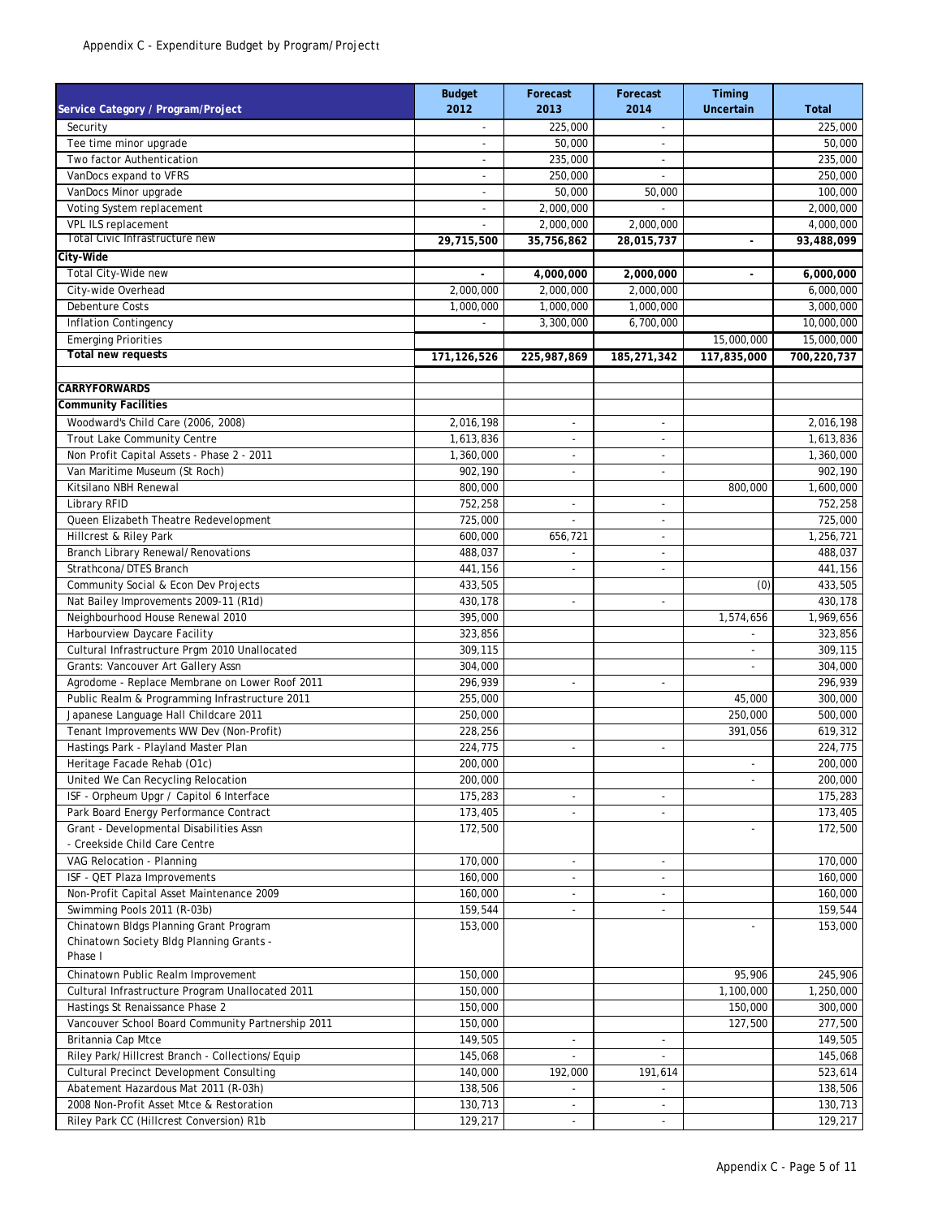Appendix C - Expenditure Budget by Program/Projectt

| Service Category / Program/Project | Budget 2012 | Forecast 2013 | Forecast 2014 | Timing Uncertain | Total |
|---|---|---|---|---|---|
| Security | - | 225,000 | - | | 225,000 |
| Tee time minor upgrade | - | 50,000 | - | | 50,000 |
| Two factor Authentication | - | 235,000 | - | | 235,000 |
| VanDocs expand to VFRS | - | 250,000 | - | | 250,000 |
| VanDocs Minor upgrade | - | 50,000 | 50,000 | | 100,000 |
| Voting System replacement | - | 2,000,000 | - | | 2,000,000 |
| VPL ILS replacement | - | 2,000,000 | 2,000,000 | | 4,000,000 |
| **Total Civic Infrastructure new** | **29,715,500** | **35,756,862** | **28,015,737** | **-** | **93,488,099** |
| **City-Wide** | | | | | |
| Total City-Wide new | **-** | **4,000,000** | **2,000,000** | **-** | **6,000,000** |
| City-wide Overhead | 2,000,000 | 2,000,000 | 2,000,000 | | 6,000,000 |
| Debenture Costs | 1,000,000 | 1,000,000 | 1,000,000 | | 3,000,000 |
| Inflation Contingency | - | 3,300,000 | 6,700,000 | | 10,000,000 |
| Emerging Priorities | | | | 15,000,000 | 15,000,000 |
| **Total new requests** | **171,126,526** | **225,987,869** | **185,271,342** | **117,835,000** | **700,220,737** |
| | | | | | |
| **CARRYFORWARDS** | | | | | |
| **Community Facilities** | | | | | |
| Woodward's Child Care (2006, 2008) | 2,016,198 | - | - | | 2,016,198 |
| Trout Lake Community Centre | 1,613,836 | - | - | | 1,613,836 |
| Non Profit Capital Assets - Phase 2 - 2011 | 1,360,000 | - | - | | 1,360,000 |
| Van Maritime Museum (St Roch) | 902,190 | - | - | | 902,190 |
| Kitsilano NBH Renewal | 800,000 | | | 800,000 | 1,600,000 |
| Library RFID | 752,258 | - | - | | 752,258 |
| Queen Elizabeth Theatre Redevelopment | 725,000 | - | - | | 725,000 |
| Hillcrest & Riley Park | 600,000 | 656,721 | - | | 1,256,721 |
| Branch Library Renewal/Renovations | 488,037 | - | - | | 488,037 |
| Strathcona/DTES Branch | 441,156 | - | - | | 441,156 |
| Community Social & Econ Dev Projects | 433,505 | | | (0) | 433,505 |
| Nat Bailey Improvements 2009-11 (R1d) | 430,178 | - | - | | 430,178 |
| Neighbourhood House Renewal 2010 | 395,000 | | | 1,574,656 | 1,969,656 |
| Harbourview Daycare Facility | 323,856 | | | - | 323,856 |
| Cultural Infrastructure Prgm 2010 Unallocated | 309,115 | | | - | 309,115 |
| Grants: Vancouver Art Gallery Assn | 304,000 | | | - | 304,000 |
| Agrodome - Replace Membrane on Lower Roof 2011 | 296,939 | - | - | | 296,939 |
| Public Realm & Programming Infrastructure 2011 | 255,000 | | | 45,000 | 300,000 |
| Japanese Language Hall Childcare 2011 | 250,000 | | | 250,000 | 500,000 |
| Tenant Improvements WW Dev (Non-Profit) | 228,256 | | | 391,056 | 619,312 |
| Hastings Park - Playland Master Plan | 224,775 | - | - | | 224,775 |
| Heritage Facade Rehab (O1c) | 200,000 | | | - | 200,000 |
| United We Can Recycling Relocation | 200,000 | | | - | 200,000 |
| ISF - Orpheum Upgr / Capitol 6 Interface | 175,283 | - | - | | 175,283 |
| Park Board Energy Performance Contract | 173,405 | - | - | | 173,405 |
| Grant - Developmental Disabilities Assn - Creekside Child Care Centre | 172,500 | | | - | 172,500 |
| VAG Relocation - Planning | 170,000 | - | - | | 170,000 |
| ISF - QET Plaza Improvements | 160,000 | - | - | | 160,000 |
| Non-Profit Capital Asset Maintenance 2009 | 160,000 | - | - | | 160,000 |
| Swimming Pools 2011 (R-03b) | 159,544 | - | - | | 159,544 |
| Chinatown Bldgs Planning Grant Program Chinatown Society Bldg Planning Grants - Phase I | 153,000 | | | - | 153,000 |
| Chinatown Public Realm Improvement | 150,000 | | | 95,906 | 245,906 |
| Cultural Infrastructure Program Unallocated 2011 | 150,000 | | | 1,100,000 | 1,250,000 |
| Hastings St Renaissance Phase 2 | 150,000 | | | 150,000 | 300,000 |
| Vancouver School Board Community Partnership 2011 | 150,000 | | | 127,500 | 277,500 |
| Britannia Cap Mtce | 149,505 | - | - | | 149,505 |
| Riley Park/Hillcrest Branch - Collections/Equip | 145,068 | - | - | | 145,068 |
| Cultural Precinct Development Consulting | 140,000 | 192,000 | 191,614 | | 523,614 |
| Abatement Hazardous Mat 2011 (R-03h) | 138,506 | - | - | | 138,506 |
| 2008 Non-Profit Asset Mtce & Restoration | 130,713 | - | - | | 130,713 |
| Riley Park CC (Hillcrest Conversion) R1b | 129,217 | - | - | | 129,217 |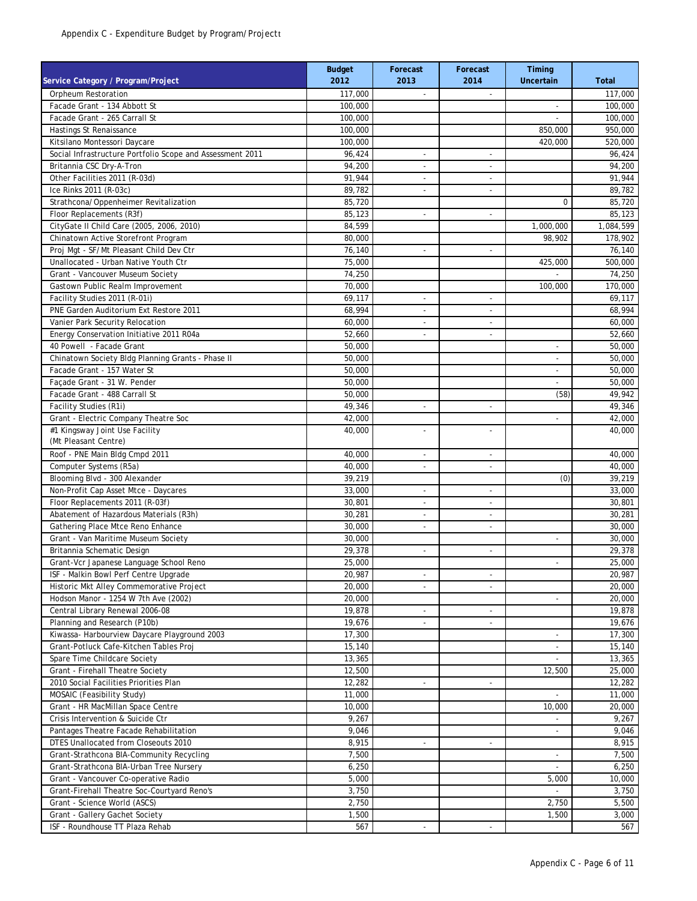Appendix C - Expenditure Budget by Program/Project

| Service Category / Program/Project | Budget 2012 | Forecast 2013 | Forecast 2014 | Timing Uncertain | Total |
|---|---|---|---|---|---|
| Orpheum Restoration | 117,000 | - | - | | 117,000 |
| Facade Grant - 134 Abbott St | 100,000 | | | - | 100,000 |
| Facade Grant - 265 Carrall St | 100,000 | | | - | 100,000 |
| Hastings St Renaissance | 100,000 | | | 850,000 | 950,000 |
| Kitsilano Montessori Daycare | 100,000 | | | 420,000 | 520,000 |
| Social Infrastructure Portfolio Scope and Assessment 2011 | 96,424 | - | - | | 96,424 |
| Britannia CSC Dry-A-Tron | 94,200 | - | - | | 94,200 |
| Other Facilities 2011 (R-03d) | 91,944 | - | - | | 91,944 |
| Ice Rinks 2011 (R-03c) | 89,782 | - | - | | 89,782 |
| Strathcona/Oppenheimer Revitalization | 85,720 | | | 0 | 85,720 |
| Floor Replacements (R3f) | 85,123 | - | - | | 85,123 |
| CityGate II Child Care (2005, 2006, 2010) | 84,599 | | | 1,000,000 | 1,084,599 |
| Chinatown Active Storefront Program | 80,000 | | | 98,902 | 178,902 |
| Proj Mgt - SF/Mt Pleasant Child Dev Ctr | 76,140 | - | - | | 76,140 |
| Unallocated - Urban Native Youth Ctr | 75,000 | | | 425,000 | 500,000 |
| Grant - Vancouver Museum Society | 74,250 | | | - | 74,250 |
| Gastown Public Realm Improvement | 70,000 | | | 100,000 | 170,000 |
| Facility Studies 2011 (R-01i) | 69,117 | - | - | | 69,117 |
| PNE Garden Auditorium Ext Restore 2011 | 68,994 | - | - | | 68,994 |
| Vanier Park Security Relocation | 60,000 | - | - | | 60,000 |
| Energy Conservation Initiative 2011 R04a | 52,660 | - | - | | 52,660 |
| 40 Powell - Facade Grant | 50,000 | | | - | 50,000 |
| Chinatown Society Bldg Planning Grants - Phase II | 50,000 | | | - | 50,000 |
| Facade Grant - 157 Water St | 50,000 | | | - | 50,000 |
| Façade Grant - 31 W. Pender | 50,000 | | | - | 50,000 |
| Facade Grant - 488 Carrall St | 50,000 | | | (58) | 49,942 |
| Facility Studies (R1i) | 49,346 | - | - | | 49,346 |
| Grant - Electric Company Theatre Soc | 42,000 | | | - | 42,000 |
| #1 Kingsway Joint Use Facility (Mt Pleasant Centre) | 40,000 | - | - | | 40,000 |
| Roof - PNE Main Bldg Cmpd 2011 | 40,000 | - | - | | 40,000 |
| Computer Systems (R5a) | 40,000 | - | - | | 40,000 |
| Blooming Blvd - 300 Alexander | 39,219 | | | (0) | 39,219 |
| Non-Profit Cap Asset Mtce - Daycares | 33,000 | - | - | | 33,000 |
| Floor Replacements 2011 (R-03f) | 30,801 | - | - | | 30,801 |
| Abatement of Hazardous Materials (R3h) | 30,281 | - | - | | 30,281 |
| Gathering Place Mtce Reno Enhance | 30,000 | - | - | | 30,000 |
| Grant - Van Maritime Museum Society | 30,000 | | | - | 30,000 |
| Britannia Schematic Design | 29,378 | - | - | | 29,378 |
| Grant-Vcr Japanese Language School Reno | 25,000 | | | - | 25,000 |
| ISF - Malkin Bowl Perf Centre Upgrade | 20,987 | - | - | | 20,987 |
| Historic Mkt Alley Commemorative Project | 20,000 | - | - | | 20,000 |
| Hodson Manor - 1254 W 7th Ave (2002) | 20,000 | | | - | 20,000 |
| Central Library Renewal 2006-08 | 19,878 | - | - | | 19,878 |
| Planning and Research (P10b) | 19,676 | - | - | | 19,676 |
| Kiwassa- Harbourview Daycare Playground 2003 | 17,300 | | | - | 17,300 |
| Grant-Potluck Cafe-Kitchen Tables Proj | 15,140 | | | - | 15,140 |
| Spare Time Childcare Society | 13,365 | | | - | 13,365 |
| Grant - Firehall Theatre Society | 12,500 | | | 12,500 | 25,000 |
| 2010 Social Facilities Priorities Plan | 12,282 | - | - | | 12,282 |
| MOSAIC (Feasibility Study) | 11,000 | | | - | 11,000 |
| Grant - HR MacMillan Space Centre | 10,000 | | | 10,000 | 20,000 |
| Crisis Intervention & Suicide Ctr | 9,267 | | | - | 9,267 |
| Pantages Theatre Facade Rehabilitation | 9,046 | | | - | 9,046 |
| DTES Unallocated from Closeouts 2010 | 8,915 | - | - | | 8,915 |
| Grant-Strathcona BIA-Community Recycling | 7,500 | | | - | 7,500 |
| Grant-Strathcona BIA-Urban Tree Nursery | 6,250 | | | - | 6,250 |
| Grant - Vancouver Co-operative Radio | 5,000 | | | 5,000 | 10,000 |
| Grant-Firehall Theatre Soc-Courtyard Reno's | 3,750 | | | - | 3,750 |
| Grant - Science World (ASCS) | 2,750 | | | 2,750 | 5,500 |
| Grant - Gallery Gachet Society | 1,500 | | | 1,500 | 3,000 |
| ISF - Roundhouse TT Plaza Rehab | 567 | - | - | | 567 |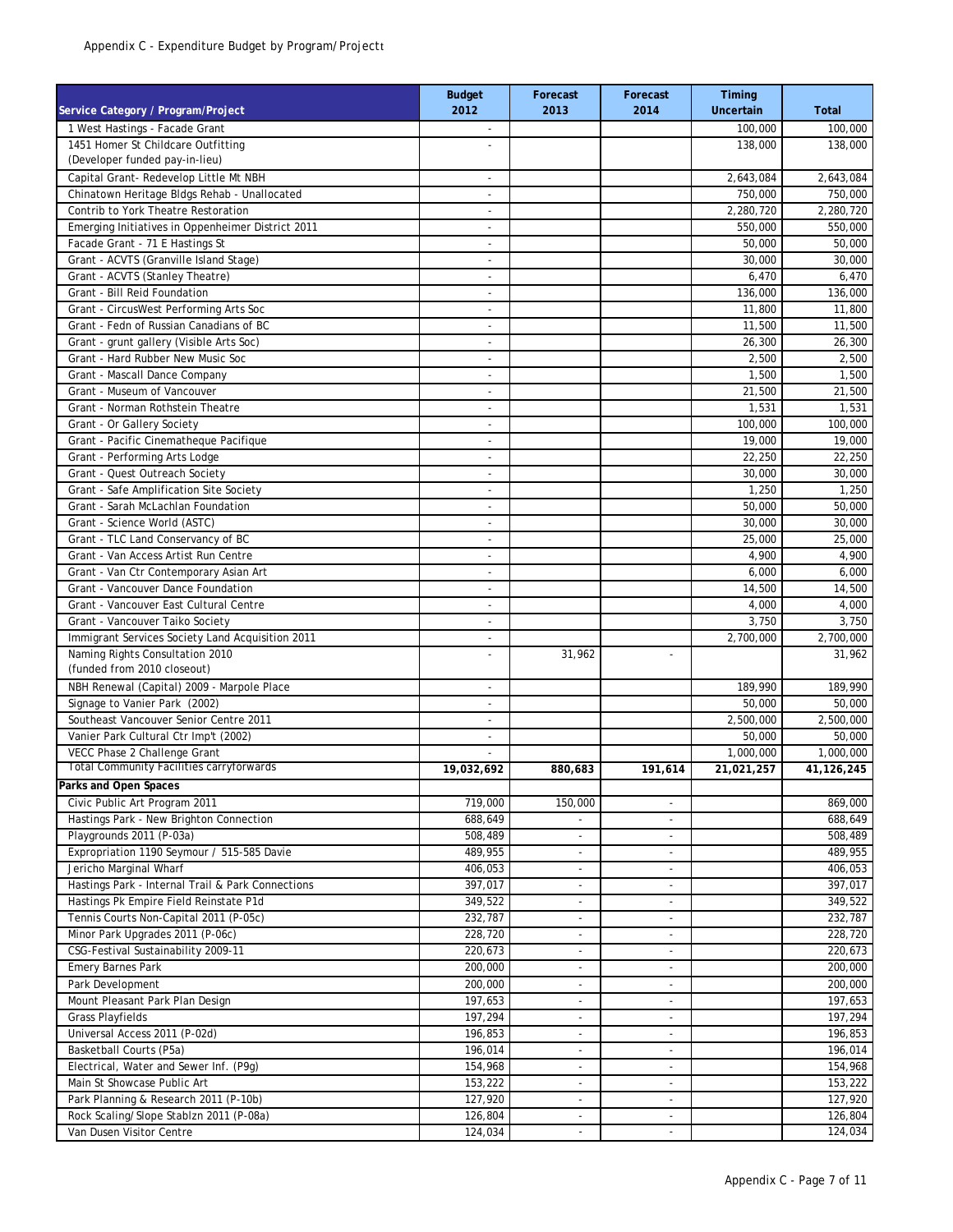Appendix C - Expenditure Budget by Program/Projectt

| Service Category / Program/Project | Budget 2012 | Forecast 2013 | Forecast 2014 | Timing Uncertain | Total |
|---|---|---|---|---|---|
| 1 West Hastings - Facade Grant | - | | | 100,000 | 100,000 |
| 1451 Homer St Childcare Outfitting (Developer funded pay-in-lieu) | - | | | 138,000 | 138,000 |
| Capital Grant- Redevelop Little Mt NBH | - | | | 2,643,084 | 2,643,084 |
| Chinatown Heritage Bldgs Rehab - Unallocated | - | | | 750,000 | 750,000 |
| Contrib to York Theatre Restoration | - | | | 2,280,720 | 2,280,720 |
| Emerging Initiatives in Oppenheimer District 2011 | - | | | 550,000 | 550,000 |
| Facade Grant - 71 E Hastings St | - | | | 50,000 | 50,000 |
| Grant - ACVTS (Granville Island Stage) | - | | | 30,000 | 30,000 |
| Grant - ACVTS (Stanley Theatre) | - | | | 6,470 | 6,470 |
| Grant - Bill Reid Foundation | - | | | 136,000 | 136,000 |
| Grant - CircusWest Performing Arts Soc | - | | | 11,800 | 11,800 |
| Grant - Fedn of Russian Canadians of BC | - | | | 11,500 | 11,500 |
| Grant - grunt gallery (Visible Arts Soc) | - | | | 26,300 | 26,300 |
| Grant - Hard Rubber New Music Soc | - | | | 2,500 | 2,500 |
| Grant - Mascall Dance Company | - | | | 1,500 | 1,500 |
| Grant - Museum of Vancouver | - | | | 21,500 | 21,500 |
| Grant - Norman Rothstein Theatre | - | | | 1,531 | 1,531 |
| Grant - Or Gallery Society | - | | | 100,000 | 100,000 |
| Grant - Pacific Cinematheque Pacifique | - | | | 19,000 | 19,000 |
| Grant - Performing Arts Lodge | - | | | 22,250 | 22,250 |
| Grant - Quest Outreach Society | - | | | 30,000 | 30,000 |
| Grant - Safe Amplification Site Society | - | | | 1,250 | 1,250 |
| Grant - Sarah McLachlan Foundation | - | | | 50,000 | 50,000 |
| Grant - Science World (ASTC) | - | | | 30,000 | 30,000 |
| Grant - TLC Land Conservancy of BC | - | | | 25,000 | 25,000 |
| Grant - Van Access Artist Run Centre | - | | | 4,900 | 4,900 |
| Grant - Van Ctr Contemporary Asian Art | - | | | 6,000 | 6,000 |
| Grant - Vancouver Dance Foundation | - | | | 14,500 | 14,500 |
| Grant - Vancouver East Cultural Centre | - | | | 4,000 | 4,000 |
| Grant - Vancouver Taiko Society | - | | | 3,750 | 3,750 |
| Immigrant Services Society Land Acquisition 2011 | - | | | 2,700,000 | 2,700,000 |
| Naming Rights Consultation 2010 (funded from 2010 closeout) | - | 31,962 | - | | 31,962 |
| NBH Renewal (Capital) 2009 - Marpole Place | - | | | 189,990 | 189,990 |
| Signage to Vanier Park (2002) | - | | | 50,000 | 50,000 |
| Southeast Vancouver Senior Centre 2011 | - | | | 2,500,000 | 2,500,000 |
| Vanier Park Cultural Ctr Imp't (2002) | - | | | 50,000 | 50,000 |
| VECC Phase 2 Challenge Grant | - | | | 1,000,000 | 1,000,000 |
| **Total Community Facilities carryforwards** | **19,032,692** | **880,683** | **191,614** | **21,021,257** | **41,126,245** |
| **Parks and Open Spaces** | | | | | |
| Civic Public Art Program 2011 | 719,000 | 150,000 | - | | 869,000 |
| Hastings Park - New Brighton Connection | 688,649 | - | - | | 688,649 |
| Playgrounds 2011 (P-03a) | 508,489 | - | - | | 508,489 |
| Expropriation 1190 Seymour / 515-585 Davie | 489,955 | - | - | | 489,955 |
| Jericho Marginal Wharf | 406,053 | - | - | | 406,053 |
| Hastings Park - Internal Trail & Park Connections | 397,017 | - | - | | 397,017 |
| Hastings Pk Empire Field Reinstate P1d | 349,522 | - | - | | 349,522 |
| Tennis Courts Non-Capital 2011 (P-05c) | 232,787 | - | - | | 232,787 |
| Minor Park Upgrades 2011 (P-06c) | 228,720 | - | - | | 228,720 |
| CSG-Festival Sustainability 2009-11 | 220,673 | - | - | | 220,673 |
| Emery Barnes Park | 200,000 | - | - | | 200,000 |
| Park Development | 200,000 | - | - | | 200,000 |
| Mount Pleasant Park Plan Design | 197,653 | - | - | | 197,653 |
| Grass Playfields | 197,294 | - | - | | 197,294 |
| Universal Access 2011 (P-02d) | 196,853 | - | - | | 196,853 |
| Basketball Courts (P5a) | 196,014 | - | - | | 196,014 |
| Electrical, Water and Sewer Inf. (P9g) | 154,968 | - | - | | 154,968 |
| Main St Showcase Public Art | 153,222 | - | - | | 153,222 |
| Park Planning & Research 2011 (P-10b) | 127,920 | - | - | | 127,920 |
| Rock Scaling/Slope Stablzn 2011 (P-08a) | 126,804 | - | - | | 126,804 |
| Van Dusen Visitor Centre | 124,034 | - | - | | 124,034 |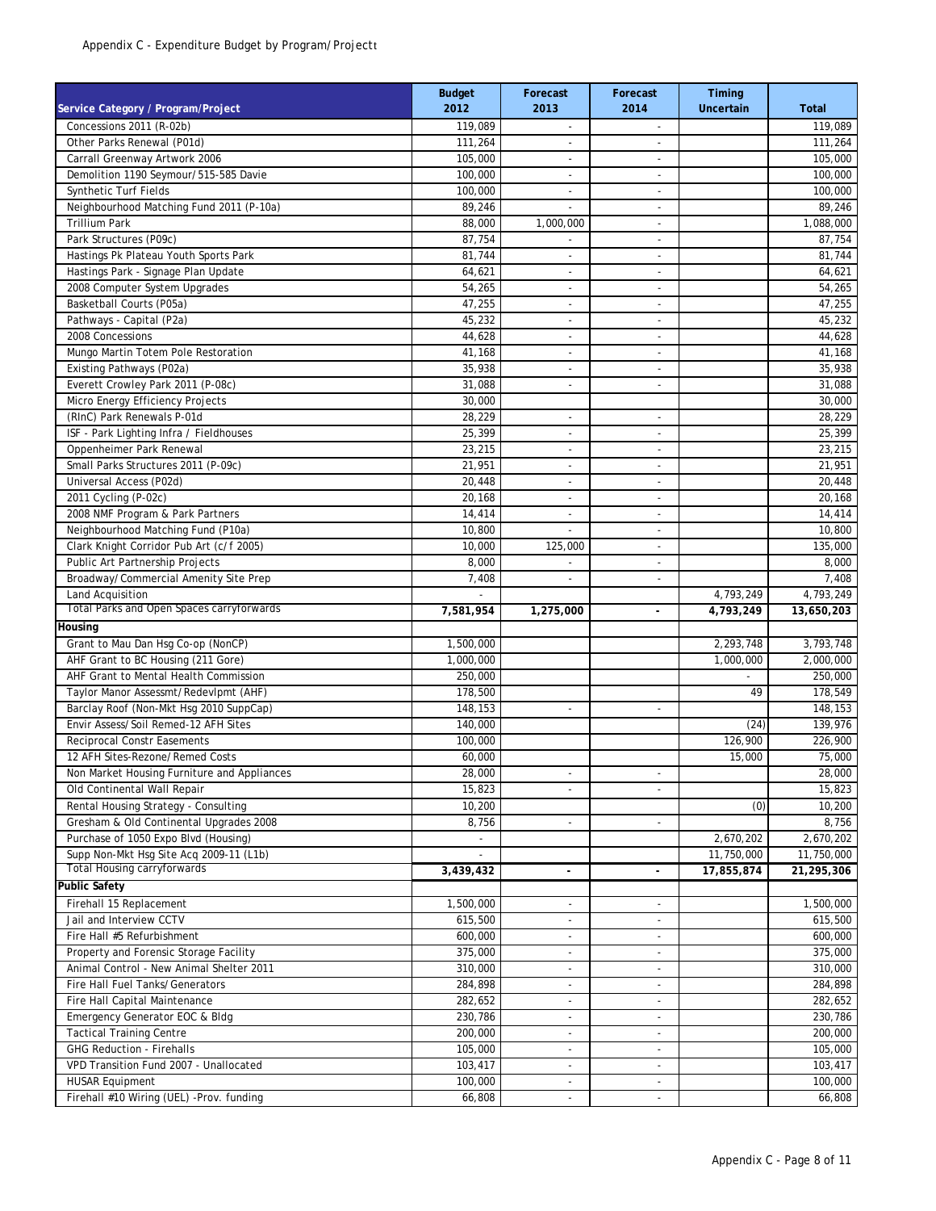Appendix C - Expenditure Budget by Program/Projectt

| Service Category / Program/Project | Budget 2012 | Forecast 2013 | Forecast 2014 | Timing Uncertain | Total |
|---|---|---|---|---|---|
| Concessions 2011 (R-02b) | 119,089 | - | - | | 119,089 |
| Other Parks Renewal (P01d) | 111,264 | - | - | | 111,264 |
| Carrall Greenway Artwork 2006 | 105,000 | - | - | | 105,000 |
| Demolition 1190 Seymour/515-585 Davie | 100,000 | - | - | | 100,000 |
| Synthetic Turf Fields | 100,000 | - | - | | 100,000 |
| Neighbourhood Matching Fund 2011 (P-10a) | 89,246 | - | - | | 89,246 |
| Trillium Park | 88,000 | 1,000,000 | - | | 1,088,000 |
| Park Structures (P09c) | 87,754 | - | - | | 87,754 |
| Hastings Pk Plateau Youth Sports Park | 81,744 | - | - | | 81,744 |
| Hastings Park - Signage Plan Update | 64,621 | - | - | | 64,621 |
| 2008 Computer System Upgrades | 54,265 | - | - | | 54,265 |
| Basketball Courts (P05a) | 47,255 | - | - | | 47,255 |
| Pathways - Capital (P2a) | 45,232 | - | - | | 45,232 |
| 2008 Concessions | 44,628 | - | - | | 44,628 |
| Mungo Martin Totem Pole Restoration | 41,168 | - | - | | 41,168 |
| Existing Pathways (P02a) | 35,938 | - | - | | 35,938 |
| Everett Crowley Park 2011 (P-08c) | 31,088 | - | - | | 31,088 |
| Micro Energy Efficiency Projects | 30,000 | | | | 30,000 |
| (RInC) Park Renewals P-01d | 28,229 | - | - | | 28,229 |
| ISF - Park Lighting Infra / Fieldhouses | 25,399 | - | - | | 25,399 |
| Oppenheimer Park Renewal | 23,215 | - | - | | 23,215 |
| Small Parks Structures 2011 (P-09c) | 21,951 | - | - | | 21,951 |
| Universal Access (P02d) | 20,448 | - | - | | 20,448 |
| 2011 Cycling (P-02c) | 20,168 | - | - | | 20,168 |
| 2008 NMF Program & Park Partners | 14,414 | - | - | | 14,414 |
| Neighbourhood Matching Fund (P10a) | 10,800 | - | - | | 10,800 |
| Clark Knight Corridor Pub Art (c/f 2005) | 10,000 | 125,000 | - | | 135,000 |
| Public Art Partnership Projects | 8,000 | - | - | | 8,000 |
| Broadway/Commercial Amenity Site Prep | 7,408 | - | - | | 7,408 |
| Land Acquisition | - | | | 4,793,249 | 4,793,249 |
| **Total Parks and Open Spaces carryforwards** | **7,581,954** | **1,275,000** | **-** | **4,793,249** | **13,650,203** |
| **Housing** | | | | | |
| Grant to Mau Dan Hsg Co-op (NonCP) | 1,500,000 | | | 2,293,748 | 3,793,748 |
| AHF Grant to BC Housing (211 Gore) | 1,000,000 | | | 1,000,000 | 2,000,000 |
| AHF Grant to Mental Health Commission | 250,000 | | | - | 250,000 |
| Taylor Manor Assessmt/Redevlpmt (AHF) | 178,500 | | | 49 | 178,549 |
| Barclay Roof (Non-Mkt Hsg 2010 SuppCap) | 148,153 | - | - | | 148,153 |
| Envir Assess/Soil Remed-12 AFH Sites | 140,000 | | | (24) | 139,976 |
| Reciprocal Constr Easements | 100,000 | | | 126,900 | 226,900 |
| 12 AFH Sites-Rezone/Remed Costs | 60,000 | | | 15,000 | 75,000 |
| Non Market Housing Furniture and Appliances | 28,000 | - | - | | 28,000 |
| Old Continental Wall Repair | 15,823 | - | - | | 15,823 |
| Rental Housing Strategy - Consulting | 10,200 | | | (0) | 10,200 |
| Gresham & Old Continental Upgrades 2008 | 8,756 | - | - | | 8,756 |
| Purchase of 1050 Expo Blvd (Housing) | - | | | 2,670,202 | 2,670,202 |
| Supp Non-Mkt Hsg Site Acq 2009-11 (L1b) | - | | | 11,750,000 | 11,750,000 |
| **Total Housing carryforwards** | **3,439,432** | **-** | **-** | **17,855,874** | **21,295,306** |
| **Public Safety** | | | | | |
| Firehall 15 Replacement | 1,500,000 | - | - | | 1,500,000 |
| Jail and Interview CCTV | 615,500 | - | - | | 615,500 |
| Fire Hall #5 Refurbishment | 600,000 | - | - | | 600,000 |
| Property and Forensic Storage Facility | 375,000 | - | - | | 375,000 |
| Animal Control - New Animal Shelter 2011 | 310,000 | - | - | | 310,000 |
| Fire Hall Fuel Tanks/Generators | 284,898 | - | - | | 284,898 |
| Fire Hall Capital Maintenance | 282,652 | - | - | | 282,652 |
| Emergency Generator EOC & Bldg | 230,786 | - | - | | 230,786 |
| Tactical Training Centre | 200,000 | - | - | | 200,000 |
| GHG Reduction - Firehalls | 105,000 | - | - | | 105,000 |
| VPD Transition Fund 2007 - Unallocated | 103,417 | - | - | | 103,417 |
| HUSAR Equipment | 100,000 | - | - | | 100,000 |
| Firehall #10 Wiring (UEL) -Prov. funding | 66,808 | - | - | | 66,808 |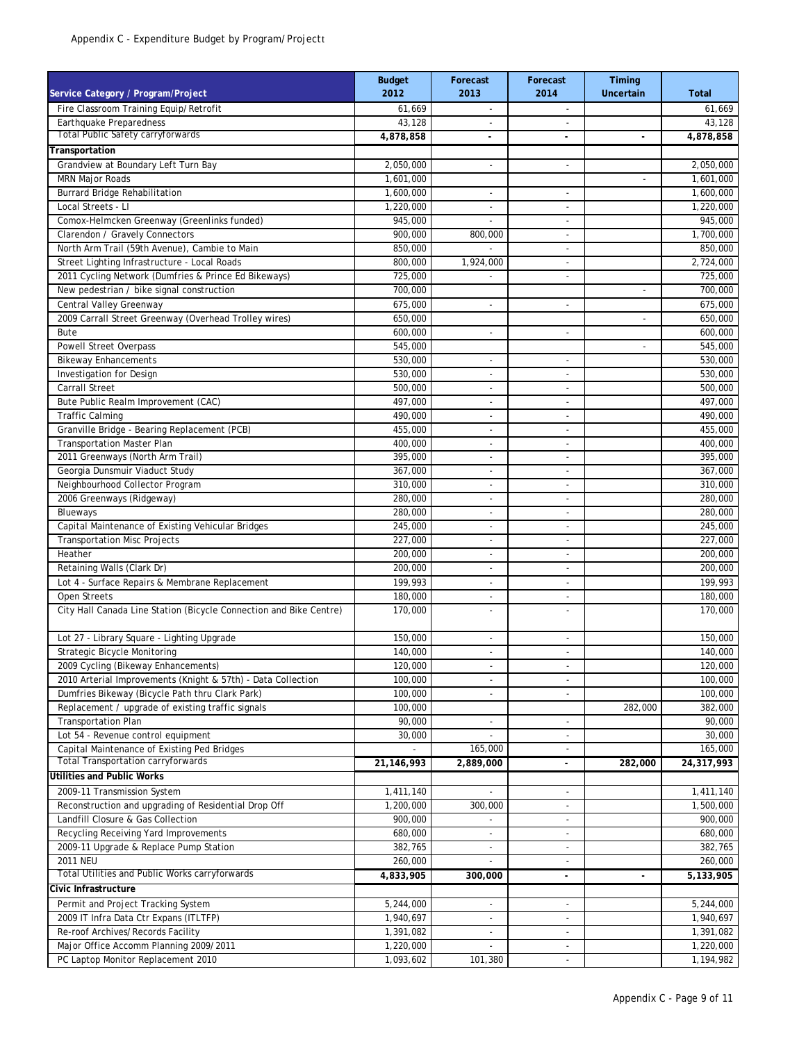Appendix C - Expenditure Budget by Program/Projectt

| Service Category / Program/Project | Budget 2012 | Forecast 2013 | Forecast 2014 | Timing Uncertain | Total |
|---|---|---|---|---|---|
| Fire Classroom Training Equip/Retrofit | 61,669 | - | - | | 61,669 |
| Earthquake Preparedness | 43,128 | - | - | | 43,128 |
| **Total Public Safety carryforwards** | **4,878,858** | **-** | **-** | **-** | **4,878,858** |
| **Transportation** | | | | | |
| Grandview at Boundary Left Turn Bay | 2,050,000 | - | - | | 2,050,000 |
| MRN Major Roads | 1,601,000 | | | - | 1,601,000 |
| Burrard Bridge Rehabilitation | 1,600,000 | - | - | | 1,600,000 |
| Local Streets - LI | 1,220,000 | - | - | | 1,220,000 |
| Comox-Helmcken Greenway (Greenlinks funded) | 945,000 | - | - | | 945,000 |
| Clarendon / Gravely Connectors | 900,000 | 800,000 | - | | 1,700,000 |
| North Arm Trail (59th Avenue), Cambie to Main | 850,000 | - | - | | 850,000 |
| Street Lighting Infrastructure - Local Roads | 800,000 | 1,924,000 | - | | 2,724,000 |
| 2011 Cycling Network (Dumfries & Prince Ed Bikeways) | 725,000 | - | - | | 725,000 |
| New pedestrian / bike signal construction | 700,000 | | | - | 700,000 |
| Central Valley Greenway | 675,000 | - | - | | 675,000 |
| 2009 Carrall Street Greenway (Overhead Trolley wires) | 650,000 | | | - | 650,000 |
| Bute | 600,000 | - | - | | 600,000 |
| Powell Street Overpass | 545,000 | | | - | 545,000 |
| Bikeway Enhancements | 530,000 | - | - | | 530,000 |
| Investigation for Design | 530,000 | - | - | | 530,000 |
| Carrall Street | 500,000 | - | - | | 500,000 |
| Bute Public Realm Improvement (CAC) | 497,000 | - | - | | 497,000 |
| Traffic Calming | 490,000 | - | - | | 490,000 |
| Granville Bridge - Bearing Replacement (PCB) | 455,000 | - | - | | 455,000 |
| Transportation Master Plan | 400,000 | - | - | | 400,000 |
| 2011 Greenways (North Arm Trail) | 395,000 | - | - | | 395,000 |
| Georgia Dunsmuir Viaduct Study | 367,000 | - | - | | 367,000 |
| Neighbourhood Collector Program | 310,000 | - | - | | 310,000 |
| 2006 Greenways (Ridgeway) | 280,000 | - | - | | 280,000 |
| Blueways | 280,000 | - | - | | 280,000 |
| Capital Maintenance of Existing Vehicular Bridges | 245,000 | - | - | | 245,000 |
| Transportation Misc Projects | 227,000 | - | - | | 227,000 |
| Heather | 200,000 | - | - | | 200,000 |
| Retaining Walls (Clark Dr) | 200,000 | - | - | | 200,000 |
| Lot 4 - Surface Repairs & Membrane Replacement | 199,993 | - | - | | 199,993 |
| Open Streets | 180,000 | - | - | | 180,000 |
| City Hall Canada Line Station (Bicycle Connection and Bike Centre) | 170,000 | - | - | | 170,000 |
| Lot 27 - Library Square - Lighting Upgrade | 150,000 | - | - | | 150,000 |
| Strategic Bicycle Monitoring | 140,000 | - | - | | 140,000 |
| 2009 Cycling (Bikeway Enhancements) | 120,000 | - | - | | 120,000 |
| 2010 Arterial Improvements (Knight & 57th) - Data Collection | 100,000 | - | - | | 100,000 |
| Dumfries Bikeway (Bicycle Path thru Clark Park) | 100,000 | - | - | | 100,000 |
| Replacement / upgrade of existing traffic signals | 100,000 | | | 282,000 | 382,000 |
| Transportation Plan | 90,000 | - | - | | 90,000 |
| Lot 54 - Revenue control equipment | 30,000 | - | - | | 30,000 |
| Capital Maintenance of Existing Ped Bridges | - | 165,000 | - | | 165,000 |
| **Total Transportation carryforwards** | **21,146,993** | **2,889,000** | **-** | **282,000** | **24,317,993** |
| **Utilities and Public Works** | | | | | |
| 2009-11 Transmission System | 1,411,140 | - | - | | 1,411,140 |
| Reconstruction and upgrading of Residential Drop Off | 1,200,000 | 300,000 | - | | 1,500,000 |
| Landfill Closure & Gas Collection | 900,000 | - | - | | 900,000 |
| Recycling Receiving Yard Improvements | 680,000 | - | - | | 680,000 |
| 2009-11 Upgrade & Replace Pump Station | 382,765 | - | - | | 382,765 |
| 2011 NEU | 260,000 | - | - | | 260,000 |
| **Total Utilities and Public Works carryforwards** | **4,833,905** | **300,000** | **-** | **-** | **5,133,905** |
| **Civic Infrastructure** | | | | | |
| Permit and Project Tracking System | 5,244,000 | - | - | | 5,244,000 |
| 2009 IT Infra Data Ctr Expans (ITLTFP) | 1,940,697 | - | - | | 1,940,697 |
| Re-roof Archives/Records Facility | 1,391,082 | - | - | | 1,391,082 |
| Major Office Accomm Planning 2009/2011 | 1,220,000 | - | - | | 1,220,000 |
| PC Laptop Monitor Replacement 2010 | 1,093,602 | 101,380 | - | | 1,194,982 |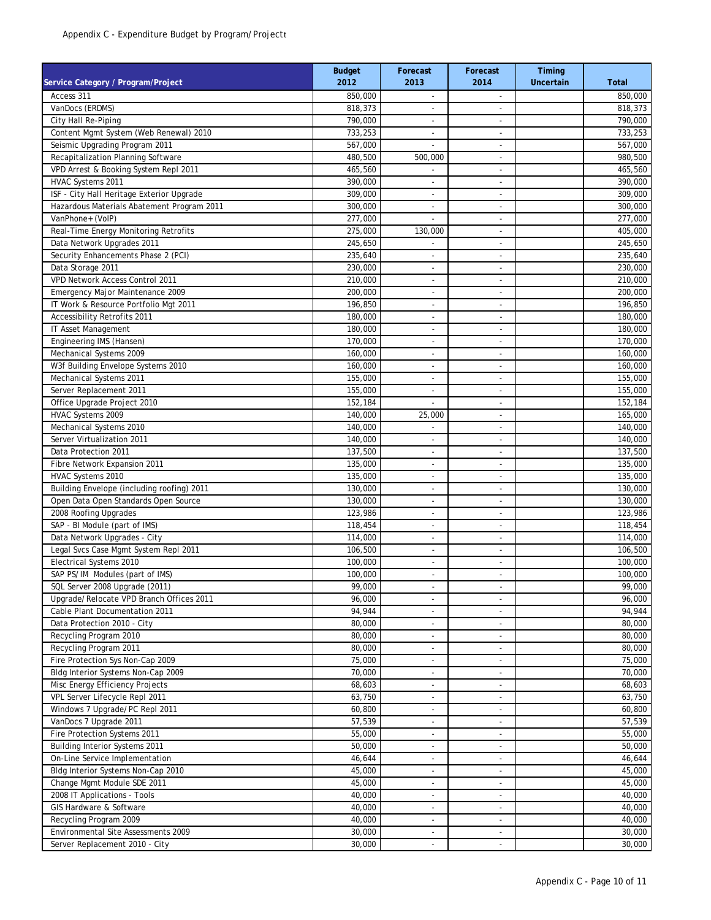Appendix C - Expenditure Budget by Program/Project

| Service Category / Program/Project | Budget 2012 | Forecast 2013 | Forecast 2014 | Timing Uncertain | Total |
|---|---|---|---|---|---|
| Access 311 | 850,000 | - | - | | 850,000 |
| VanDocs (ERDMS) | 818,373 | - | - | | 818,373 |
| City Hall Re-Piping | 790,000 | - | - | | 790,000 |
| Content Mgmt System (Web Renewal) 2010 | 733,253 | - | - | | 733,253 |
| Seismic Upgrading Program 2011 | 567,000 | - | - | | 567,000 |
| Recapitalization Planning Software | 480,500 | 500,000 | - | | 980,500 |
| VPD Arrest & Booking System Repl 2011 | 465,560 | - | - | | 465,560 |
| HVAC Systems 2011 | 390,000 | - | - | | 390,000 |
| ISF - City Hall Heritage Exterior Upgrade | 309,000 | - | - | | 309,000 |
| Hazardous Materials Abatement Program 2011 | 300,000 | - | - | | 300,000 |
| VanPhone+ (VoIP) | 277,000 | - | - | | 277,000 |
| Real-Time Energy Monitoring Retrofits | 275,000 | 130,000 | - | | 405,000 |
| Data Network Upgrades 2011 | 245,650 | - | - | | 245,650 |
| Security Enhancements Phase 2 (PCI) | 235,640 | - | - | | 235,640 |
| Data Storage 2011 | 230,000 | - | - | | 230,000 |
| VPD Network Access Control 2011 | 210,000 | - | - | | 210,000 |
| Emergency Major Maintenance 2009 | 200,000 | - | - | | 200,000 |
| IT Work & Resource Portfolio Mgt 2011 | 196,850 | - | - | | 196,850 |
| Accessibility Retrofits 2011 | 180,000 | - | - | | 180,000 |
| IT Asset Management | 180,000 | - | - | | 180,000 |
| Engineering IMS (Hansen) | 170,000 | - | - | | 170,000 |
| Mechanical Systems 2009 | 160,000 | - | - | | 160,000 |
| W3f Building Envelope Systems 2010 | 160,000 | - | - | | 160,000 |
| Mechanical Systems 2011 | 155,000 | - | - | | 155,000 |
| Server Replacement 2011 | 155,000 | - | - | | 155,000 |
| Office Upgrade Project 2010 | 152,184 | - | - | | 152,184 |
| HVAC Systems 2009 | 140,000 | 25,000 | - | | 165,000 |
| Mechanical Systems 2010 | 140,000 | - | - | | 140,000 |
| Server Virtualization 2011 | 140,000 | - | - | | 140,000 |
| Data Protection 2011 | 137,500 | - | - | | 137,500 |
| Fibre Network Expansion 2011 | 135,000 | - | - | | 135,000 |
| HVAC Systems 2010 | 135,000 | - | - | | 135,000 |
| Building Envelope (including roofing) 2011 | 130,000 | - | - | | 130,000 |
| Open Data Open Standards Open Source | 130,000 | - | - | | 130,000 |
| 2008 Roofing Upgrades | 123,986 | - | - | | 123,986 |
| SAP - BI Module (part of IMS) | 118,454 | - | - | | 118,454 |
| Data Network Upgrades - City | 114,000 | - | - | | 114,000 |
| Legal Svcs Case Mgmt System Repl 2011 | 106,500 | - | - | | 106,500 |
| Electrical Systems 2010 | 100,000 | - | - | | 100,000 |
| SAP PS/IM Modules (part of IMS) | 100,000 | - | - | | 100,000 |
| SQL Server 2008 Upgrade (2011) | 99,000 | - | - | | 99,000 |
| Upgrade/Relocate VPD Branch Offices 2011 | 96,000 | - | - | | 96,000 |
| Cable Plant Documentation 2011 | 94,944 | - | - | | 94,944 |
| Data Protection 2010 - City | 80,000 | - | - | | 80,000 |
| Recycling Program 2010 | 80,000 | - | - | | 80,000 |
| Recycling Program 2011 | 80,000 | - | - | | 80,000 |
| Fire Protection Sys Non-Cap 2009 | 75,000 | - | - | | 75,000 |
| Bldg Interior Systems Non-Cap 2009 | 70,000 | - | - | | 70,000 |
| Misc Energy Efficiency Projects | 68,603 | - | - | | 68,603 |
| VPL Server Lifecycle Repl 2011 | 63,750 | - | - | | 63,750 |
| Windows 7 Upgrade/PC Repl 2011 | 60,800 | - | - | | 60,800 |
| VanDocs 7 Upgrade 2011 | 57,539 | - | - | | 57,539 |
| Fire Protection Systems 2011 | 55,000 | - | - | | 55,000 |
| Building Interior Systems 2011 | 50,000 | - | - | | 50,000 |
| On-Line Service Implementation | 46,644 | - | - | | 46,644 |
| Bldg Interior Systems Non-Cap 2010 | 45,000 | - | - | | 45,000 |
| Change Mgmt Module SDE 2011 | 45,000 | - | - | | 45,000 |
| 2008 IT Applications - Tools | 40,000 | - | - | | 40,000 |
| GIS Hardware & Software | 40,000 | - | - | | 40,000 |
| Recycling Program 2009 | 40,000 | - | - | | 40,000 |
| Environmental Site Assessments 2009 | 30,000 | - | - | | 30,000 |
| Server Replacement 2010 - City | 30,000 | - | - | | 30,000 |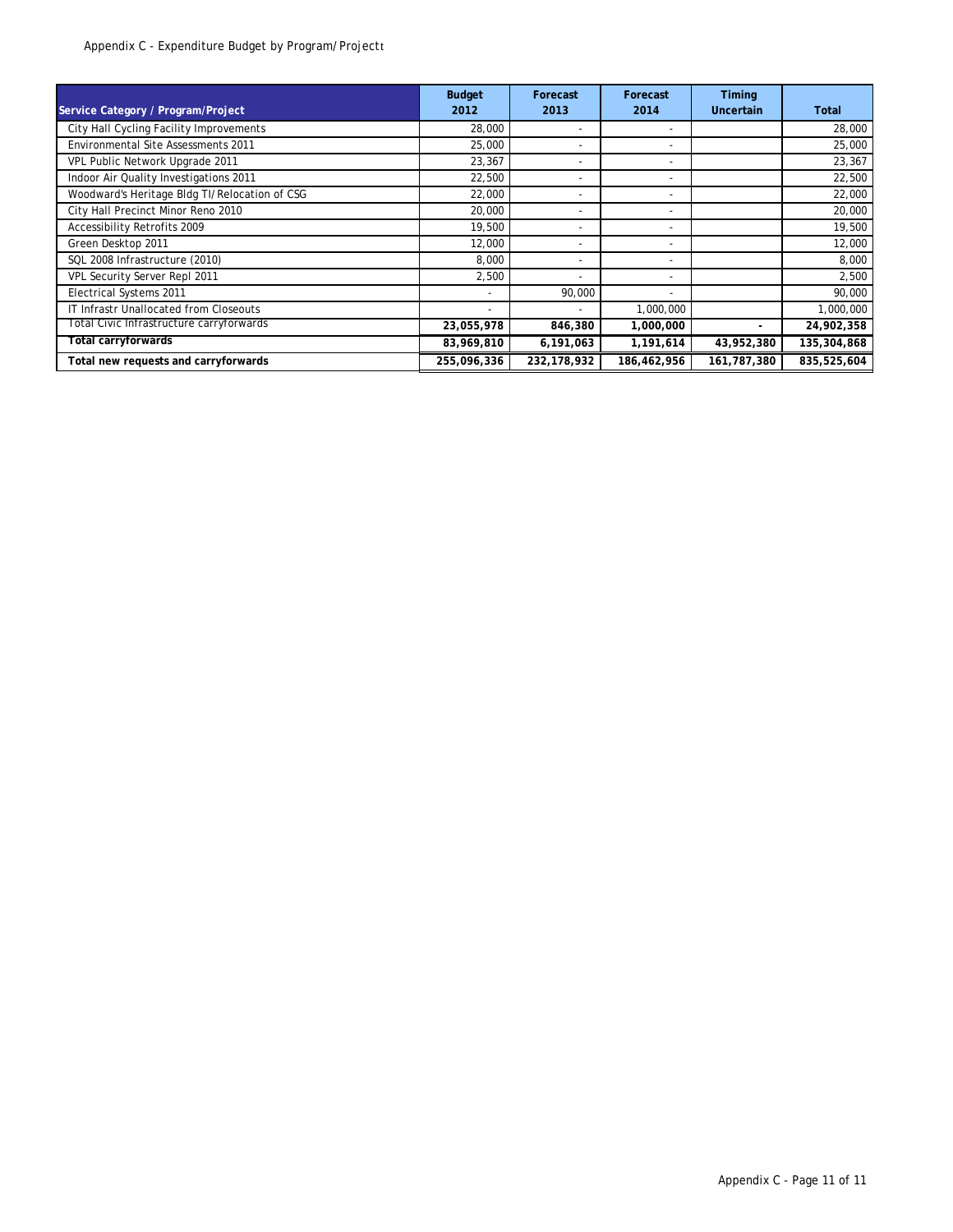Appendix C - Expenditure Budget by Program/Projectt

| Service Category / Program/Project | Budget 2012 | Forecast 2013 | Forecast 2014 | Timing Uncertain | Total |
|---|---|---|---|---|---|
| City Hall Cycling Facility Improvements | 28,000 | - | - | | 28,000 |
| Environmental Site Assessments 2011 | 25,000 | - | - | | 25,000 |
| VPL Public Network Upgrade 2011 | 23,367 | - | - | | 23,367 |
| Indoor Air Quality Investigations 2011 | 22,500 | - | - | | 22,500 |
| Woodward's Heritage Bldg TI/Relocation of CSG | 22,000 | - | - | | 22,000 |
| City Hall Precinct Minor Reno 2010 | 20,000 | - | - | | 20,000 |
| Accessibility Retrofits 2009 | 19,500 | - | - | | 19,500 |
| Green Desktop 2011 | 12,000 | - | - | | 12,000 |
| SQL 2008 Infrastructure (2010) | 8,000 | - | - | | 8,000 |
| VPL Security Server Repl 2011 | 2,500 | - | - | | 2,500 |
| Electrical Systems 2011 | - | 90,000 | - | | 90,000 |
| IT Infrastr Unallocated from Closeouts | - | - | 1,000,000 | | 1,000,000 |
| **Total Civic Infrastructure carryforwards** | **23,055,978** | **846,380** | **1,000,000** | **-** | **24,902,358** |
| **Total carryforwards** | **83,969,810** | **6,191,063** | **1,191,614** | **43,952,380** | **135,304,868** |
| **Total new requests and carryforwards** | **255,096,336** | **232,178,932** | **186,462,956** | **161,787,380** | **835,525,604** |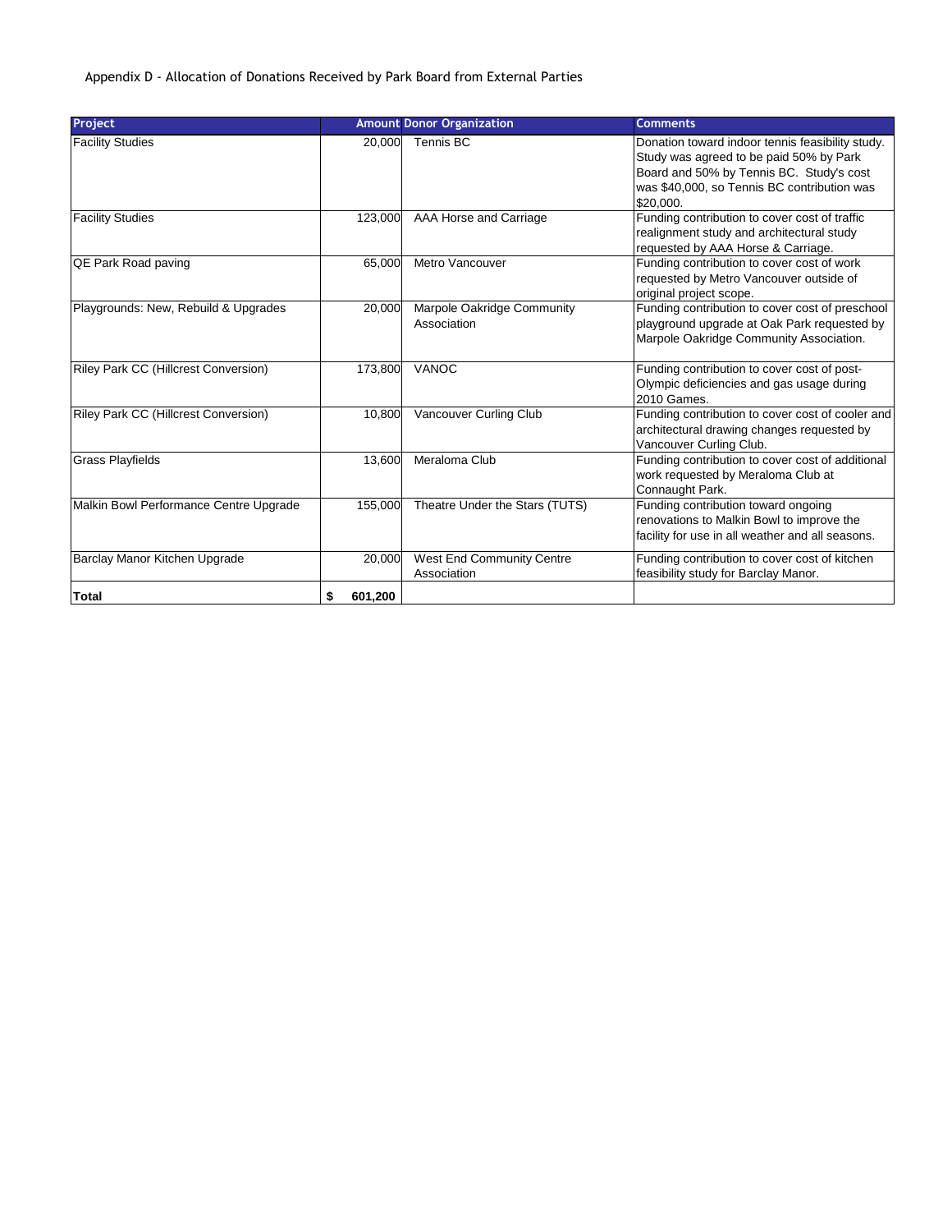Appendix D - Allocation of Donations Received by Park Board from External Parties

| Project | Amount | Donor Organization | Comments |
|---|---|---|---|
| Facility Studies | 20,000 | Tennis BC | Donation toward indoor tennis feasibility study. Study was agreed to be paid 50% by Park Board and 50% by Tennis BC. Study's cost was $40,000, so Tennis BC contribution was $20,000. |
| Facility Studies | 123,000 | AAA Horse and Carriage | Funding contribution to cover cost of traffic realignment study and architectural study requested by AAA Horse & Carriage. |
| QE Park Road paving | 65,000 | Metro Vancouver | Funding contribution to cover cost of work requested by Metro Vancouver outside of original project scope. |
| Playgrounds: New, Rebuild & Upgrades | 20,000 | Marpole Oakridge Community Association | Funding contribution to cover cost of preschool playground upgrade at Oak Park requested by Marpole Oakridge Community Association. |
| Riley Park CC (Hillcrest Conversion) | 173,800 | VANOC | Funding contribution to cover cost of post-Olympic deficiencies and gas usage during 2010 Games. |
| Riley Park CC (Hillcrest Conversion) | 10,800 | Vancouver Curling Club | Funding contribution to cover cost of cooler and architectural drawing changes requested by Vancouver Curling Club. |
| Grass Playfields | 13,600 | Meraloma Club | Funding contribution to cover cost of additional work requested by Meraloma Club at Connaught Park. |
| Malkin Bowl Performance Centre Upgrade | 155,000 | Theatre Under the Stars (TUTS) | Funding contribution toward ongoing renovations to Malkin Bowl to improve the facility for use in all weather and all seasons. |
| Barclay Manor Kitchen Upgrade | 20,000 | West End Community Centre Association | Funding contribution to cover cost of kitchen feasibility study for Barclay Manor. |
| **Total** | **$ 601,200** | | |